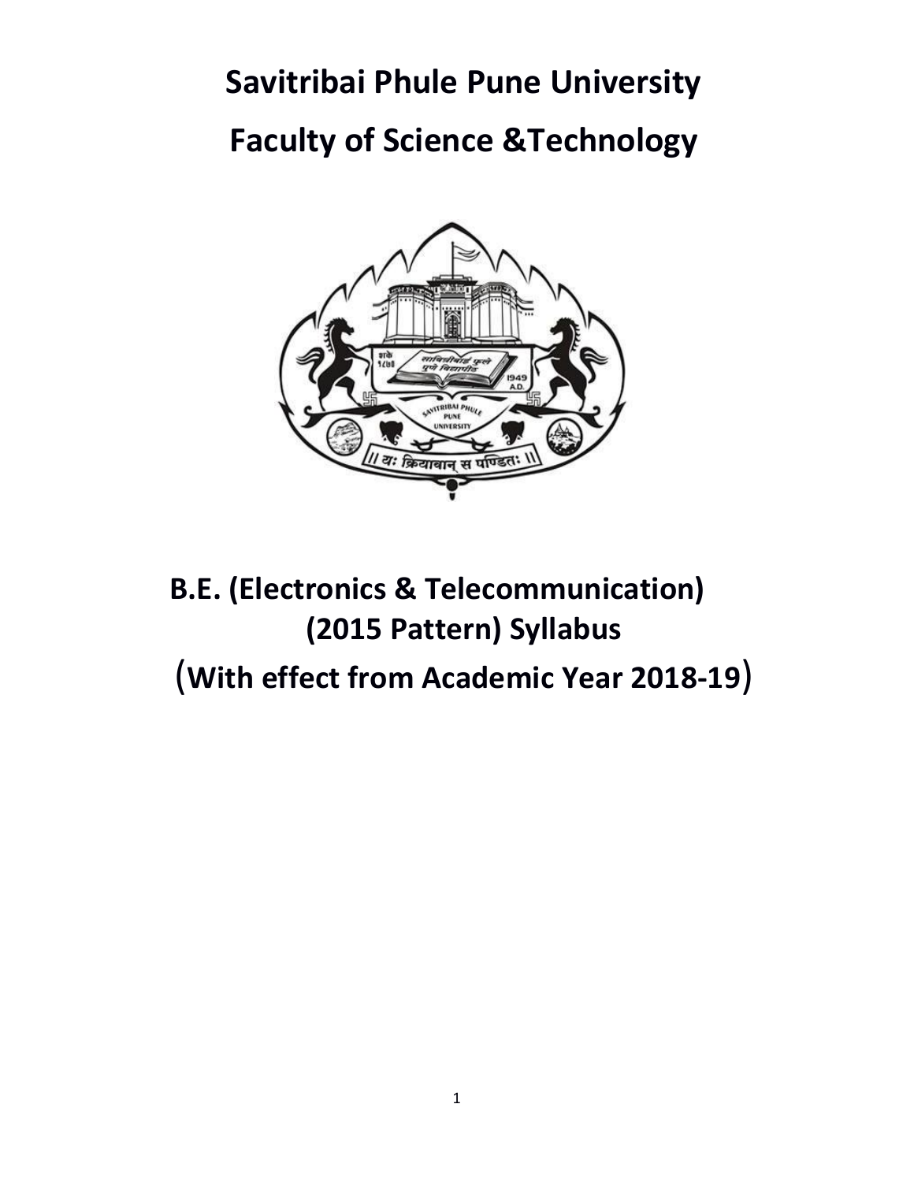# Savitribai Phule Pune University

# Faculty of Science &Technology

## B.E. (Electronics & Telecommunication)
## (2015 Pattern) Syllabus
## (With effect from Academic Year 2018-19)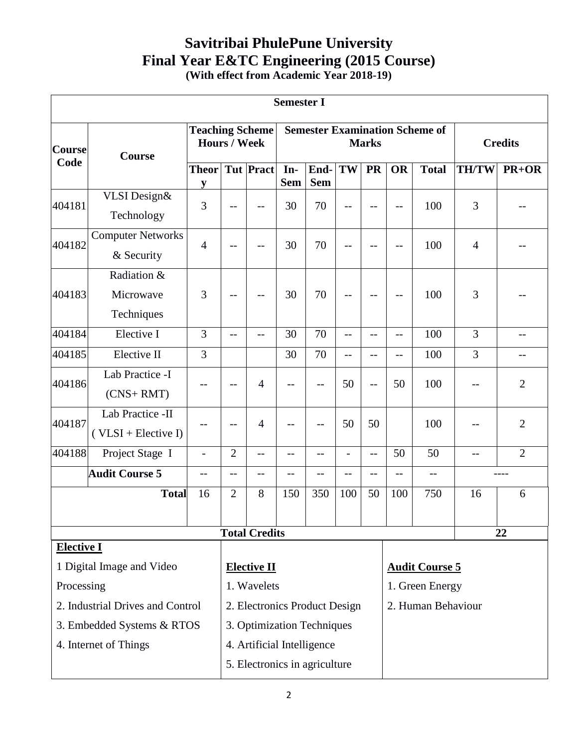# Savitribai PhulePune University
## Final Year E&TC Engineering (2015 Course)
**(With effect from Academic Year 2018-19)**

| Semester I | | | | | | | | | | | | |
|---|---|---|---|---|---|---|---|---|---|---|---|---|
| Course Code | Course | Teaching Scheme Hours / Week | | | Semester Examination Scheme of Marks | | | | | | Credits | |
| | | Theory | Tut | Pract | In-Sem | End-Sem | TW | PR | OR | Total | TH/TW | PR+OR |
| 404181 | VLSI Design& Technology | 3 | -- | -- | 30 | 70 | -- | -- | -- | 100 | 3 | -- |
| 404182 | Computer Networks & Security | 4 | -- | -- | 30 | 70 | -- | -- | -- | 100 | 4 | -- |
| 404183 | Radiation & Microwave Techniques | 3 | -- | -- | 30 | 70 | -- | -- | -- | 100 | 3 | -- |
| 404184 | Elective I | 3 | -- | -- | 30 | 70 | -- | -- | -- | 100 | 3 | -- |
| 404185 | Elective II | 3 | | | 30 | 70 | -- | -- | -- | 100 | 3 | -- |
| 404186 | Lab Practice -I (CNS+ RMT) | -- | -- | 4 | -- | -- | 50 | -- | 50 | 100 | -- | 2 |
| 404187 | Lab Practice -II ( VLSI + Elective I) | -- | -- | 4 | -- | -- | 50 | 50 | | 100 | -- | 2 |
| 404188 | Project Stage I | - | 2 | -- | -- | -- | - | -- | 50 | 50 | -- | 2 |
| | **Audit Course 5** | -- | -- | -- | -- | -- | -- | -- | -- | -- | ---- | |
| | **Total** | 16 | 2 | 8 | 150 | 350 | 100 | 50 | 100 | 750 | 16 | 6 |
| | | | | **Total Credits** | | | | | | | 22 | |

**Elective I**

1 Digital Image and Video Processing
2. Industrial Drives and Control
3. Embedded Systems & RTOS
4. Internet of Things

**Elective II**

1. Wavelets
2. Electronics Product Design
3. Optimization Techniques
4. Artificial Intelligence
5. Electronics in agriculture

**Audit Course 5**

1. Green Energy
2. Human Behaviour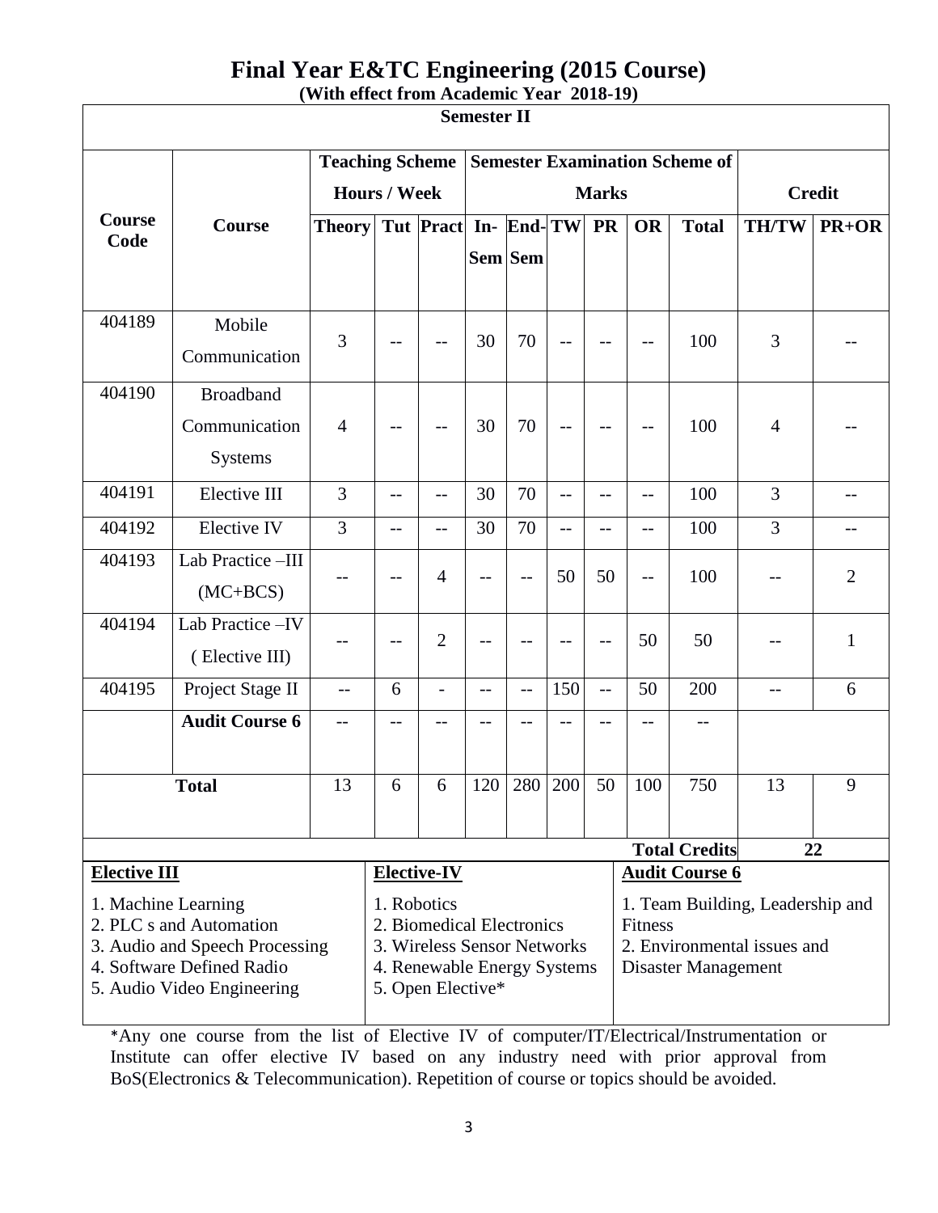# Final Year E&TC Engineering (2015 Course)

**(With effect from Academic Year 2018-19)**

**Semester II**

| Course Code | Course | Teaching Scheme Hours / Week | | | Semester Examination Scheme of Marks | | | | | | Credit | |
|---|---|---|---|---|---|---|---|---|---|---|---|---|
| | | Theory | Tut | Pract | In-Sem | End-Sem | TW | PR | OR | Total | TH/TW | PR+OR |
| 404189 | Mobile Communication | 3 | -- | -- | 30 | 70 | -- | -- | -- | 100 | 3 | -- |
| 404190 | Broadband Communication Systems | 4 | -- | -- | 30 | 70 | -- | -- | -- | 100 | 4 | -- |
| 404191 | Elective III | 3 | -- | -- | 30 | 70 | -- | -- | -- | 100 | 3 | -- |
| 404192 | Elective IV | 3 | -- | -- | 30 | 70 | -- | -- | -- | 100 | 3 | -- |
| 404193 | Lab Practice –III (MC+BCS) | -- | -- | 4 | -- | -- | 50 | 50 | -- | 100 | -- | 2 |
| 404194 | Lab Practice –IV ( Elective III) | -- | -- | 2 | -- | -- | -- | -- | 50 | 50 | -- | 1 |
| 404195 | Project Stage II | -- | 6 | - | -- | -- | 150 | -- | 50 | 200 | -- | 6 |
| | **Audit Course 6** | -- | -- | -- | -- | -- | -- | -- | -- | -- | | |
| **Total** | | 13 | 6 | 6 | 120 | 280 | 200 | 50 | 100 | 750 | 13 | 9 |
| | | | | | | | | | | **Total Credits** | 22 | |

| **Elective III** | **Elective-IV** | **Audit Course 6** |
|---|---|---|
| 1. Machine Learning<br>2. PLC s and Automation<br>3. Audio and Speech Processing<br>4. Software Defined Radio<br>5. Audio Video Engineering | 1. Robotics<br>2. Biomedical Electronics<br>3. Wireless Sensor Networks<br>4. Renewable Energy Systems<br>5. Open Elective* | 1. Team Building, Leadership and Fitness<br>2. Environmental issues and Disaster Management |

*Any one course from the list of Elective IV of computer/IT/Electrical/Instrumentation or Institute can offer elective IV based on any industry need with prior approval from BoS(Electronics & Telecommunication). Repetition of course or topics should be avoided.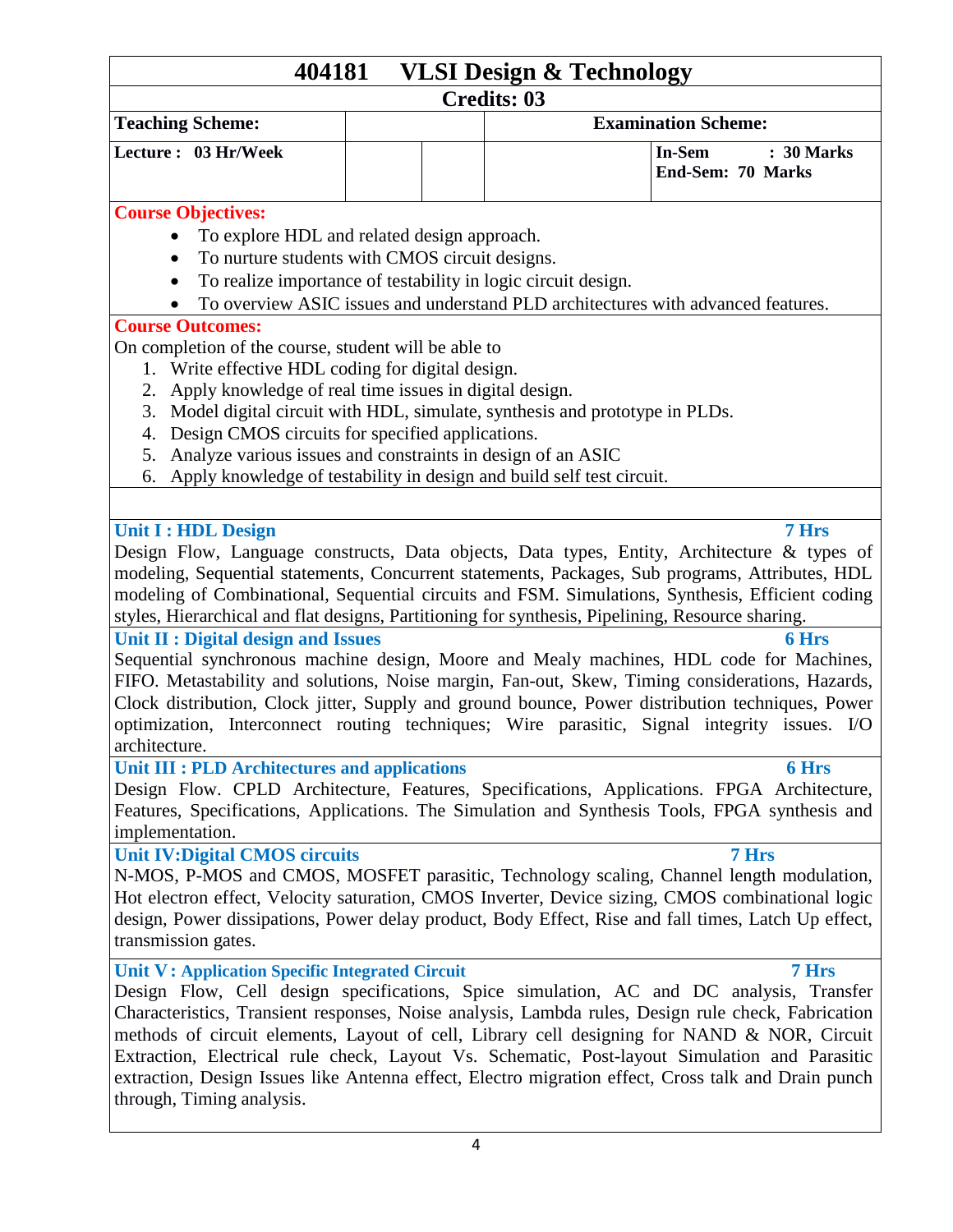# 404181 VLSI Design & Technology

**Credits: 03**

| **Teaching Scheme:** | **Examination Scheme:** |
|---|---|
| **Lecture : 03 Hr/Week** | **In-Sem : 30 Marks**<br>**End-Sem: 70 Marks** |

**Course Objectives:**

- To explore HDL and related design approach.
- To nurture students with CMOS circuit designs.
- To realize importance of testability in logic circuit design.
- To overview ASIC issues and understand PLD architectures with advanced features.

**Course Outcomes:**

On completion of the course, student will be able to

1. Write effective HDL coding for digital design.
2. Apply knowledge of real time issues in digital design.
3. Model digital circuit with HDL, simulate, synthesis and prototype in PLDs.
4. Design CMOS circuits for specified applications.
5. Analyze various issues and constraints in design of an ASIC
6. Apply knowledge of testability in design and build self test circuit.

**Unit I : HDL Design** **7 Hrs**

Design Flow, Language constructs, Data objects, Data types, Entity, Architecture & types of modeling, Sequential statements, Concurrent statements, Packages, Sub programs, Attributes, HDL modeling of Combinational, Sequential circuits and FSM. Simulations, Synthesis, Efficient coding styles, Hierarchical and flat designs, Partitioning for synthesis, Pipelining, Resource sharing.

**Unit II : Digital design and Issues** **6 Hrs**

Sequential synchronous machine design, Moore and Mealy machines, HDL code for Machines, FIFO. Metastability and solutions, Noise margin, Fan-out, Skew, Timing considerations, Hazards, Clock distribution, Clock jitter, Supply and ground bounce, Power distribution techniques, Power optimization, Interconnect routing techniques; Wire parasitic, Signal integrity issues. I/O architecture.

**Unit III : PLD Architectures and applications** **6 Hrs**

Design Flow. CPLD Architecture, Features, Specifications, Applications. FPGA Architecture, Features, Specifications, Applications. The Simulation and Synthesis Tools, FPGA synthesis and implementation.

**Unit IV:Digital CMOS circuits** **7 Hrs**

N-MOS, P-MOS and CMOS, MOSFET parasitic, Technology scaling, Channel length modulation, Hot electron effect, Velocity saturation, CMOS Inverter, Device sizing, CMOS combinational logic design, Power dissipations, Power delay product, Body Effect, Rise and fall times, Latch Up effect, transmission gates.

**Unit V : Application Specific Integrated Circuit** **7 Hrs**

Design Flow, Cell design specifications, Spice simulation, AC and DC analysis, Transfer Characteristics, Transient responses, Noise analysis, Lambda rules, Design rule check, Fabrication methods of circuit elements, Layout of cell, Library cell designing for NAND & NOR, Circuit Extraction, Electrical rule check, Layout Vs. Schematic, Post-layout Simulation and Parasitic extraction, Design Issues like Antenna effect, Electro migration effect, Cross talk and Drain punch through, Timing analysis.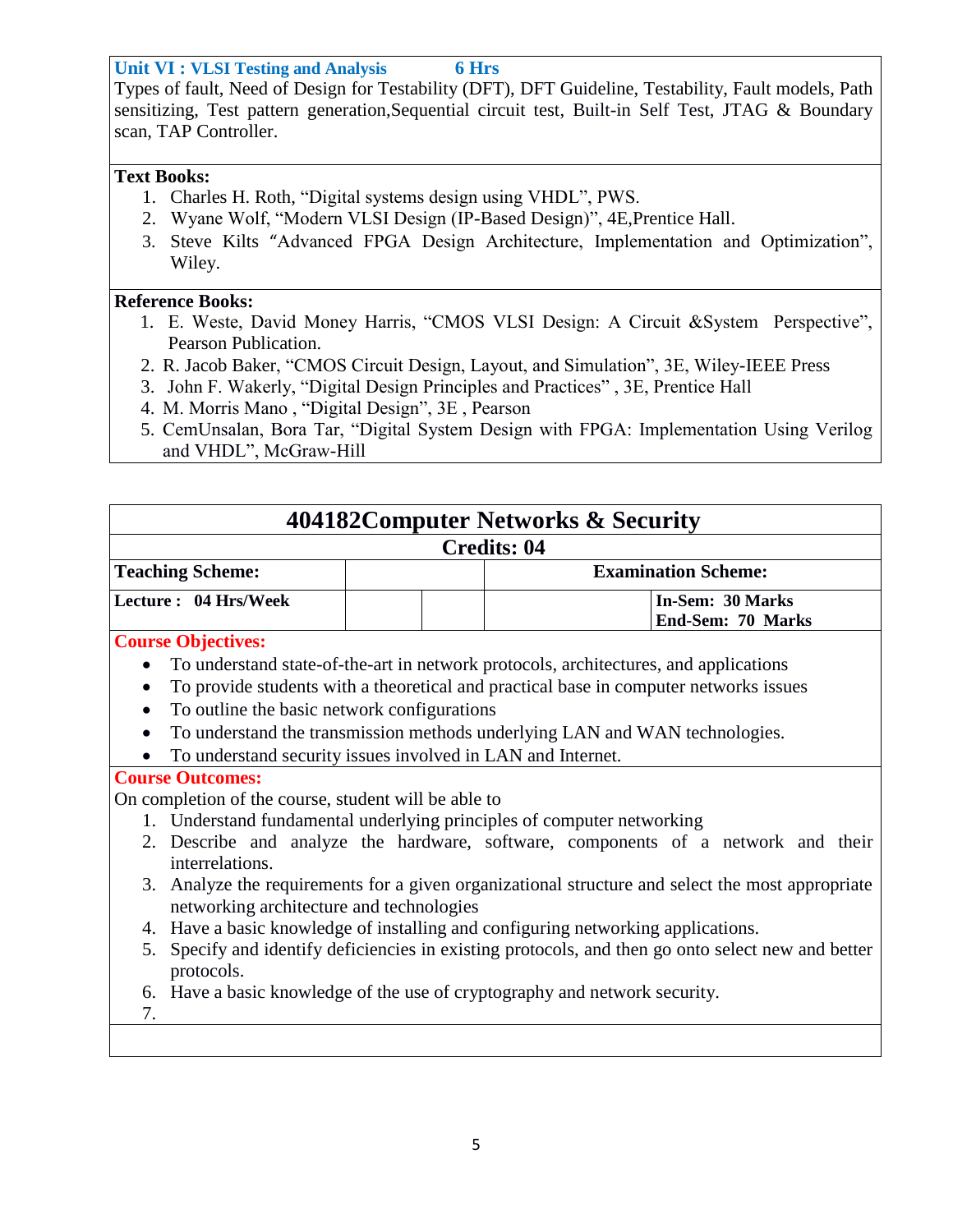**Unit VI : VLSI Testing and Analysis 6 Hrs**

Types of fault, Need of Design for Testability (DFT), DFT Guideline, Testability, Fault models, Path sensitizing, Test pattern generation,Sequential circuit test, Built-in Self Test, JTAG & Boundary scan, TAP Controller.

**Text Books:**

1. Charles H. Roth, "Digital systems design using VHDL", PWS.
2. Wyane Wolf, "Modern VLSI Design (IP-Based Design)", 4E,Prentice Hall.
3. Steve Kilts "Advanced FPGA Design Architecture, Implementation and Optimization", Wiley.

**Reference Books:**

1. E. Weste, David Money Harris, "CMOS VLSI Design: A Circuit &System Perspective", Pearson Publication.
2. R. Jacob Baker, "CMOS Circuit Design, Layout, and Simulation", 3E, Wiley-IEEE Press
3. John F. Wakerly, "Digital Design Principles and Practices" , 3E, Prentice Hall
4. M. Morris Mano , "Digital Design", 3E , Pearson
5. CemUnsalan, Bora Tar, "Digital System Design with FPGA: Implementation Using Verilog and VHDL", McGraw-Hill

# 404182Computer Networks & Security

**Credits: 04**

| **Teaching Scheme:** | | | | **Examination Scheme:** |
|---|---|---|---|---|
| **Lecture : 04 Hrs/Week** | | | | **In-Sem: 30 Marks**<br>**End-Sem: 70 Marks** |

**Course Objectives:**

- To understand state-of-the-art in network protocols, architectures, and applications
- To provide students with a theoretical and practical base in computer networks issues
- To outline the basic network configurations
- To understand the transmission methods underlying LAN and WAN technologies.
- To understand security issues involved in LAN and Internet.

**Course Outcomes:**

On completion of the course, student will be able to

1. Understand fundamental underlying principles of computer networking
2. Describe and analyze the hardware, software, components of a network and their interrelations.
3. Analyze the requirements for a given organizational structure and select the most appropriate networking architecture and technologies
4. Have a basic knowledge of installing and configuring networking applications.
5. Specify and identify deficiencies in existing protocols, and then go onto select new and better protocols.
6. Have a basic knowledge of the use of cryptography and network security.
7.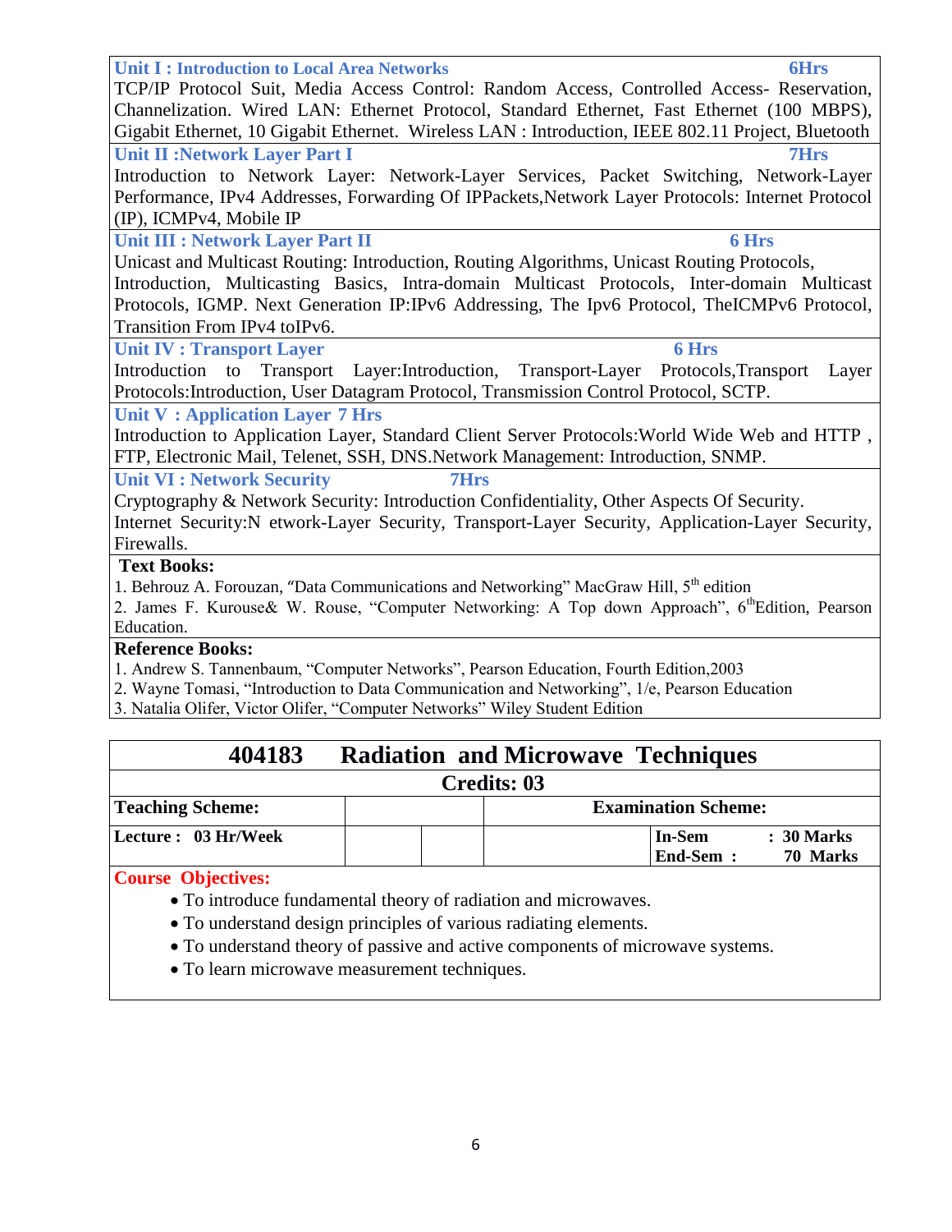**Unit I : Introduction to Local Area Networks** **6Hrs**

TCP/IP Protocol Suit, Media Access Control: Random Access, Controlled Access- Reservation, Channelization. Wired LAN: Ethernet Protocol, Standard Ethernet, Fast Ethernet (100 MBPS), Gigabit Ethernet, 10 Gigabit Ethernet. Wireless LAN : Introduction, IEEE 802.11 Project, Bluetooth

**Unit II :Network Layer Part I** **7Hrs**

Introduction to Network Layer: Network-Layer Services, Packet Switching, Network-Layer Performance, IPv4 Addresses, Forwarding Of IPPackets,Network Layer Protocols: Internet Protocol (IP), ICMPv4, Mobile IP

**Unit III : Network Layer Part II** **6 Hrs**

Unicast and Multicast Routing: Introduction, Routing Algorithms, Unicast Routing Protocols, Introduction, Multicasting Basics, Intra-domain Multicast Protocols, Inter-domain Multicast Protocols, IGMP. Next Generation IP:IPv6 Addressing, The Ipv6 Protocol, TheICMPv6 Protocol, Transition From IPv4 toIPv6.

**Unit IV : Transport Layer** **6 Hrs**

Introduction to Transport Layer:Introduction, Transport-Layer Protocols,Transport Layer Protocols:Introduction, User Datagram Protocol, Transmission Control Protocol, SCTP.

**Unit V : Application Layer 7 Hrs**

Introduction to Application Layer, Standard Client Server Protocols:World Wide Web and HTTP , FTP, Electronic Mail, Telenet, SSH, DNS.Network Management: Introduction, SNMP.

**Unit VI : Network Security** **7Hrs**

Cryptography & Network Security: Introduction Confidentiality, Other Aspects Of Security.
Internet Security:N etwork-Layer Security, Transport-Layer Security, Application-Layer Security, Firewalls.

**Text Books:**

1. Behrouz A. Forouzan, "Data Communications and Networking" MacGraw Hill, 5th edition
2. James F. Kurouse& W. Rouse, "Computer Networking: A Top down Approach", 6thEdition, Pearson Education.

**Reference Books:**

1. Andrew S. Tannenbaum, "Computer Networks", Pearson Education, Fourth Edition,2003
2. Wayne Tomasi, "Introduction to Data Communication and Networking", 1/e, Pearson Education
3. Natalia Olifer, Victor Olifer, "Computer Networks" Wiley Student Edition

## 404183 Radiation and Microwave Techniques

**Credits: 03**

| **Teaching Scheme:** | **Examination Scheme:** |
|---|---|
| **Lecture : 03 Hr/Week** | **In-Sem : 30 Marks** <br> **End-Sem : 70 Marks** |

**Course Objectives:**

- To introduce fundamental theory of radiation and microwaves.
- To understand design principles of various radiating elements.
- To understand theory of passive and active components of microwave systems.
- To learn microwave measurement techniques.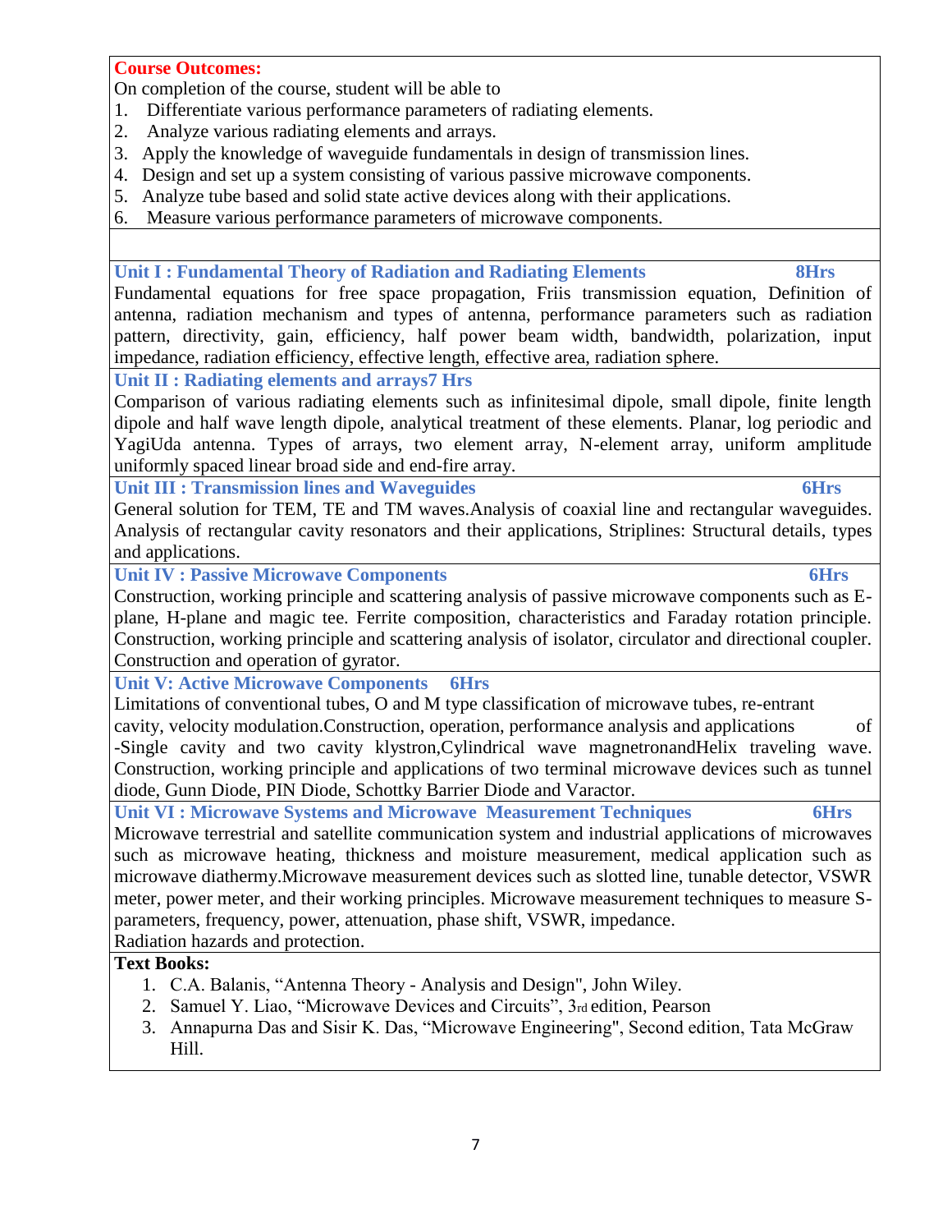**Course Outcomes:**

On completion of the course, student will be able to

1. Differentiate various performance parameters of radiating elements.
2. Analyze various radiating elements and arrays.
3. Apply the knowledge of waveguide fundamentals in design of transmission lines.
4. Design and set up a system consisting of various passive microwave components.
5. Analyze tube based and solid state active devices along with their applications.
6. Measure various performance parameters of microwave components.

### Unit I : Fundamental Theory of Radiation and Radiating Elements 8Hrs

Fundamental equations for free space propagation, Friis transmission equation, Definition of antenna, radiation mechanism and types of antenna, performance parameters such as radiation pattern, directivity, gain, efficiency, half power beam width, bandwidth, polarization, input impedance, radiation efficiency, effective length, effective area, radiation sphere.

### Unit II : Radiating elements and arrays7 Hrs

Comparison of various radiating elements such as infinitesimal dipole, small dipole, finite length dipole and half wave length dipole, analytical treatment of these elements. Planar, log periodic and YagiUda antenna. Types of arrays, two element array, N-element array, uniform amplitude uniformly spaced linear broad side and end-fire array.

### Unit III : Transmission lines and Waveguides 6Hrs

General solution for TEM, TE and TM waves.Analysis of coaxial line and rectangular waveguides. Analysis of rectangular cavity resonators and their applications, Striplines: Structural details, types and applications.

### Unit IV : Passive Microwave Components 6Hrs

Construction, working principle and scattering analysis of passive microwave components such as E-plane, H-plane and magic tee. Ferrite composition, characteristics and Faraday rotation principle. Construction, working principle and scattering analysis of isolator, circulator and directional coupler. Construction and operation of gyrator.

### Unit V: Active Microwave Components 6Hrs

Limitations of conventional tubes, O and M type classification of microwave tubes, re-entrant cavity, velocity modulation.Construction, operation, performance analysis and applications of -Single cavity and two cavity klystron,Cylindrical wave magnetronandHelix traveling wave. Construction, working principle and applications of two terminal microwave devices such as tunnel diode, Gunn Diode, PIN Diode, Schottky Barrier Diode and Varactor.

### Unit VI : Microwave Systems and Microwave Measurement Techniques 6Hrs

Microwave terrestrial and satellite communication system and industrial applications of microwaves such as microwave heating, thickness and moisture measurement, medical application such as microwave diathermy.Microwave measurement devices such as slotted line, tunable detector, VSWR meter, power meter, and their working principles. Microwave measurement techniques to measure S-parameters, frequency, power, attenuation, phase shift, VSWR, impedance.

Radiation hazards and protection.

**Text Books:**

1. C.A. Balanis, "Antenna Theory - Analysis and Design", John Wiley.
2. Samuel Y. Liao, "Microwave Devices and Circuits", 3rd edition, Pearson
3. Annapurna Das and Sisir K. Das, "Microwave Engineering", Second edition, Tata McGraw Hill.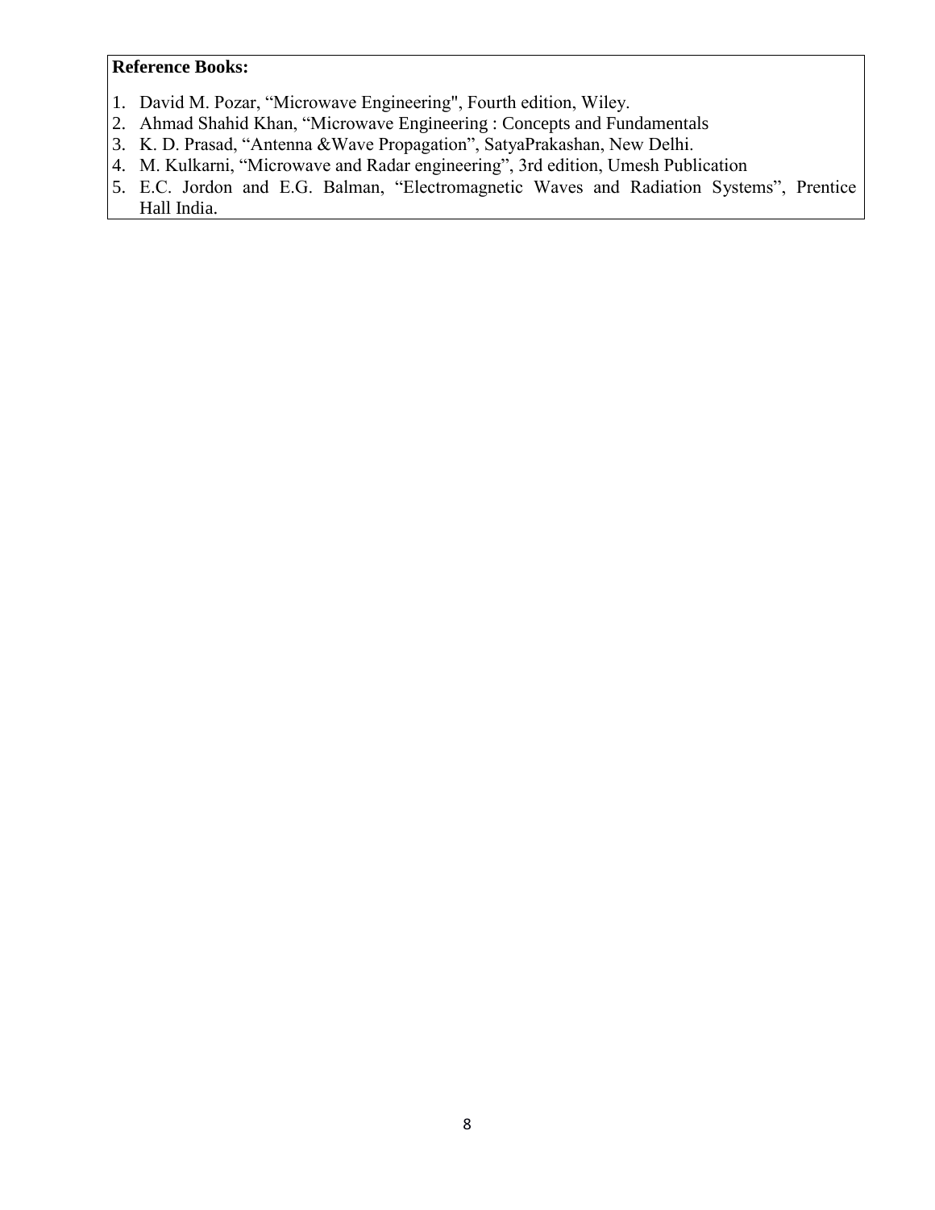**Reference Books:**

1. David M. Pozar, "Microwave Engineering", Fourth edition, Wiley.
2. Ahmad Shahid Khan, "Microwave Engineering : Concepts and Fundamentals
3. K. D. Prasad, "Antenna &Wave Propagation", SatyaPrakashan, New Delhi.
4. M. Kulkarni, "Microwave and Radar engineering", 3rd edition, Umesh Publication
5. E.C. Jordon and E.G. Balman, "Electromagnetic Waves and Radiation Systems", Prentice Hall India.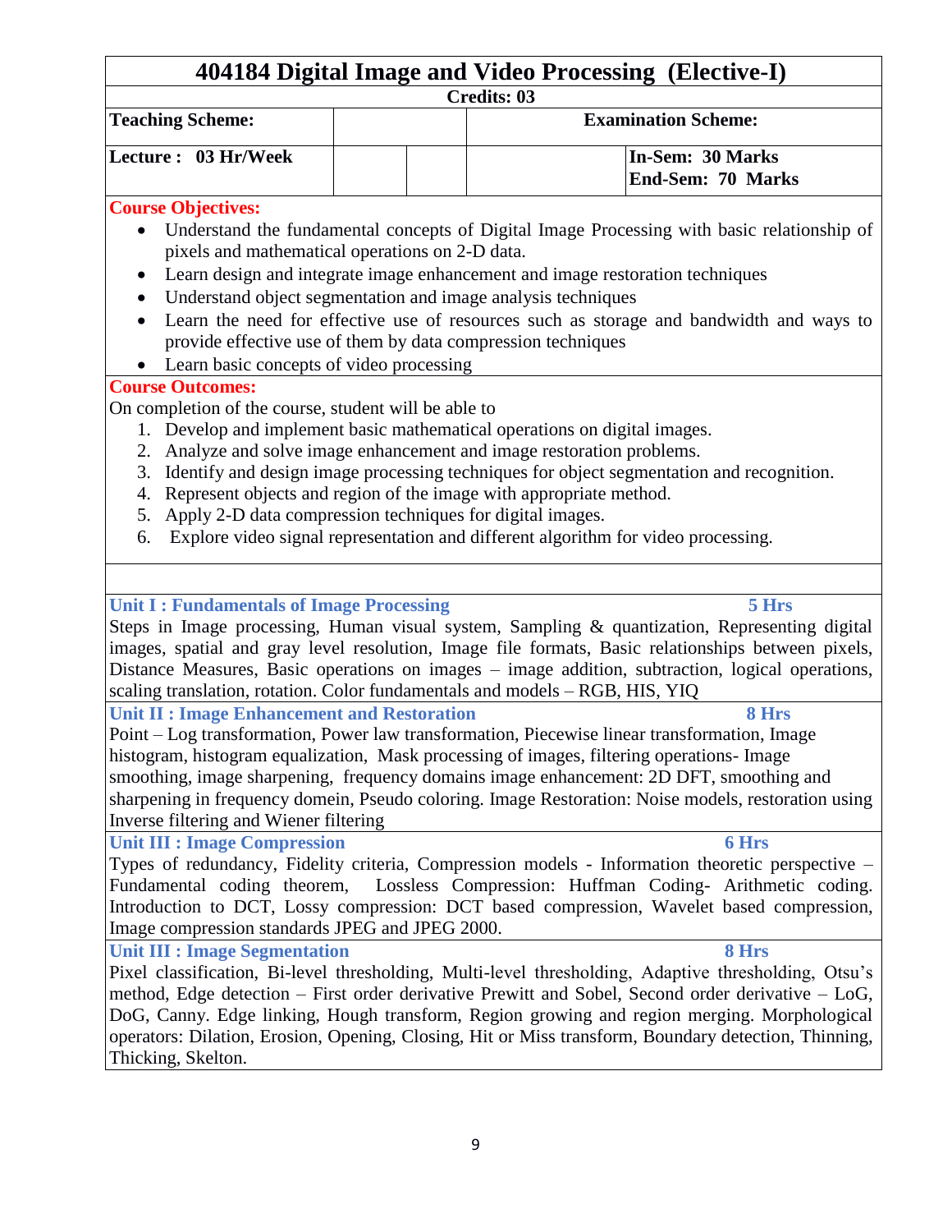# 404184 Digital Image and Video Processing (Elective-I)

**Credits: 03**

| **Teaching Scheme:** | | | **Examination Scheme:** | |
|---|---|---|---|---|
| **Lecture : 03 Hr/Week** | | | | **In-Sem: 30 Marks**<br>**End-Sem: 70 Marks** |

**Course Objectives:**

- Understand the fundamental concepts of Digital Image Processing with basic relationship of pixels and mathematical operations on 2-D data.
- Learn design and integrate image enhancement and image restoration techniques
- Understand object segmentation and image analysis techniques
- Learn the need for effective use of resources such as storage and bandwidth and ways to provide effective use of them by data compression techniques
- Learn basic concepts of video processing

**Course Outcomes:**

On completion of the course, student will be able to

1. Develop and implement basic mathematical operations on digital images.
2. Analyze and solve image enhancement and image restoration problems.
3. Identify and design image processing techniques for object segmentation and recognition.
4. Represent objects and region of the image with appropriate method.
5. Apply 2-D data compression techniques for digital images.
6. Explore video signal representation and different algorithm for video processing.

**Unit I : Fundamentals of Image Processing** — **5 Hrs**

Steps in Image processing, Human visual system, Sampling & quantization, Representing digital images, spatial and gray level resolution, Image file formats, Basic relationships between pixels, Distance Measures, Basic operations on images – image addition, subtraction, logical operations, scaling translation, rotation. Color fundamentals and models – RGB, HIS, YIQ

**Unit II : Image Enhancement and Restoration** — **8 Hrs**

Point – Log transformation, Power law transformation, Piecewise linear transformation, Image histogram, histogram equalization, Mask processing of images, filtering operations- Image smoothing, image sharpening, frequency domains image enhancement: 2D DFT, smoothing and sharpening in frequency domein, Pseudo coloring. Image Restoration: Noise models, restoration using Inverse filtering and Wiener filtering

**Unit III : Image Compression** — **6 Hrs**

Types of redundancy, Fidelity criteria, Compression models - Information theoretic perspective – Fundamental coding theorem, Lossless Compression: Huffman Coding- Arithmetic coding. Introduction to DCT, Lossy compression: DCT based compression, Wavelet based compression, Image compression standards JPEG and JPEG 2000.

**Unit III : Image Segmentation** — **8 Hrs**

Pixel classification, Bi-level thresholding, Multi-level thresholding, Adaptive thresholding, Otsu's method, Edge detection – First order derivative Prewitt and Sobel, Second order derivative – LoG, DoG, Canny. Edge linking, Hough transform, Region growing and region merging. Morphological operators: Dilation, Erosion, Opening, Closing, Hit or Miss transform, Boundary detection, Thinning, Thicking, Skelton.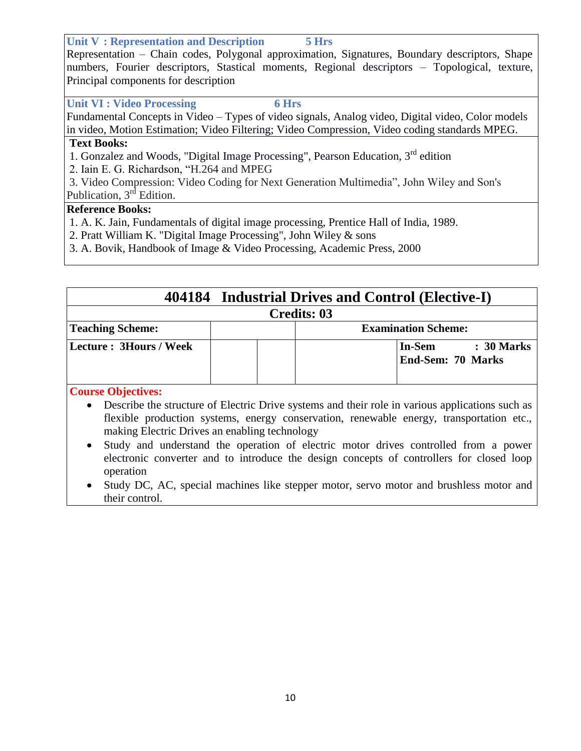**Unit V : Representation and Description 5 Hrs**

Representation – Chain codes, Polygonal approximation, Signatures, Boundary descriptors, Shape numbers, Fourier descriptors, Stastical moments, Regional descriptors – Topological, texture, Principal components for description

**Unit VI : Video Processing 6 Hrs**

Fundamental Concepts in Video – Types of video signals, Analog video, Digital video, Color models in video, Motion Estimation; Video Filtering; Video Compression, Video coding standards MPEG.

**Text Books:**

1. Gonzalez and Woods, "Digital Image Processing", Pearson Education, 3rd edition
2. Iain E. G. Richardson, "H.264 and MPEG
3. Video Compression: Video Coding for Next Generation Multimedia", John Wiley and Son's Publication, 3rd Edition.

**Reference Books:**

1. A. K. Jain, Fundamentals of digital image processing, Prentice Hall of India, 1989.
2. Pratt William K. "Digital Image Processing", John Wiley & sons
3. A. Bovik, Handbook of Image & Video Processing, Academic Press, 2000

## 404184 Industrial Drives and Control (Elective-I)

**Credits: 03**

| **Teaching Scheme:** | **Examination Scheme:** |
|---|---|
| **Lecture : 3Hours / Week** | **In-Sem : 30 Marks**<br>**End-Sem: 70 Marks** |

**Course Objectives:**

- Describe the structure of Electric Drive systems and their role in various applications such as flexible production systems, energy conservation, renewable energy, transportation etc., making Electric Drives an enabling technology
- Study and understand the operation of electric motor drives controlled from a power electronic converter and to introduce the design concepts of controllers for closed loop operation
- Study DC, AC, special machines like stepper motor, servo motor and brushless motor and their control.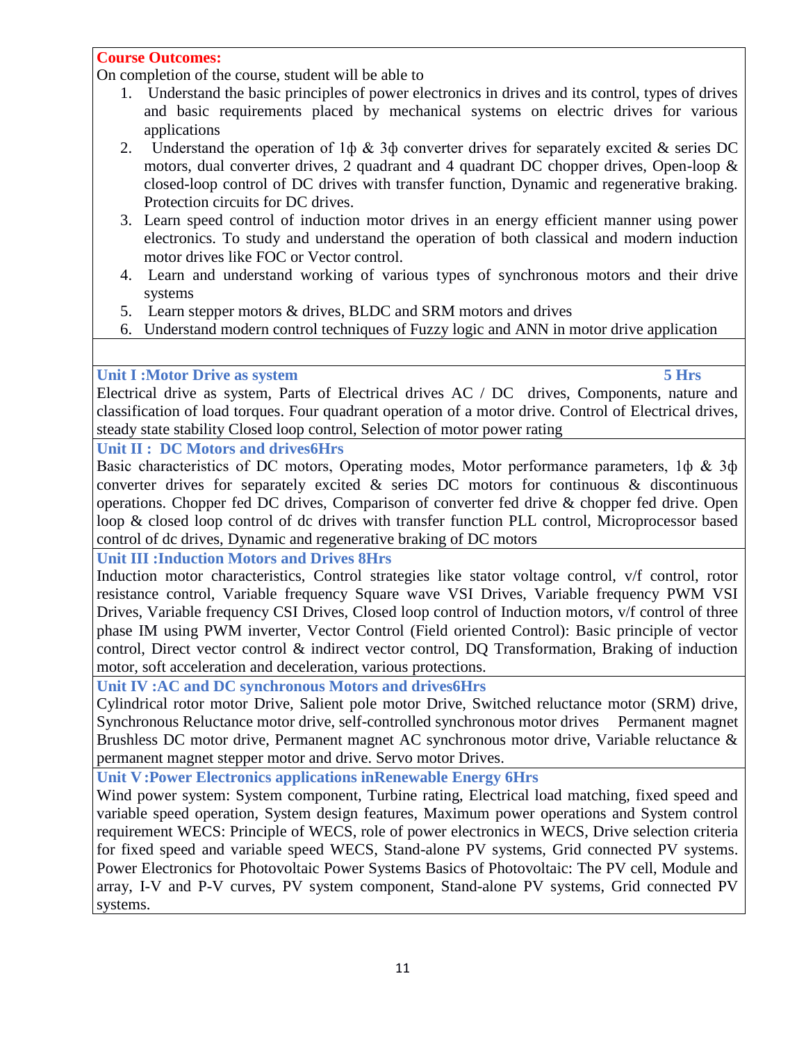**Course Outcomes:**

On completion of the course, student will be able to

1. Understand the basic principles of power electronics in drives and its control, types of drives and basic requirements placed by mechanical systems on electric drives for various applications
2. Understand the operation of 1ф & 3ф converter drives for separately excited & series DC motors, dual converter drives, 2 quadrant and 4 quadrant DC chopper drives, Open-loop & closed-loop control of DC drives with transfer function, Dynamic and regenerative braking. Protection circuits for DC drives.
3. Learn speed control of induction motor drives in an energy efficient manner using power electronics. To study and understand the operation of both classical and modern induction motor drives like FOC or Vector control.
4. Learn and understand working of various types of synchronous motors and their drive systems
5. Learn stepper motors & drives, BLDC and SRM motors and drives
6. Understand modern control techniques of Fuzzy logic and ANN in motor drive application

**Unit I :Motor Drive as system 5 Hrs**

Electrical drive as system, Parts of Electrical drives AC / DC drives, Components, nature and classification of load torques. Four quadrant operation of a motor drive. Control of Electrical drives, steady state stability Closed loop control, Selection of motor power rating

**Unit II : DC Motors and drives6Hrs**

Basic characteristics of DC motors, Operating modes, Motor performance parameters, 1ф & 3ф converter drives for separately excited & series DC motors for continuous & discontinuous operations. Chopper fed DC drives, Comparison of converter fed drive & chopper fed drive. Open loop & closed loop control of dc drives with transfer function PLL control, Microprocessor based control of dc drives, Dynamic and regenerative braking of DC motors

**Unit III :Induction Motors and Drives 8Hrs**

Induction motor characteristics, Control strategies like stator voltage control, v/f control, rotor resistance control, Variable frequency Square wave VSI Drives, Variable frequency PWM VSI Drives, Variable frequency CSI Drives, Closed loop control of Induction motors, v/f control of three phase IM using PWM inverter, Vector Control (Field oriented Control): Basic principle of vector control, Direct vector control & indirect vector control, DQ Transformation, Braking of induction motor, soft acceleration and deceleration, various protections.

**Unit IV :AC and DC synchronous Motors and drives6Hrs**

Cylindrical rotor motor Drive, Salient pole motor Drive, Switched reluctance motor (SRM) drive, Synchronous Reluctance motor drive, self-controlled synchronous motor drives Permanent magnet Brushless DC motor drive, Permanent magnet AC synchronous motor drive, Variable reluctance & permanent magnet stepper motor and drive. Servo motor Drives.

**Unit V :Power Electronics applications inRenewable Energy 6Hrs**

Wind power system: System component, Turbine rating, Electrical load matching, fixed speed and variable speed operation, System design features, Maximum power operations and System control requirement WECS: Principle of WECS, role of power electronics in WECS, Drive selection criteria for fixed speed and variable speed WECS, Stand-alone PV systems, Grid connected PV systems. Power Electronics for Photovoltaic Power Systems Basics of Photovoltaic: The PV cell, Module and array, I-V and P-V curves, PV system component, Stand-alone PV systems, Grid connected PV systems.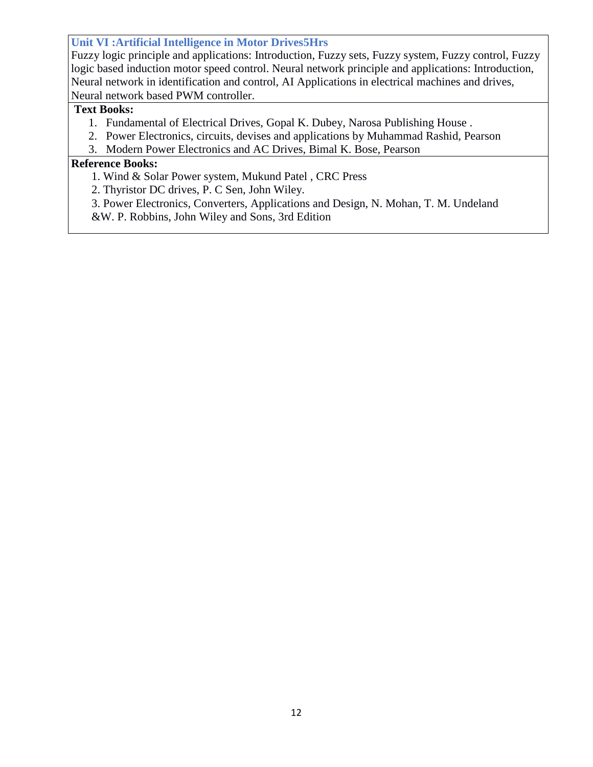### Unit VI :Artificial Intelligence in Motor Drives5Hrs

Fuzzy logic principle and applications: Introduction, Fuzzy sets, Fuzzy system, Fuzzy control, Fuzzy logic based induction motor speed control. Neural network principle and applications: Introduction, Neural network in identification and control, AI Applications in electrical machines and drives, Neural network based PWM controller.

**Text Books:**

1. Fundamental of Electrical Drives, Gopal K. Dubey, Narosa Publishing House .
2. Power Electronics, circuits, devises and applications by Muhammad Rashid, Pearson
3. Modern Power Electronics and AC Drives, Bimal K. Bose, Pearson

**Reference Books:**

1. Wind & Solar Power system, Mukund Patel , CRC Press
2. Thyristor DC drives, P. C Sen, John Wiley.
3. Power Electronics, Converters, Applications and Design, N. Mohan, T. M. Undeland &W. P. Robbins, John Wiley and Sons, 3rd Edition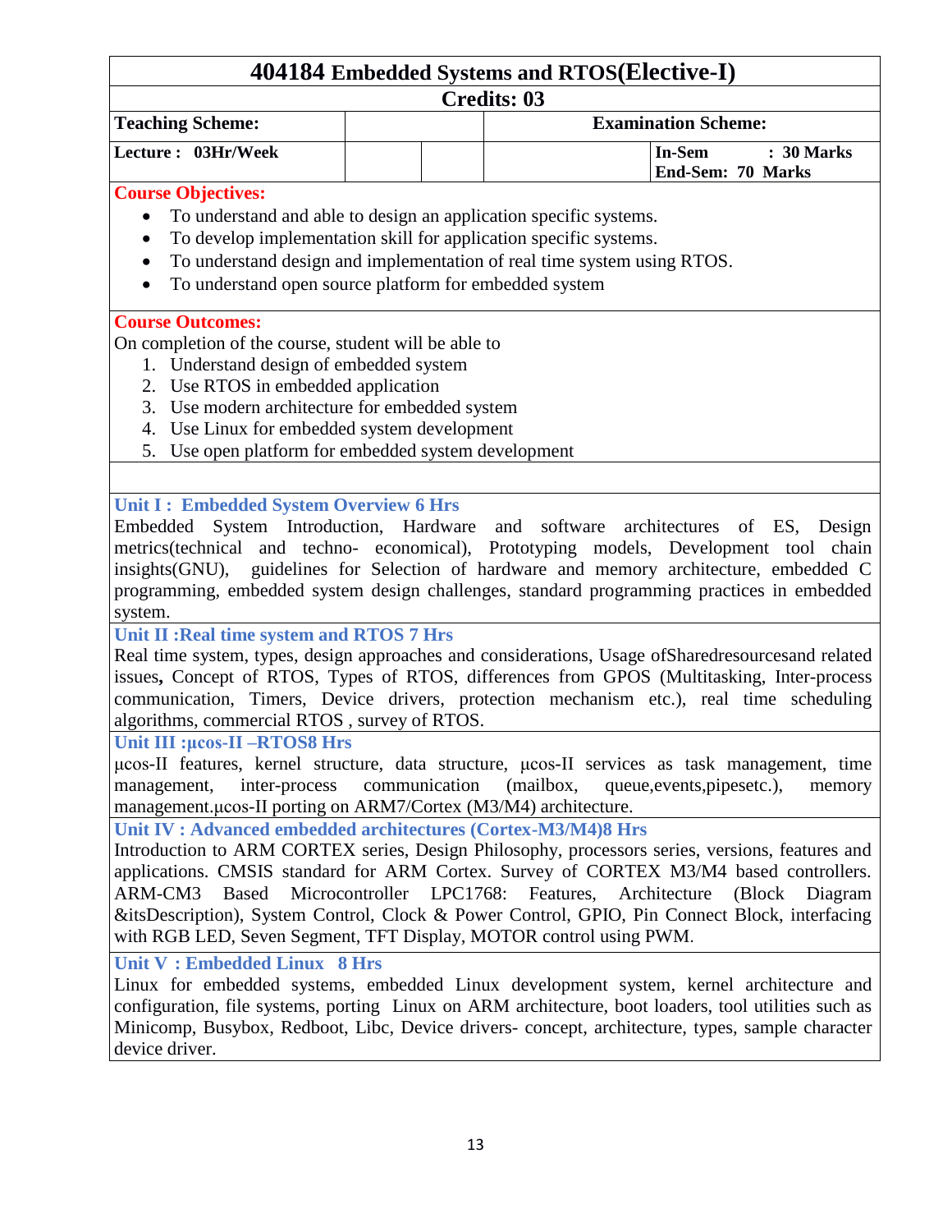# 404184 Embedded Systems and RTOS(Elective-I)

**Credits: 03**

| **Teaching Scheme:** | | | **Examination Scheme:** | |
|---|---|---|---|---|
| **Lecture : 03Hr/Week** | | | | **In-Sem : 30 Marks**<br>**End-Sem: 70 Marks** |

**Course Objectives:**

- To understand and able to design an application specific systems.
- To develop implementation skill for application specific systems.
- To understand design and implementation of real time system using RTOS.
- To understand open source platform for embedded system

**Course Outcomes:**

On completion of the course, student will be able to

1. Understand design of embedded system
2. Use RTOS in embedded application
3. Use modern architecture for embedded system
4. Use Linux for embedded system development
5. Use open platform for embedded system development

### Unit I : Embedded System Overview 6 Hrs

Embedded System Introduction, Hardware and software architectures of ES, Design metrics(technical and techno- economical), Prototyping models, Development tool chain insights(GNU), guidelines for Selection of hardware and memory architecture, embedded C programming, embedded system design challenges, standard programming practices in embedded system.

### Unit II :Real time system and RTOS 7 Hrs

Real time system, types, design approaches and considerations, Usage ofSharedresourcesand related issues**,** Concept of RTOS, Types of RTOS, differences from GPOS (Multitasking, Inter-process communication, Timers, Device drivers, protection mechanism etc.), real time scheduling algorithms, commercial RTOS , survey of RTOS.

### Unit III :µcos-II –RTOS8 Hrs

µcos-II features, kernel structure, data structure, µcos-II services as task management, time management, inter-process communication (mailbox, queue,events,pipesetc.), memory management.µcos-II porting on ARM7/Cortex (M3/M4) architecture.

### Unit IV : Advanced embedded architectures (Cortex-M3/M4)8 Hrs

Introduction to ARM CORTEX series, Design Philosophy, processors series, versions, features and applications. CMSIS standard for ARM Cortex. Survey of CORTEX M3/M4 based controllers. ARM-CM3 Based Microcontroller LPC1768: Features, Architecture (Block Diagram &itsDescription), System Control, Clock & Power Control, GPIO, Pin Connect Block, interfacing with RGB LED, Seven Segment, TFT Display, MOTOR control using PWM.

### Unit V : Embedded Linux 8 Hrs

Linux for embedded systems, embedded Linux development system, kernel architecture and configuration, file systems, porting Linux on ARM architecture, boot loaders, tool utilities such as Minicomp, Busybox, Redboot, Libc, Device drivers- concept, architecture, types, sample character device driver.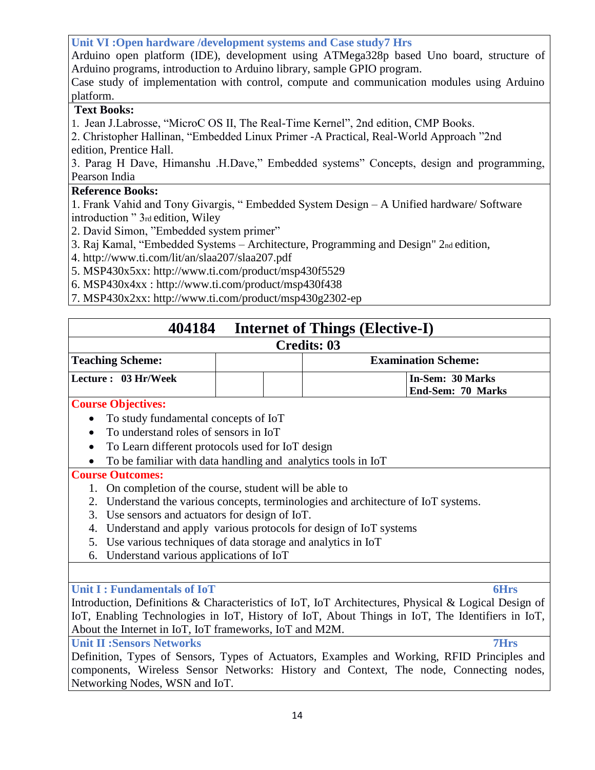### Unit VI :Open hardware /development systems and Case study7 Hrs

Arduino open platform (IDE), development using ATMega328p based Uno board, structure of Arduino programs, introduction to Arduino library, sample GPIO program.

Case study of implementation with control, compute and communication modules using Arduino platform.

**Text Books:**

1. Jean J.Labrosse, "MicroC OS II, The Real-Time Kernel", 2nd edition, CMP Books.
2. Christopher Hallinan, "Embedded Linux Primer -A Practical, Real-World Approach "2nd edition, Prentice Hall.
3. Parag H Dave, Himanshu .H.Dave," Embedded systems" Concepts, design and programming, Pearson India

**Reference Books:**

1. Frank Vahid and Tony Givargis, " Embedded System Design – A Unified hardware/ Software introduction " 3rd edition, Wiley
2. David Simon, "Embedded system primer"
3. Raj Kamal, "Embedded Systems – Architecture, Programming and Design" 2nd edition,
4. http://www.ti.com/lit/an/slaa207/slaa207.pdf
5. MSP430x5xx: http://www.ti.com/product/msp430f5529
6. MSP430x4xx : http://www.ti.com/product/msp430f438
7. MSP430x2xx: http://www.ti.com/product/msp430g2302-ep

## 404184 Internet of Things (Elective-I)

**Credits: 03**

| **Teaching Scheme:** | **Examination Scheme:** |
|---|---|
| **Lecture : 03 Hr/Week** | **In-Sem: 30 Marks**<br>**End-Sem: 70 Marks** |

**Course Objectives:**

- To study fundamental concepts of IoT
- To understand roles of sensors in IoT
- To Learn different protocols used for IoT design
- To be familiar with data handling and analytics tools in IoT

**Course Outcomes:**

1. On completion of the course, student will be able to
2. Understand the various concepts, terminologies and architecture of IoT systems.
3. Use sensors and actuators for design of IoT.
4. Understand and apply various protocols for design of IoT systems
5. Use various techniques of data storage and analytics in IoT
6. Understand various applications of IoT

### Unit I : Fundamentals of IoT — 6Hrs

Introduction, Definitions & Characteristics of IoT, IoT Architectures, Physical & Logical Design of IoT, Enabling Technologies in IoT, History of IoT, About Things in IoT, The Identifiers in IoT, About the Internet in IoT, IoT frameworks, IoT and M2M.

### Unit II :Sensors Networks — 7Hrs

Definition, Types of Sensors, Types of Actuators, Examples and Working, RFID Principles and components, Wireless Sensor Networks: History and Context, The node, Connecting nodes, Networking Nodes, WSN and IoT.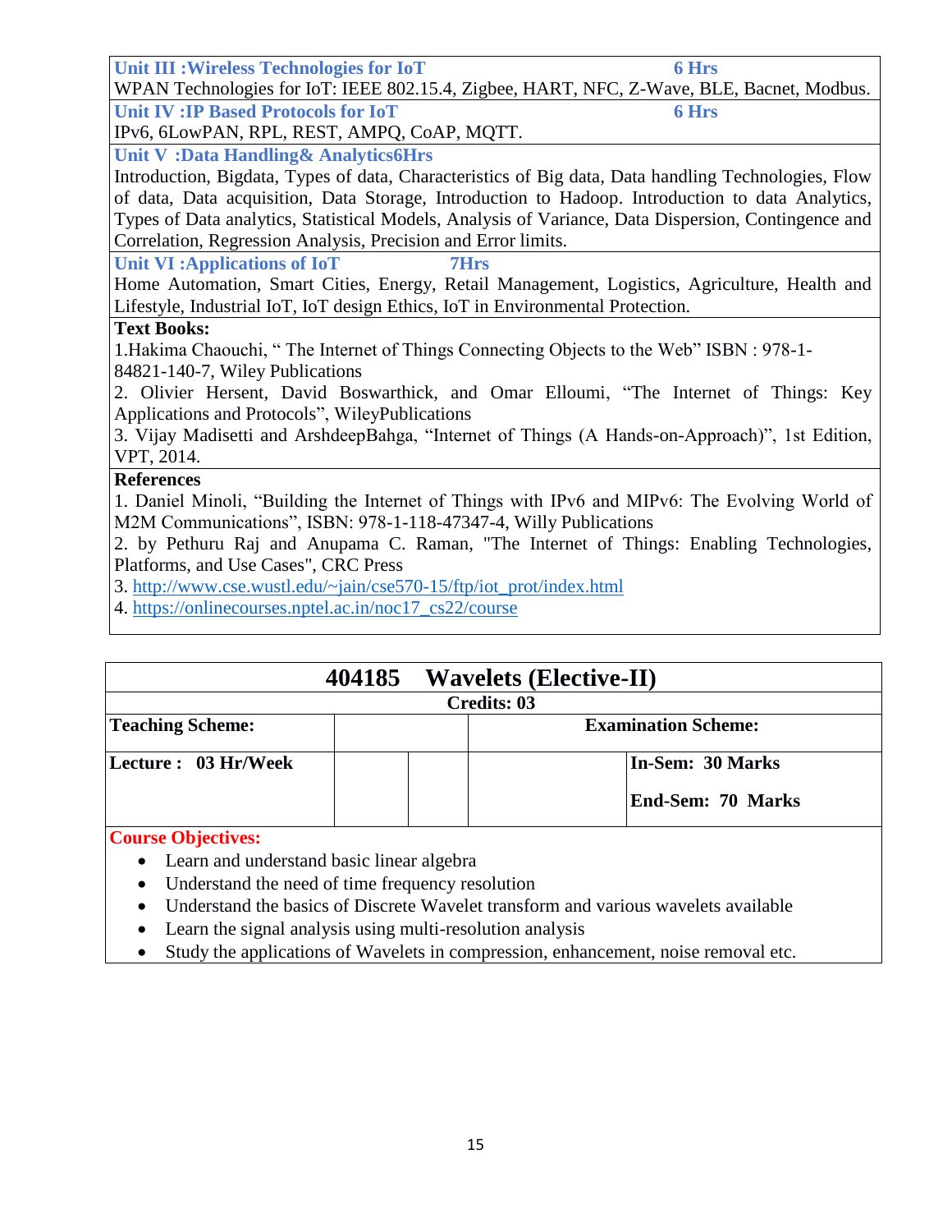**Unit III :Wireless Technologies for IoT** **6 Hrs**

WPAN Technologies for IoT: IEEE 802.15.4, Zigbee, HART, NFC, Z-Wave, BLE, Bacnet, Modbus.

**Unit IV :IP Based Protocols for IoT** **6 Hrs**

IPv6, 6LowPAN, RPL, REST, AMPQ, CoAP, MQTT.

**Unit V :Data Handling& Analytics6Hrs**

Introduction, Bigdata, Types of data, Characteristics of Big data, Data handling Technologies, Flow of data, Data acquisition, Data Storage, Introduction to Hadoop. Introduction to data Analytics, Types of Data analytics, Statistical Models, Analysis of Variance, Data Dispersion, Contingence and Correlation, Regression Analysis, Precision and Error limits.

**Unit VI :Applications of IoT** **7Hrs**

Home Automation, Smart Cities, Energy, Retail Management, Logistics, Agriculture, Health and Lifestyle, Industrial IoT, IoT design Ethics, IoT in Environmental Protection.

**Text Books:**

1.Hakima Chaouchi, " The Internet of Things Connecting Objects to the Web" ISBN : 978-1-84821-140-7, Wiley Publications

2. Olivier Hersent, David Boswarthick, and Omar Elloumi, "The Internet of Things: Key Applications and Protocols", WileyPublications

3. Vijay Madisetti and ArshdeepBahga, "Internet of Things (A Hands-on-Approach)", 1st Edition, VPT, 2014.

**References**

1. Daniel Minoli, "Building the Internet of Things with IPv6 and MIPv6: The Evolving World of M2M Communications", ISBN: 978-1-118-47347-4, Willy Publications

2. by Pethuru Raj and Anupama C. Raman, "The Internet of Things: Enabling Technologies, Platforms, and Use Cases", CRC Press

3. http://www.cse.wustl.edu/~jain/cse570-15/ftp/iot_prot/index.html

4. https://onlinecourses.nptel.ac.in/noc17_cs22/course

## 404185 Wavelets (Elective-II)

**Credits: 03**

| **Teaching Scheme:** | **Examination Scheme:** |
|---|---|
| **Lecture : 03 Hr/Week** | **In-Sem: 30 Marks** |
| | **End-Sem: 70 Marks** |

**Course Objectives:**

- Learn and understand basic linear algebra
- Understand the need of time frequency resolution
- Understand the basics of Discrete Wavelet transform and various wavelets available
- Learn the signal analysis using multi-resolution analysis
- Study the applications of Wavelets in compression, enhancement, noise removal etc.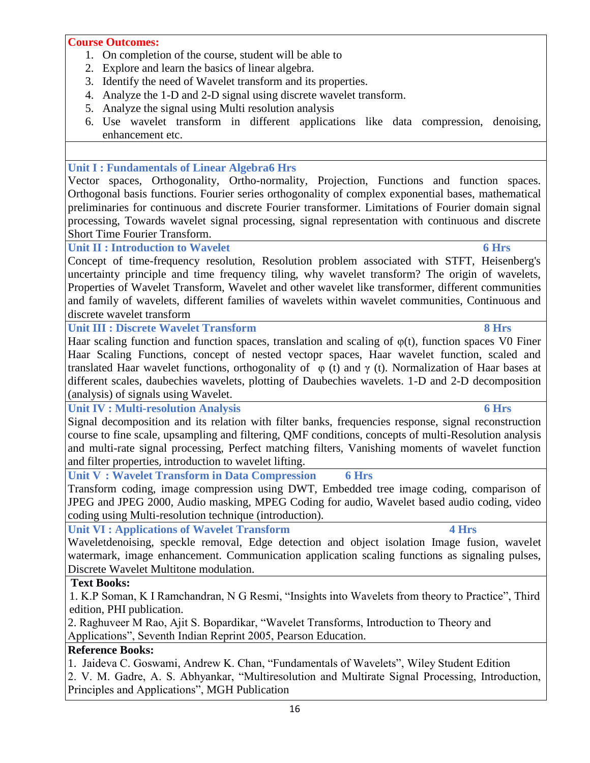**Course Outcomes:**

1. On completion of the course, student will be able to
2. Explore and learn the basics of linear algebra.
3. Identify the need of Wavelet transform and its properties.
4. Analyze the 1-D and 2-D signal using discrete wavelet transform.
5. Analyze the signal using Multi resolution analysis
6. Use wavelet transform in different applications like data compression, denoising, enhancement etc.

### Unit I : Fundamentals of Linear Algebra6 Hrs

Vector spaces, Orthogonality, Ortho-normality, Projection, Functions and function spaces. Orthogonal basis functions. Fourier series orthogonality of complex exponential bases, mathematical preliminaries for continuous and discrete Fourier transformer. Limitations of Fourier domain signal processing, Towards wavelet signal processing, signal representation with continuous and discrete Short Time Fourier Transform.

### Unit II : Introduction to Wavelet 6 Hrs

Concept of time-frequency resolution, Resolution problem associated with STFT, Heisenberg's uncertainty principle and time frequency tiling, why wavelet transform? The origin of wavelets, Properties of Wavelet Transform, Wavelet and other wavelet like transformer, different communities and family of wavelets, different families of wavelets within wavelet communities, Continuous and discrete wavelet transform

### Unit III : Discrete Wavelet Transform 8 Hrs

Haar scaling function and function spaces, translation and scaling of $\varphi(t)$, function spaces V0 Finer Haar Scaling Functions, concept of nested vectopr spaces, Haar wavelet function, scaled and translated Haar wavelet functions, orthogonality of $\varphi$ (t) and $\gamma$ (t). Normalization of Haar bases at different scales, daubechies wavelets, plotting of Daubechies wavelets. 1-D and 2-D decomposition (analysis) of signals using Wavelet.

### Unit IV : Multi-resolution Analysis 6 Hrs

Signal decomposition and its relation with filter banks, frequencies response, signal reconstruction course to fine scale, upsampling and filtering, QMF conditions, concepts of multi-Resolution analysis and multi-rate signal processing, Perfect matching filters, Vanishing moments of wavelet function and filter properties, introduction to wavelet lifting.

### Unit V : Wavelet Transform in Data Compression 6 Hrs

Transform coding, image compression using DWT, Embedded tree image coding, comparison of JPEG and JPEG 2000, Audio masking, MPEG Coding for audio, Wavelet based audio coding, video coding using Multi-resolution technique (introduction).

### Unit VI : Applications of Wavelet Transform 4 Hrs

Waveletdenoising, speckle removal, Edge detection and object isolation Image fusion, wavelet watermark, image enhancement. Communication application scaling functions as signaling pulses, Discrete Wavelet Multitone modulation.

**Text Books:**

1. K.P Soman, K I Ramchandran, N G Resmi, “Insights into Wavelets from theory to Practice”, Third edition, PHI publication.
2. Raghuveer M Rao, Ajit S. Bopardikar, “Wavelet Transforms, Introduction to Theory and Applications”, Seventh Indian Reprint 2005, Pearson Education.

**Reference Books:**

1. Jaideva C. Goswami, Andrew K. Chan, “Fundamentals of Wavelets”, Wiley Student Edition
2. V. M. Gadre, A. S. Abhyankar, “Multiresolution and Multirate Signal Processing, Introduction, Principles and Applications”, MGH Publication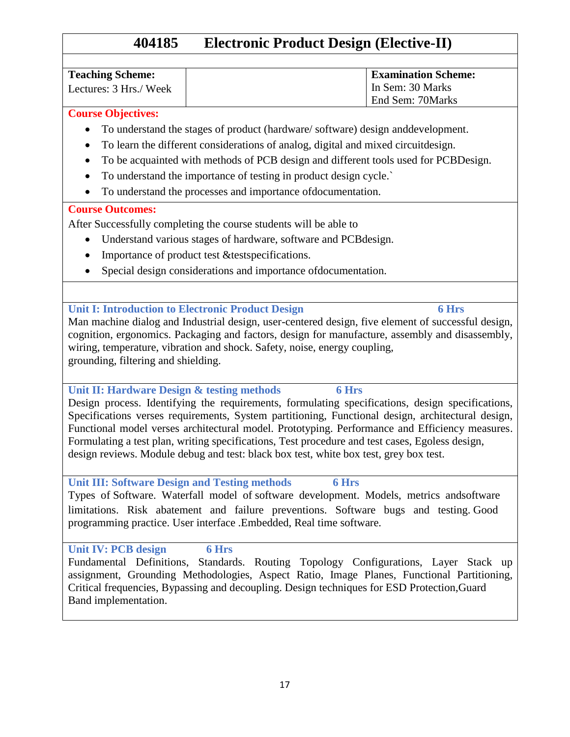# 404185 Electronic Product Design (Elective-II)

| | | |
|---|---|---|
| **Teaching Scheme:**<br>Lectures: 3 Hrs./ Week | | **Examination Scheme:**<br>In Sem: 30 Marks<br>End Sem: 70Marks |

**Course Objectives:**

- To understand the stages of product (hardware/ software) design anddevelopment.
- To learn the different considerations of analog, digital and mixed circuitdesign.
- To be acquainted with methods of PCB design and different tools used for PCBDesign.
- To understand the importance of testing in product design cycle.`
- To understand the processes and importance ofdocumentation.

**Course Outcomes:**

After Successfully completing the course students will be able to

- Understand various stages of hardware, software and PCBdesign.
- Importance of product test &testspecifications.
- Special design considerations and importance ofdocumentation.

### Unit I: Introduction to Electronic Product Design — 6 Hrs

Man machine dialog and Industrial design, user-centered design, five element of successful design, cognition, ergonomics. Packaging and factors, design for manufacture, assembly and disassembly, wiring, temperature, vibration and shock. Safety, noise, energy coupling, grounding, filtering and shielding.

### Unit II: Hardware Design & testing methods — 6 Hrs

Design process. Identifying the requirements, formulating specifications, design specifications, Specifications verses requirements, System partitioning, Functional design, architectural design, Functional model verses architectural model. Prototyping. Performance and Efficiency measures. Formulating a test plan, writing specifications, Test procedure and test cases, Egoless design, design reviews. Module debug and test: black box test, white box test, grey box test.

### Unit III: Software Design and Testing methods — 6 Hrs

Types of Software. Waterfall model of software development. Models, metrics andsoftware limitations. Risk abatement and failure preventions. Software bugs and testing. Good programming practice. User interface .Embedded, Real time software.

### Unit IV: PCB design — 6 Hrs

Fundamental Definitions, Standards. Routing Topology Configurations, Layer Stack up assignment, Grounding Methodologies, Aspect Ratio, Image Planes, Functional Partitioning, Critical frequencies, Bypassing and decoupling. Design techniques for ESD Protection,Guard Band implementation.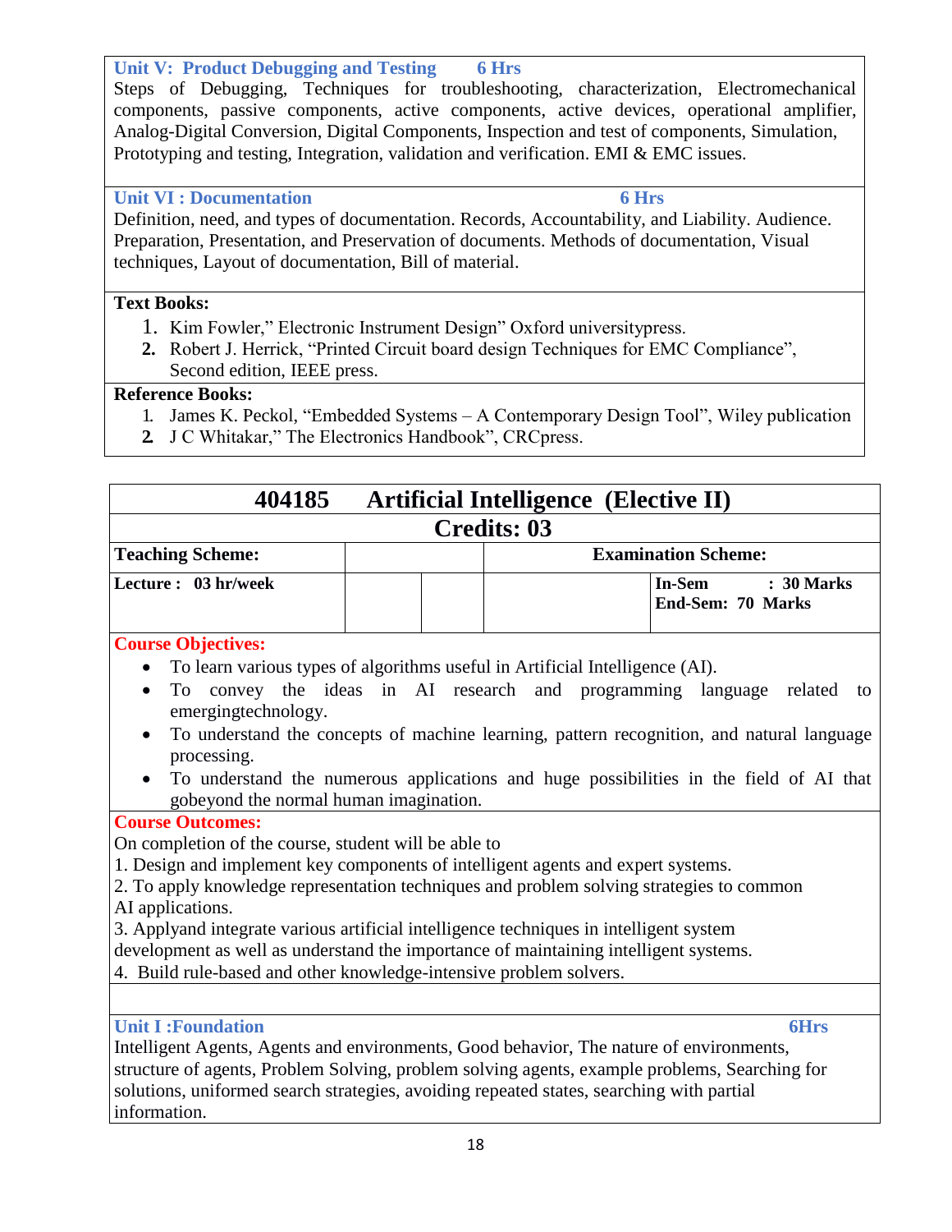### Unit V: Product Debugging and Testing 6 Hrs

Steps of Debugging, Techniques for troubleshooting, characterization, Electromechanical components, passive components, active components, active devices, operational amplifier, Analog-Digital Conversion, Digital Components, Inspection and test of components, Simulation, Prototyping and testing, Integration, validation and verification. EMI & EMC issues.

### Unit VI : Documentation 6 Hrs

Definition, need, and types of documentation. Records, Accountability, and Liability. Audience. Preparation, Presentation, and Preservation of documents. Methods of documentation, Visual techniques, Layout of documentation, Bill of material.

**Text Books:**

1. Kim Fowler," Electronic Instrument Design" Oxford universitypress.
2. Robert J. Herrick, "Printed Circuit board design Techniques for EMC Compliance", Second edition, IEEE press.

**Reference Books:**

1. James K. Peckol, "Embedded Systems – A Contemporary Design Tool", Wiley publication
2. J C Whitakar," The Electronics Handbook", CRCpress.

## 404185 Artificial Intelligence (Elective II)

**Credits: 03**

| **Teaching Scheme:** | **Examination Scheme:** |
|---|---|
| **Lecture : 03 hr/week** | **In-Sem : 30 Marks**<br>**End-Sem: 70 Marks** |

**Course Objectives:**

- To learn various types of algorithms useful in Artificial Intelligence (AI).
- To convey the ideas in AI research and programming language related to emergingtechnology.
- To understand the concepts of machine learning, pattern recognition, and natural language processing.
- To understand the numerous applications and huge possibilities in the field of AI that gobeyond the normal human imagination.

**Course Outcomes:**

On completion of the course, student will be able to

1. Design and implement key components of intelligent agents and expert systems.
2. To apply knowledge representation techniques and problem solving strategies to common AI applications.
3. Applyand integrate various artificial intelligence techniques in intelligent system development as well as understand the importance of maintaining intelligent systems.
4. Build rule-based and other knowledge-intensive problem solvers.

### Unit I :Foundation 6Hrs

Intelligent Agents, Agents and environments, Good behavior, The nature of environments, structure of agents, Problem Solving, problem solving agents, example problems, Searching for solutions, uniformed search strategies, avoiding repeated states, searching with partial information.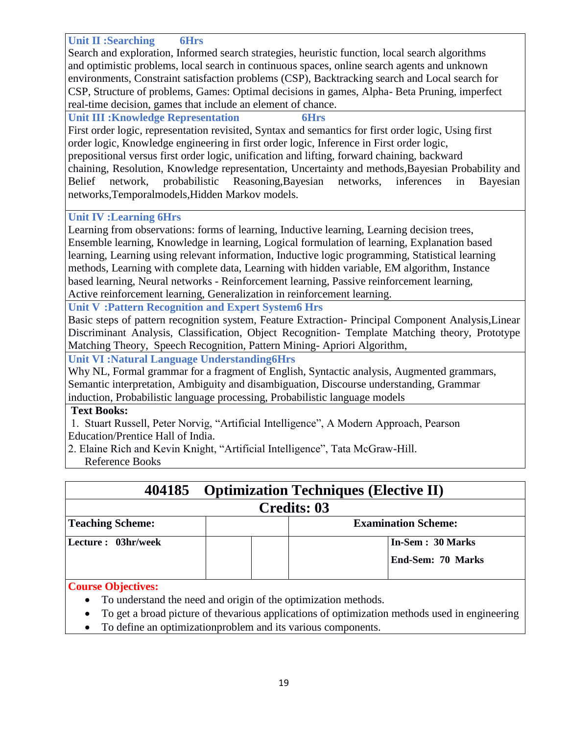**Unit II :Searching 6Hrs**

Search and exploration, Informed search strategies, heuristic function, local search algorithms and optimistic problems, local search in continuous spaces, online search agents and unknown environments, Constraint satisfaction problems (CSP), Backtracking search and Local search for CSP, Structure of problems, Games: Optimal decisions in games, Alpha- Beta Pruning, imperfect real-time decision, games that include an element of chance.

**Unit III :Knowledge Representation 6Hrs**

First order logic, representation revisited, Syntax and semantics for first order logic, Using first order logic, Knowledge engineering in first order logic, Inference in First order logic, prepositional versus first order logic, unification and lifting, forward chaining, backward chaining, Resolution, Knowledge representation, Uncertainty and methods,Bayesian Probability and Belief network, probabilistic Reasoning,Bayesian networks, inferences in Bayesian networks,Temporalmodels,Hidden Markov models.

**Unit IV :Learning 6Hrs**

Learning from observations: forms of learning, Inductive learning, Learning decision trees, Ensemble learning, Knowledge in learning, Logical formulation of learning, Explanation based learning, Learning using relevant information, Inductive logic programming, Statistical learning methods, Learning with complete data, Learning with hidden variable, EM algorithm, Instance based learning, Neural networks - Reinforcement learning, Passive reinforcement learning, Active reinforcement learning, Generalization in reinforcement learning.

**Unit V :Pattern Recognition and Expert System6 Hrs**

Basic steps of pattern recognition system, Feature Extraction- Principal Component Analysis,Linear Discriminant Analysis, Classification, Object Recognition- Template Matching theory, Prototype Matching Theory, Speech Recognition, Pattern Mining- Apriori Algorithm,

**Unit VI :Natural Language Understanding6Hrs**

Why NL, Formal grammar for a fragment of English, Syntactic analysis, Augmented grammars, Semantic interpretation, Ambiguity and disambiguation, Discourse understanding, Grammar induction, Probabilistic language processing, Probabilistic language models

**Text Books:**

1. Stuart Russell, Peter Norvig, "Artificial Intelligence", A Modern Approach, Pearson Education/Prentice Hall of India.
2. Elaine Rich and Kevin Knight, "Artificial Intelligence", Tata McGraw-Hill.

Reference Books

# 404185 Optimization Techniques (Elective II)

## Credits: 03

| Teaching Scheme: | | | | Examination Scheme: |
|---|---|---|---|---|
| Lecture : 03hr/week | | | | In-Sem : 30 Marks<br>End-Sem: 70 Marks |

**Course Objectives:**

- To understand the need and origin of the optimization methods.
- To get a broad picture of thevarious applications of optimization methods used in engineering
- To define an optimizationproblem and its various components.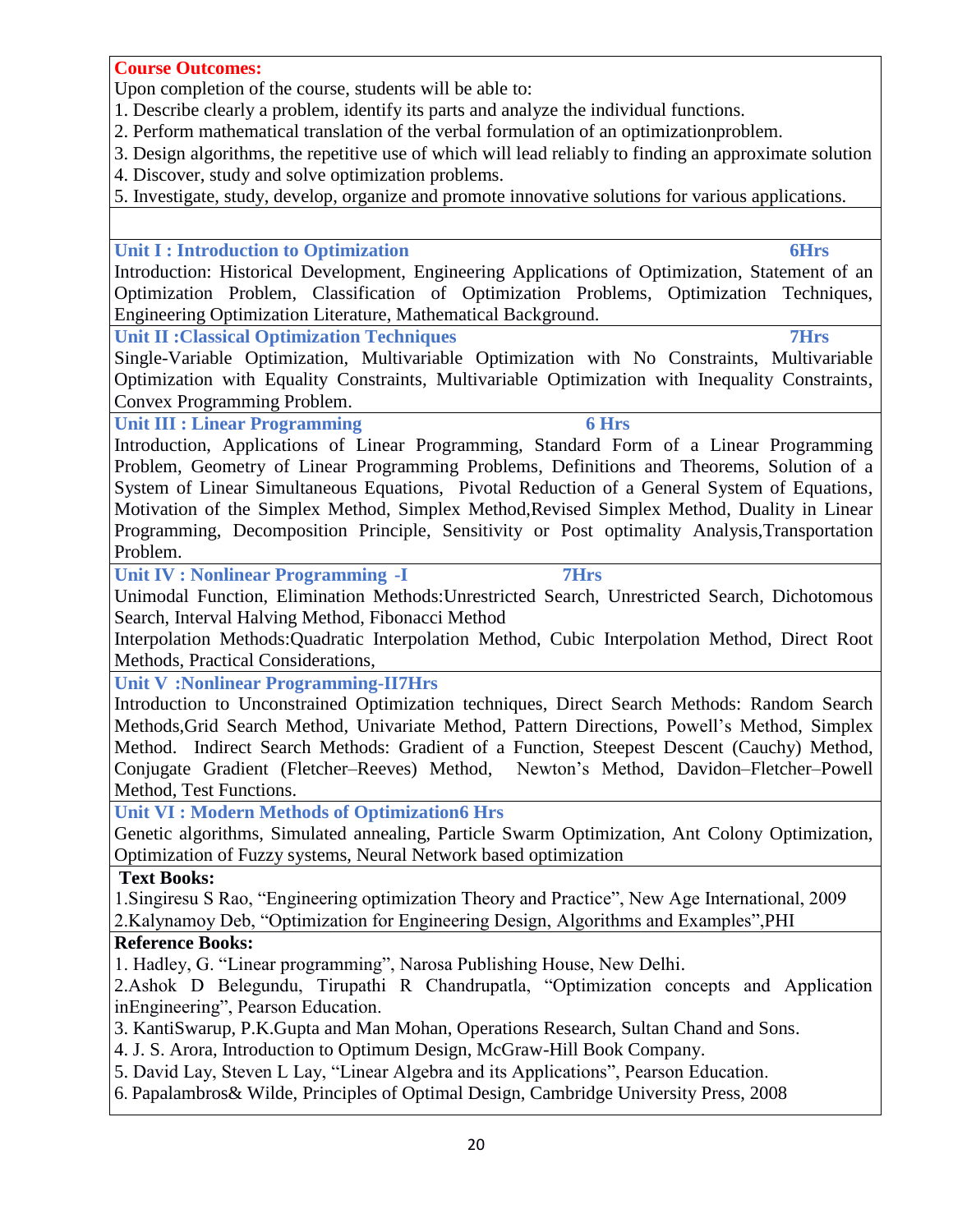**Course Outcomes:**

Upon completion of the course, students will be able to:

1. Describe clearly a problem, identify its parts and analyze the individual functions.
2. Perform mathematical translation of the verbal formulation of an optimizationproblem.
3. Design algorithms, the repetitive use of which will lead reliably to finding an approximate solution
4. Discover, study and solve optimization problems.
5. Investigate, study, develop, organize and promote innovative solutions for various applications.

### Unit I : Introduction to Optimization 6Hrs

Introduction: Historical Development, Engineering Applications of Optimization, Statement of an Optimization Problem, Classification of Optimization Problems, Optimization Techniques, Engineering Optimization Literature, Mathematical Background.

### Unit II :Classical Optimization Techniques 7Hrs

Single-Variable Optimization, Multivariable Optimization with No Constraints, Multivariable Optimization with Equality Constraints, Multivariable Optimization with Inequality Constraints, Convex Programming Problem.

### Unit III : Linear Programming 6 Hrs

Introduction, Applications of Linear Programming, Standard Form of a Linear Programming Problem, Geometry of Linear Programming Problems, Definitions and Theorems, Solution of a System of Linear Simultaneous Equations, Pivotal Reduction of a General System of Equations, Motivation of the Simplex Method, Simplex Method,Revised Simplex Method, Duality in Linear Programming, Decomposition Principle, Sensitivity or Post optimality Analysis,Transportation Problem.

### Unit IV : Nonlinear Programming -I 7Hrs

Unimodal Function, Elimination Methods:Unrestricted Search, Unrestricted Search, Dichotomous Search, Interval Halving Method, Fibonacci Method

Interpolation Methods:Quadratic Interpolation Method, Cubic Interpolation Method, Direct Root Methods, Practical Considerations,

### Unit V :Nonlinear Programming-II7Hrs

Introduction to Unconstrained Optimization techniques, Direct Search Methods: Random Search Methods,Grid Search Method, Univariate Method, Pattern Directions, Powell's Method, Simplex Method. Indirect Search Methods: Gradient of a Function, Steepest Descent (Cauchy) Method, Conjugate Gradient (Fletcher–Reeves) Method, Newton's Method, Davidon–Fletcher–Powell Method, Test Functions.

### Unit VI : Modern Methods of Optimization6 Hrs

Genetic algorithms, Simulated annealing, Particle Swarm Optimization, Ant Colony Optimization, Optimization of Fuzzy systems, Neural Network based optimization

**Text Books:**

1.Singiresu S Rao, "Engineering optimization Theory and Practice", New Age International, 2009

2.Kalynamoy Deb, "Optimization for Engineering Design, Algorithms and Examples",PHI

**Reference Books:**

1. Hadley, G. "Linear programming", Narosa Publishing House, New Delhi.
2. Ashok D Belegundu, Tirupathi R Chandrupatla, "Optimization concepts and Application inEngineering", Pearson Education.
3. KantiSwarup, P.K.Gupta and Man Mohan, Operations Research, Sultan Chand and Sons.
4. J. S. Arora, Introduction to Optimum Design, McGraw-Hill Book Company.
5. David Lay, Steven L Lay, "Linear Algebra and its Applications", Pearson Education.
6. Papalambros& Wilde, Principles of Optimal Design, Cambridge University Press, 2008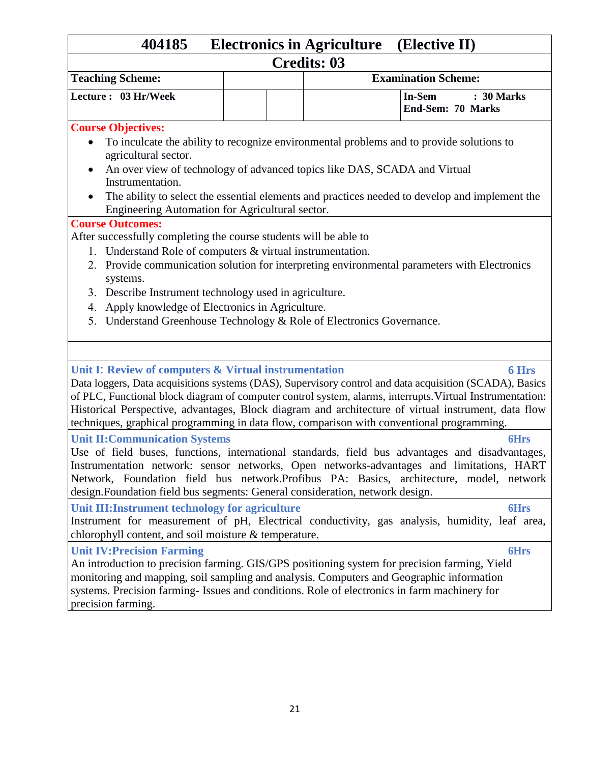# 404185 Electronics in Agriculture (Elective II)

## Credits: 03

| Teaching Scheme: | | | Examination Scheme: |
|---|---|---|---|
| Lecture : 03 Hr/Week | | | In-Sem : 30 Marks<br>End-Sem: 70 Marks |

**Course Objectives:**

- To inculcate the ability to recognize environmental problems and to provide solutions to agricultural sector.
- An over view of technology of advanced topics like DAS, SCADA and Virtual Instrumentation.
- The ability to select the essential elements and practices needed to develop and implement the Engineering Automation for Agricultural sector.

**Course Outcomes:**

After successfully completing the course students will be able to

1. Understand Role of computers & virtual instrumentation.
2. Provide communication solution for interpreting environmental parameters with Electronics systems.
3. Describe Instrument technology used in agriculture.
4. Apply knowledge of Electronics in Agriculture.
5. Understand Greenhouse Technology & Role of Electronics Governance.

**Unit I: Review of computers & Virtual instrumentation** **6 Hrs**

Data loggers, Data acquisitions systems (DAS), Supervisory control and data acquisition (SCADA), Basics of PLC, Functional block diagram of computer control system, alarms, interrupts. Virtual Instrumentation: Historical Perspective, advantages, Block diagram and architecture of virtual instrument, data flow techniques, graphical programming in data flow, comparison with conventional programming.

**Unit II:Communication Systems** **6Hrs**

Use of field buses, functions, international standards, field bus advantages and disadvantages, Instrumentation network: sensor networks, Open networks-advantages and limitations, HART Network, Foundation field bus network.Profibus PA: Basics, architecture, model, network design.Foundation field bus segments: General consideration, network design.

**Unit III:Instrument technology for agriculture** **6Hrs**

Instrument for measurement of pH, Electrical conductivity, gas analysis, humidity, leaf area, chlorophyll content, and soil moisture & temperature.

**Unit IV:Precision Farming** **6Hrs**

An introduction to precision farming. GIS/GPS positioning system for precision farming, Yield monitoring and mapping, soil sampling and analysis. Computers and Geographic information systems. Precision farming- Issues and conditions. Role of electronics in farm machinery for precision farming.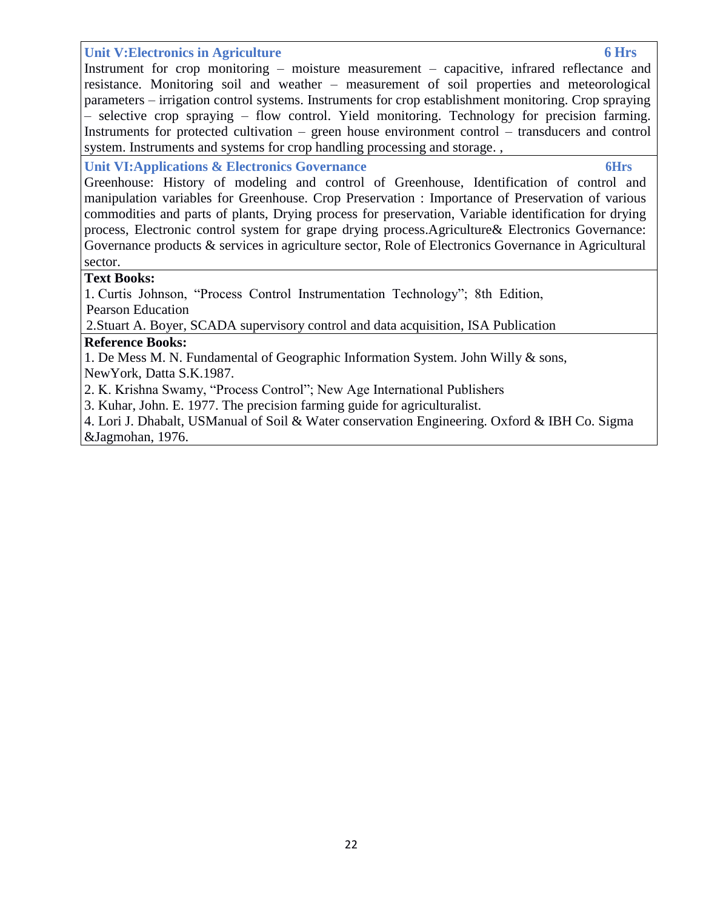**Unit V:Electronics in Agriculture** **6 Hrs**

Instrument for crop monitoring – moisture measurement – capacitive, infrared reflectance and resistance. Monitoring soil and weather – measurement of soil properties and meteorological parameters – irrigation control systems. Instruments for crop establishment monitoring. Crop spraying – selective crop spraying – flow control. Yield monitoring. Technology for precision farming. Instruments for protected cultivation – green house environment control – transducers and control system. Instruments and systems for crop handling processing and storage. ,

**Unit VI:Applications & Electronics Governance** **6Hrs**

Greenhouse: History of modeling and control of Greenhouse, Identification of control and manipulation variables for Greenhouse. Crop Preservation : Importance of Preservation of various commodities and parts of plants, Drying process for preservation, Variable identification for drying process, Electronic control system for grape drying process.Agriculture& Electronics Governance: Governance products & services in agriculture sector, Role of Electronics Governance in Agricultural sector.

**Text Books:**

1. Curtis Johnson, "Process Control Instrumentation Technology"; 8th Edition, Pearson Education
2. Stuart A. Boyer, SCADA supervisory control and data acquisition, ISA Publication

**Reference Books:**

1. De Mess M. N. Fundamental of Geographic Information System. John Willy & sons, NewYork, Datta S.K.1987.
2. K. Krishna Swamy, "Process Control"; New Age International Publishers
3. Kuhar, John. E. 1977. The precision farming guide for agriculturalist.
4. Lori J. Dhabalt, USManual of Soil & Water conservation Engineering. Oxford & IBH Co. Sigma &Jagmohan, 1976.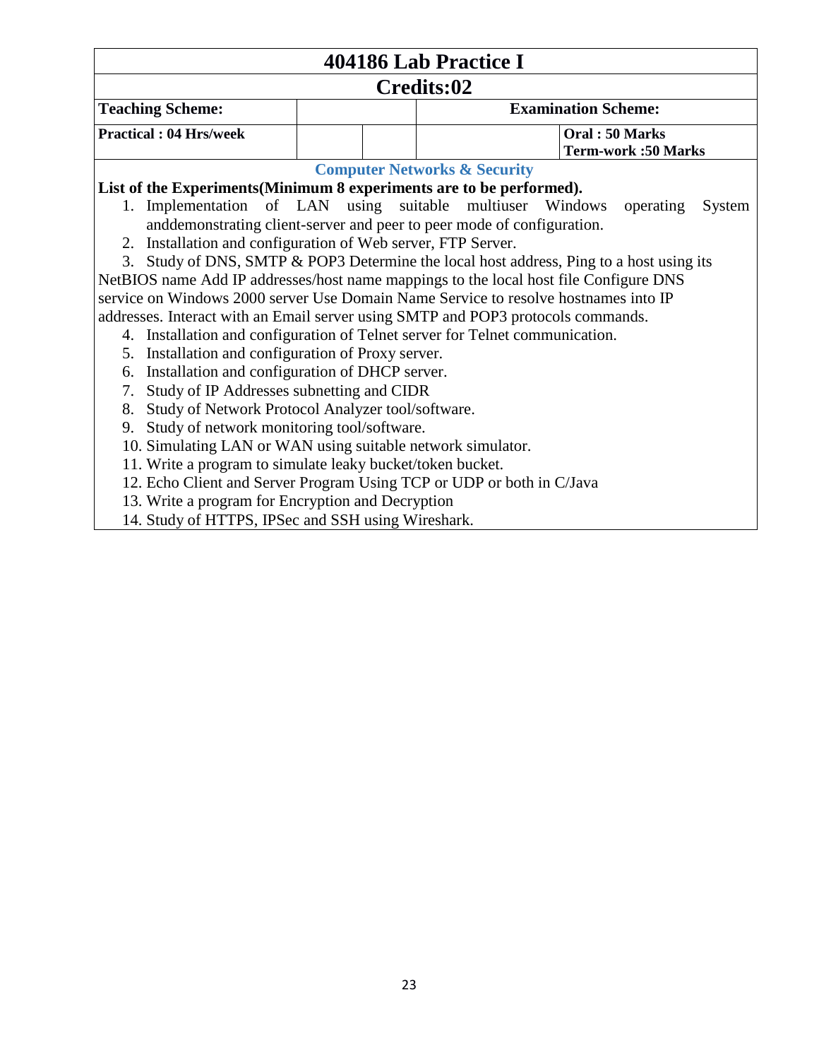| 404186 Lab Practice I | | | | |
|---|---|---|---|---|
| **Credits:02** | | | | |
| **Teaching Scheme:** | | | **Examination Scheme:** | |
| **Practical : 04 Hrs/week** | | | | **Oral : 50 Marks** **Term-work :50 Marks** |

**Computer Networks & Security**

**List of the Experiments(Minimum 8 experiments are to be performed).**

1. Implementation of LAN using suitable multiuser Windows operating System anddemonstrating client-server and peer to peer mode of configuration.
2. Installation and configuration of Web server, FTP Server.
3. Study of DNS, SMTP & POP3 Determine the local host address, Ping to a host using its NetBIOS name Add IP addresses/host name mappings to the local host file Configure DNS service on Windows 2000 server Use Domain Name Service to resolve hostnames into IP addresses. Interact with an Email server using SMTP and POP3 protocols commands.
4. Installation and configuration of Telnet server for Telnet communication.
5. Installation and configuration of Proxy server.
6. Installation and configuration of DHCP server.
7. Study of IP Addresses subnetting and CIDR
8. Study of Network Protocol Analyzer tool/software.
9. Study of network monitoring tool/software.
10. Simulating LAN or WAN using suitable network simulator.
11. Write a program to simulate leaky bucket/token bucket.
12. Echo Client and Server Program Using TCP or UDP or both in C/Java
13. Write a program for Encryption and Decryption
14. Study of HTTPS, IPSec and SSH using Wireshark.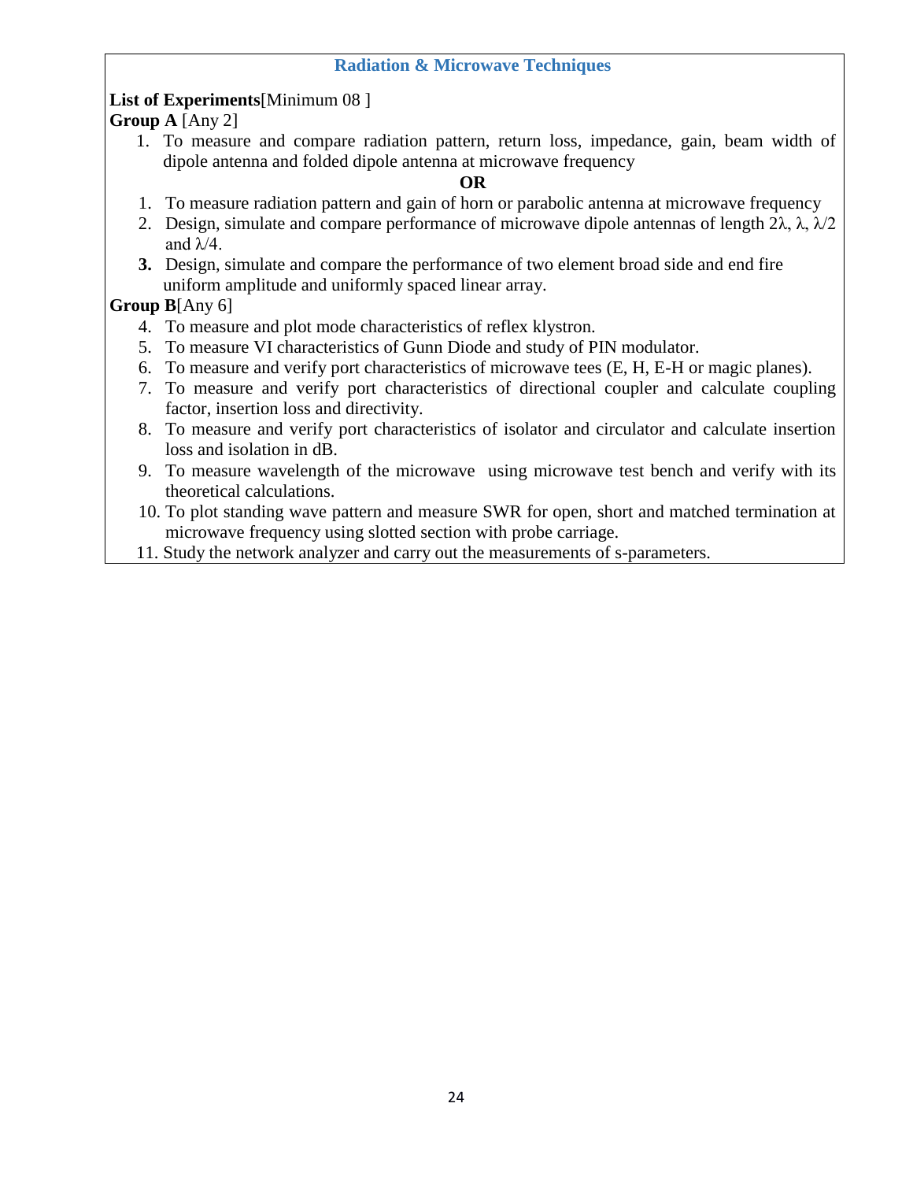## Radiation & Microwave Techniques

**List of Experiments**[Minimum 08 ]

**Group A** [Any 2]

1. To measure and compare radiation pattern, return loss, impedance, gain, beam width of dipole antenna and folded dipole antenna at microwave frequency

**OR**

1. To measure radiation pattern and gain of horn or parabolic antenna at microwave frequency
2. Design, simulate and compare performance of microwave dipole antennas of length $2\lambda$, $\lambda$, $\lambda/2$ and $\lambda/4$.
3. Design, simulate and compare the performance of two element broad side and end fire uniform amplitude and uniformly spaced linear array.

**Group B**[Any 6]

4. To measure and plot mode characteristics of reflex klystron.
5. To measure VI characteristics of Gunn Diode and study of PIN modulator.
6. To measure and verify port characteristics of microwave tees (E, H, E-H or magic planes).
7. To measure and verify port characteristics of directional coupler and calculate coupling factor, insertion loss and directivity.
8. To measure and verify port characteristics of isolator and circulator and calculate insertion loss and isolation in dB.
9. To measure wavelength of the microwave using microwave test bench and verify with its theoretical calculations.
10. To plot standing wave pattern and measure SWR for open, short and matched termination at microwave frequency using slotted section with probe carriage.
11. Study the network analyzer and carry out the measurements of s-parameters.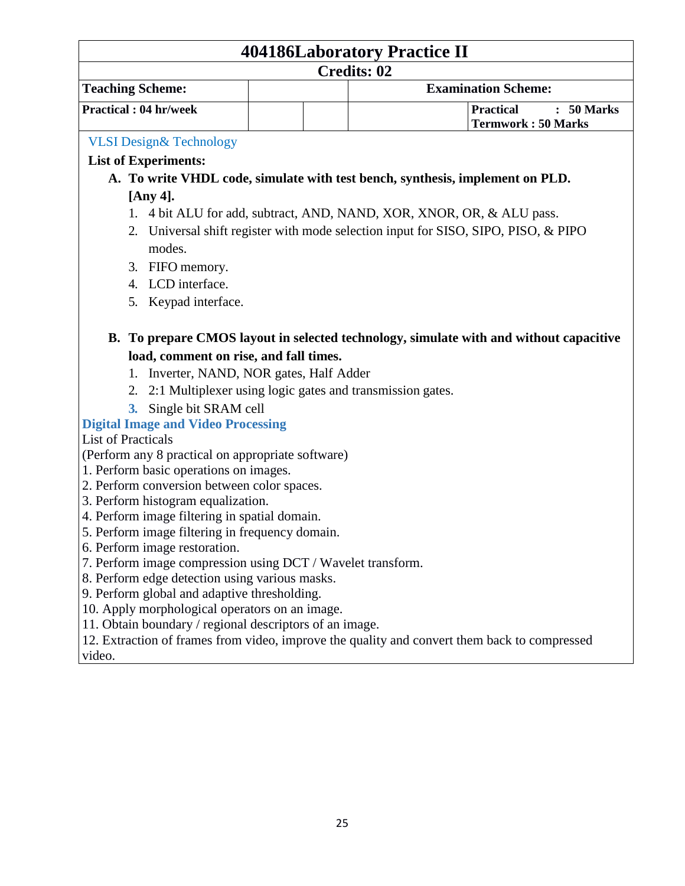# 404186Laboratory Practice II

**Credits: 02**

| **Teaching Scheme:** | | | | **Examination Scheme:** |
|---|---|---|---|---|
| **Practical : 04 hr/week** | | | | **Practical : 50 Marks**<br>**Termwork : 50 Marks** |

## VLSI Design& Technology

**List of Experiments:**

**A. To write VHDL code, simulate with test bench, synthesis, implement on PLD. [Any 4].**

1. 4 bit ALU for add, subtract, AND, NAND, XOR, XNOR, OR, & ALU pass.
2. Universal shift register with mode selection input for SISO, SIPO, PISO, & PIPO modes.
3. FIFO memory.
4. LCD interface.
5. Keypad interface.

**B. To prepare CMOS layout in selected technology, simulate with and without capacitive load, comment on rise, and fall times.**

1. Inverter, NAND, NOR gates, Half Adder
2. 2:1 Multiplexer using logic gates and transmission gates.
3. Single bit SRAM cell

## Digital Image and Video Processing

List of Practicals

(Perform any 8 practical on appropriate software)

1. Perform basic operations on images.
2. Perform conversion between color spaces.
3. Perform histogram equalization.
4. Perform image filtering in spatial domain.
5. Perform image filtering in frequency domain.
6. Perform image restoration.
7. Perform image compression using DCT / Wavelet transform.
8. Perform edge detection using various masks.
9. Perform global and adaptive thresholding.
10. Apply morphological operators on an image.
11. Obtain boundary / regional descriptors of an image.
12. Extraction of frames from video, improve the quality and convert them back to compressed video.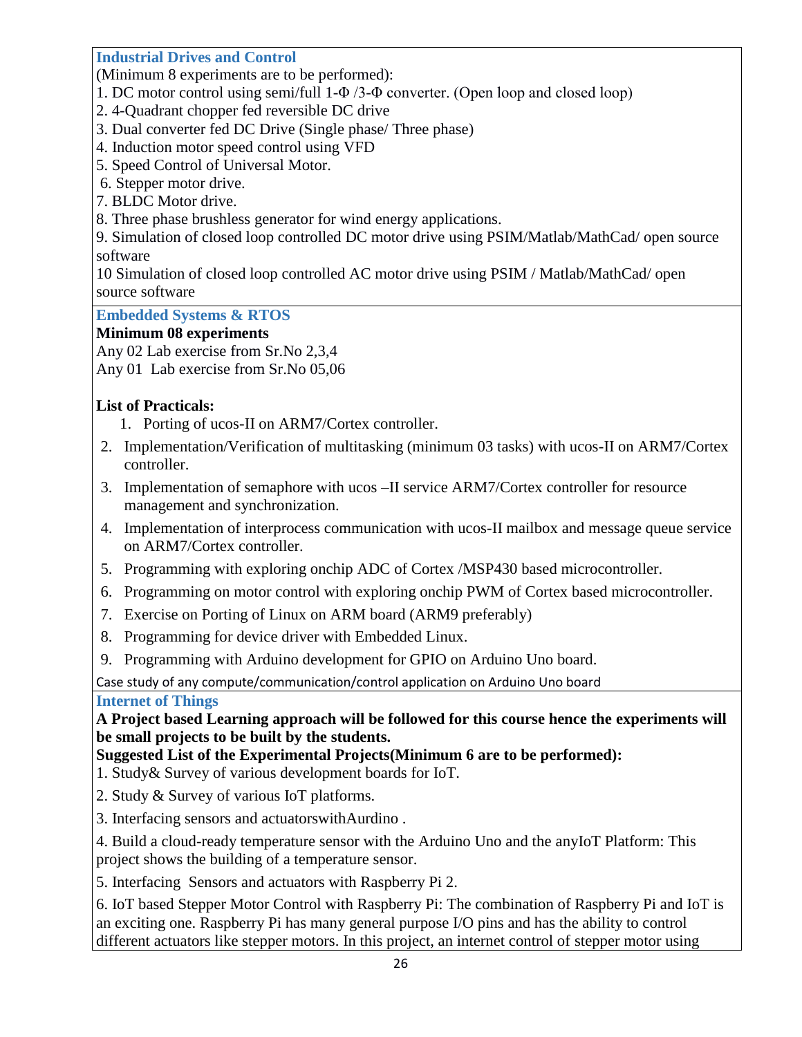### Industrial Drives and Control

(Minimum 8 experiments are to be performed):

1. DC motor control using semi/full 1-Φ /3-Φ converter. (Open loop and closed loop)
2. 4-Quadrant chopper fed reversible DC drive
3. Dual converter fed DC Drive (Single phase/ Three phase)
4. Induction motor speed control using VFD
5. Speed Control of Universal Motor.
6. Stepper motor drive.
7. BLDC Motor drive.
8. Three phase brushless generator for wind energy applications.
9. Simulation of closed loop controlled DC motor drive using PSIM/Matlab/MathCad/ open source software
10. Simulation of closed loop controlled AC motor drive using PSIM / Matlab/MathCad/ open source software

### Embedded Systems & RTOS

**Minimum 08 experiments**

Any 02 Lab exercise from Sr.No 2,3,4

Any 01 Lab exercise from Sr.No 05,06

**List of Practicals:**

1. Porting of ucos-II on ARM7/Cortex controller.
2. Implementation/Verification of multitasking (minimum 03 tasks) with ucos-II on ARM7/Cortex controller.
3. Implementation of semaphore with ucos –II service ARM7/Cortex controller for resource management and synchronization.
4. Implementation of interprocess communication with ucos-II mailbox and message queue service on ARM7/Cortex controller.
5. Programming with exploring onchip ADC of Cortex /MSP430 based microcontroller.
6. Programming on motor control with exploring onchip PWM of Cortex based microcontroller.
7. Exercise on Porting of Linux on ARM board (ARM9 preferably)
8. Programming for device driver with Embedded Linux.
9. Programming with Arduino development for GPIO on Arduino Uno board.

Case study of any compute/communication/control application on Arduino Uno board

### Internet of Things

**A Project based Learning approach will be followed for this course hence the experiments will be small projects to be built by the students.**

**Suggested List of the Experimental Projects(Minimum 6 are to be performed):**

1. Study& Survey of various development boards for IoT.
2. Study & Survey of various IoT platforms.
3. Interfacing sensors and actuatorswithAurdino .
4. Build a cloud-ready temperature sensor with the Arduino Uno and the anyIoT Platform: This project shows the building of a temperature sensor.
5. Interfacing Sensors and actuators with Raspberry Pi 2.
6. IoT based Stepper Motor Control with Raspberry Pi: The combination of Raspberry Pi and IoT is an exciting one. Raspberry Pi has many general purpose I/O pins and has the ability to control different actuators like stepper motors. In this project, an internet control of stepper motor using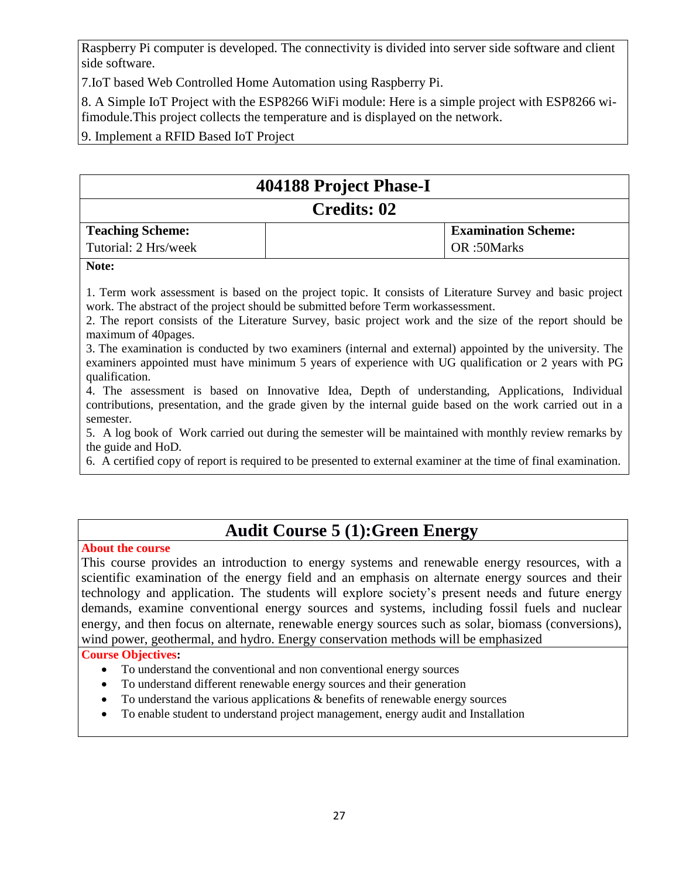Raspberry Pi computer is developed. The connectivity is divided into server side software and client side software.

7.IoT based Web Controlled Home Automation using Raspberry Pi.

8. A Simple IoT Project with the ESP8266 WiFi module: Here is a simple project with ESP8266 wi-fimodule.This project collects the temperature and is displayed on the network.

9. Implement a RFID Based IoT Project

## 404188 Project Phase-I

### Credits: 02

| Teaching Scheme: | | Examination Scheme: |
|---|---|---|
| Tutorial: 2 Hrs/week | | OR :50Marks |

**Note:**

1. Term work assessment is based on the project topic. It consists of Literature Survey and basic project work. The abstract of the project should be submitted before Term workassessment.
2. The report consists of the Literature Survey, basic project work and the size of the report should be maximum of 40pages.
3. The examination is conducted by two examiners (internal and external) appointed by the university. The examiners appointed must have minimum 5 years of experience with UG qualification or 2 years with PG qualification.
4. The assessment is based on Innovative Idea, Depth of understanding, Applications, Individual contributions, presentation, and the grade given by the internal guide based on the work carried out in a semester.
5. A log book of Work carried out during the semester will be maintained with monthly review remarks by the guide and HoD.
6. A certified copy of report is required to be presented to external examiner at the time of final examination.

## Audit Course 5 (1):Green Energy

**About the course**

This course provides an introduction to energy systems and renewable energy resources, with a scientific examination of the energy field and an emphasis on alternate energy sources and their technology and application. The students will explore society's present needs and future energy demands, examine conventional energy sources and systems, including fossil fuels and nuclear energy, and then focus on alternate, renewable energy sources such as solar, biomass (conversions), wind power, geothermal, and hydro. Energy conservation methods will be emphasized

**Course Objectives:**

- To understand the conventional and non conventional energy sources
- To understand different renewable energy sources and their generation
- To understand the various applications & benefits of renewable energy sources
- To enable student to understand project management, energy audit and Installation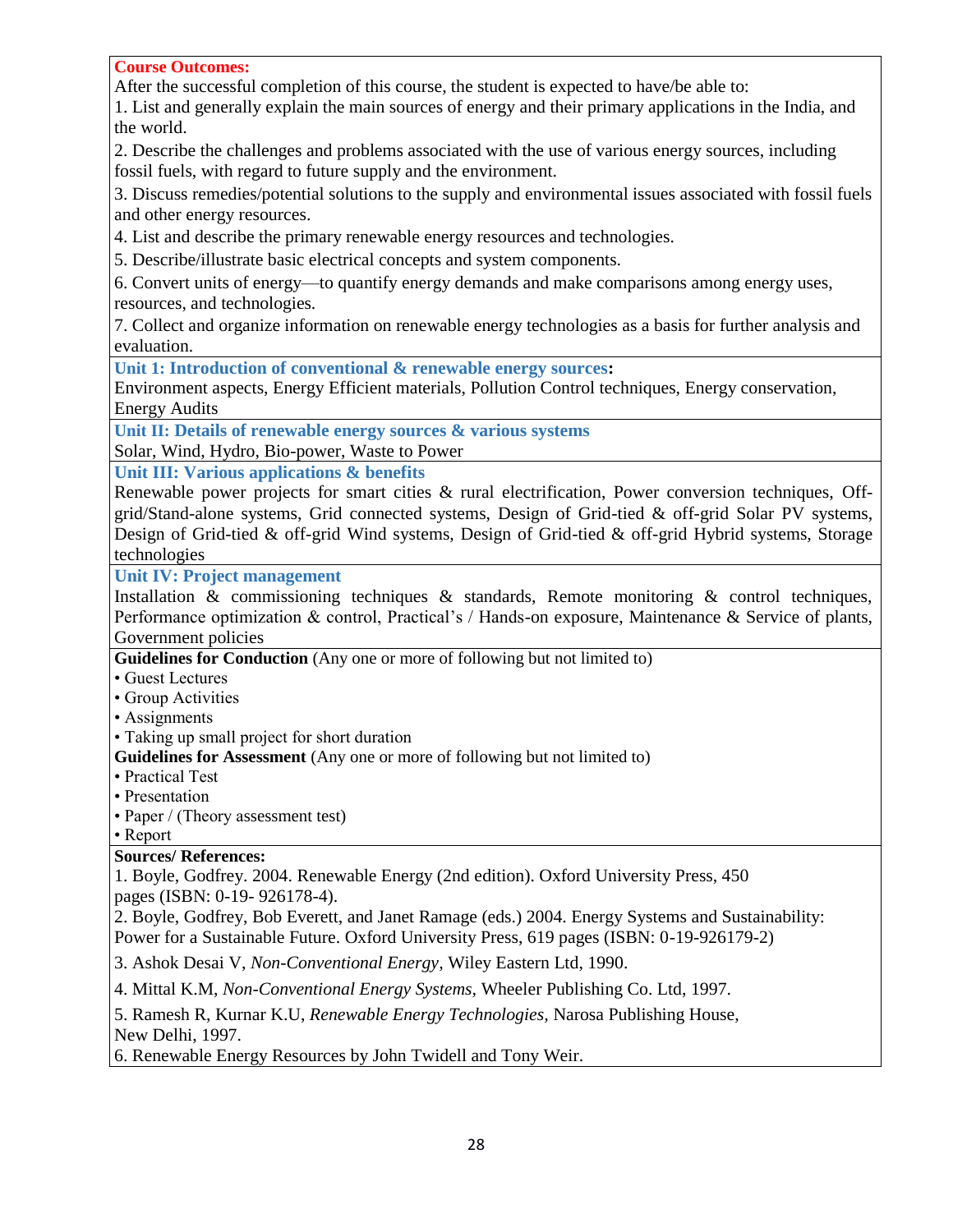**Course Outcomes:**

After the successful completion of this course, the student is expected to have/be able to:

1. List and generally explain the main sources of energy and their primary applications in the India, and the world.
2. Describe the challenges and problems associated with the use of various energy sources, including fossil fuels, with regard to future supply and the environment.
3. Discuss remedies/potential solutions to the supply and environmental issues associated with fossil fuels and other energy resources.
4. List and describe the primary renewable energy resources and technologies.
5. Describe/illustrate basic electrical concepts and system components.
6. Convert units of energy—to quantify energy demands and make comparisons among energy uses, resources, and technologies.
7. Collect and organize information on renewable energy technologies as a basis for further analysis and evaluation.

**Unit 1: Introduction of conventional & renewable energy sources:**

Environment aspects, Energy Efficient materials, Pollution Control techniques, Energy conservation, Energy Audits

**Unit II: Details of renewable energy sources & various systems**

Solar, Wind, Hydro, Bio-power, Waste to Power

**Unit III: Various applications & benefits**

Renewable power projects for smart cities & rural electrification, Power conversion techniques, Off-grid/Stand-alone systems, Grid connected systems, Design of Grid-tied & off-grid Solar PV systems, Design of Grid-tied & off-grid Wind systems, Design of Grid-tied & off-grid Hybrid systems, Storage technologies

**Unit IV: Project management**

Installation & commissioning techniques & standards, Remote monitoring & control techniques, Performance optimization & control, Practical's / Hands-on exposure, Maintenance & Service of plants, Government policies

**Guidelines for Conduction** (Any one or more of following but not limited to)

- Guest Lectures
- Group Activities
- Assignments
- Taking up small project for short duration

**Guidelines for Assessment** (Any one or more of following but not limited to)

- Practical Test
- Presentation
- Paper / (Theory assessment test)
- Report

**Sources/ References:**

1. Boyle, Godfrey. 2004. Renewable Energy (2nd edition). Oxford University Press, 450 pages (ISBN: 0-19- 926178-4).
2. Boyle, Godfrey, Bob Everett, and Janet Ramage (eds.) 2004. Energy Systems and Sustainability: Power for a Sustainable Future. Oxford University Press, 619 pages (ISBN: 0-19-926179-2)
3. Ashok Desai V, *Non-Conventional Energy*, Wiley Eastern Ltd, 1990.
4. Mittal K.M, *Non-Conventional Energy Systems*, Wheeler Publishing Co. Ltd, 1997.
5. Ramesh R, Kurnar K.U, *Renewable Energy Technologies*, Narosa Publishing House, New Delhi, 1997.
6. Renewable Energy Resources by John Twidell and Tony Weir.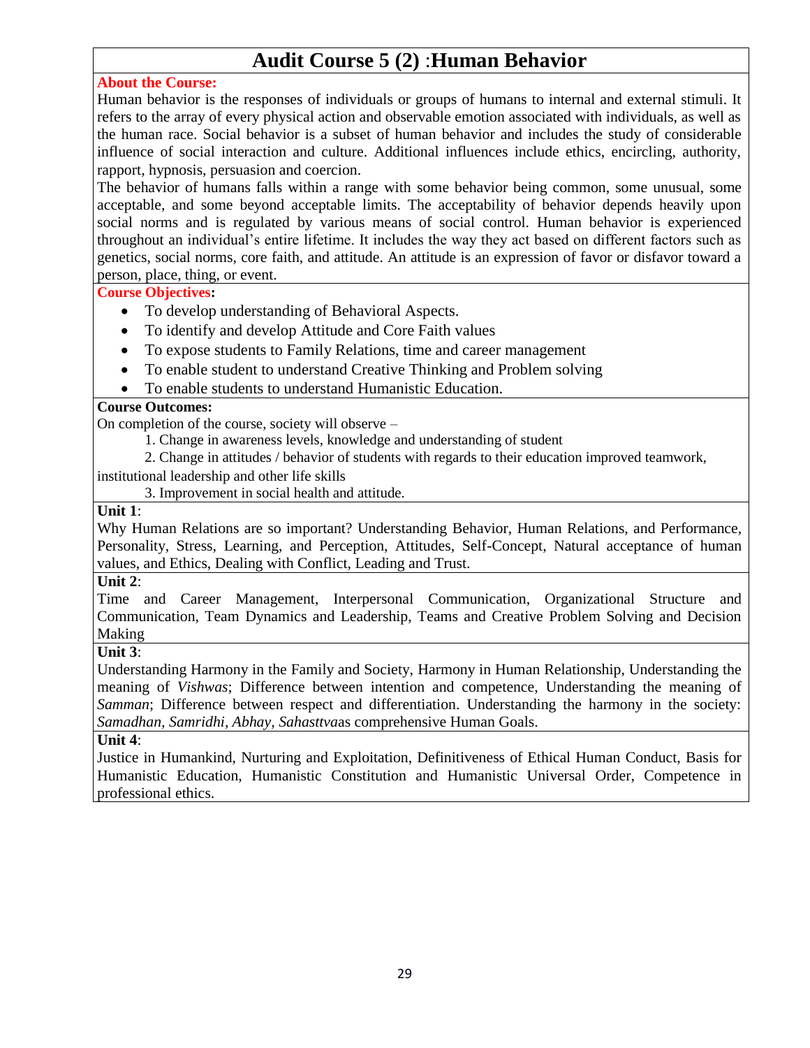# Audit Course 5 (2) :Human Behavior

**About the Course:**

Human behavior is the responses of individuals or groups of humans to internal and external stimuli. It refers to the array of every physical action and observable emotion associated with individuals, as well as the human race. Social behavior is a subset of human behavior and includes the study of considerable influence of social interaction and culture. Additional influences include ethics, encircling, authority, rapport, hypnosis, persuasion and coercion.

The behavior of humans falls within a range with some behavior being common, some unusual, some acceptable, and some beyond acceptable limits. The acceptability of behavior depends heavily upon social norms and is regulated by various means of social control. Human behavior is experienced throughout an individual's entire lifetime. It includes the way they act based on different factors such as genetics, social norms, core faith, and attitude. An attitude is an expression of favor or disfavor toward a person, place, thing, or event.

**Course Objectives:**

- To develop understanding of Behavioral Aspects.
- To identify and develop Attitude and Core Faith values
- To expose students to Family Relations, time and career management
- To enable student to understand Creative Thinking and Problem solving
- To enable students to understand Humanistic Education.

**Course Outcomes:**

On completion of the course, society will observe –

1. Change in awareness levels, knowledge and understanding of student
2. Change in attitudes / behavior of students with regards to their education improved teamwork, institutional leadership and other life skills
3. Improvement in social health and attitude.

**Unit 1**:

Why Human Relations are so important? Understanding Behavior, Human Relations, and Performance, Personality, Stress, Learning, and Perception, Attitudes, Self-Concept, Natural acceptance of human values, and Ethics, Dealing with Conflict, Leading and Trust.

**Unit 2**:

Time and Career Management, Interpersonal Communication, Organizational Structure and Communication, Team Dynamics and Leadership, Teams and Creative Problem Solving and Decision Making

**Unit 3**:

Understanding Harmony in the Family and Society, Harmony in Human Relationship, Understanding the meaning of *Vishwas*; Difference between intention and competence, Understanding the meaning of *Samman*; Difference between respect and differentiation. Understanding the harmony in the society: *Samadhan, Samridhi, Abhay, Sahasttva*as comprehensive Human Goals.

**Unit 4**:

Justice in Humankind, Nurturing and Exploitation, Definitiveness of Ethical Human Conduct, Basis for Humanistic Education, Humanistic Constitution and Humanistic Universal Order, Competence in professional ethics.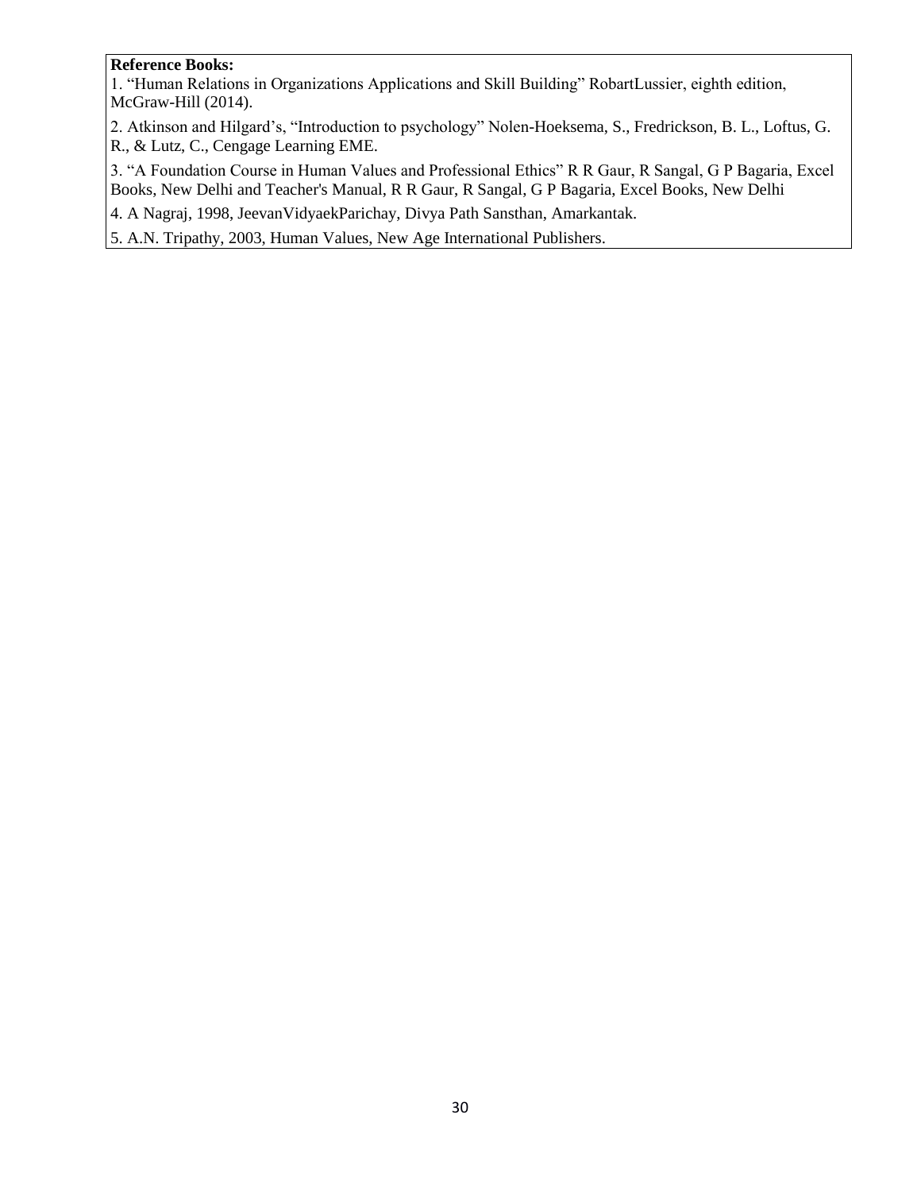**Reference Books:**

1. “Human Relations in Organizations Applications and Skill Building” RobartLussier, eighth edition, McGraw-Hill (2014).
2. Atkinson and Hilgard’s, “Introduction to psychology” Nolen-Hoeksema, S., Fredrickson, B. L., Loftus, G. R., & Lutz, C., Cengage Learning EME.
3. “A Foundation Course in Human Values and Professional Ethics” R R Gaur, R Sangal, G P Bagaria, Excel Books, New Delhi and Teacher's Manual, R R Gaur, R Sangal, G P Bagaria, Excel Books, New Delhi
4. A Nagraj, 1998, JeevanVidyaekParichay, Divya Path Sansthan, Amarkantak.
5. A.N. Tripathy, 2003, Human Values, New Age International Publishers.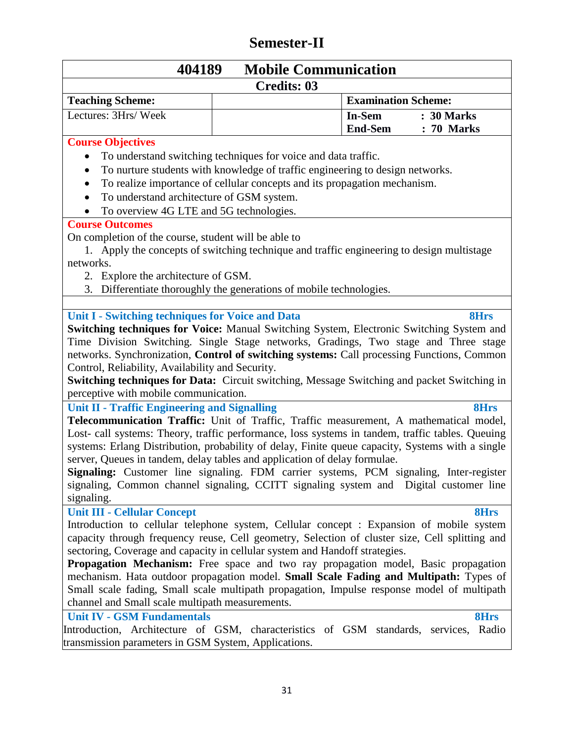# Semester-II

## 404189 Mobile Communication

**Credits: 03**

| Teaching Scheme: | | Examination Scheme: |
|---|---|---|
| Lectures: 3Hrs/ Week | | **In-Sem : 30 Marks**<br>**End-Sem : 70 Marks** |

**Course Objectives**

- To understand switching techniques for voice and data traffic.
- To nurture students with knowledge of traffic engineering to design networks.
- To realize importance of cellular concepts and its propagation mechanism.
- To understand architecture of GSM system.
- To overview 4G LTE and 5G technologies.

**Course Outcomes**

On completion of the course, student will be able to

1. Apply the concepts of switching technique and traffic engineering to design multistage networks.
2. Explore the architecture of GSM.
3. Differentiate thoroughly the generations of mobile technologies.

### Unit I - Switching techniques for Voice and Data — 8Hrs

**Switching techniques for Voice:** Manual Switching System, Electronic Switching System and Time Division Switching. Single Stage networks, Gradings, Two stage and Three stage networks. Synchronization, **Control of switching systems:** Call processing Functions, Common Control, Reliability, Availability and Security.

**Switching techniques for Data:** Circuit switching, Message Switching and packet Switching in perceptive with mobile communication.

### Unit II - Traffic Engineering and Signalling — 8Hrs

**Telecommunication Traffic:** Unit of Traffic, Traffic measurement, A mathematical model, Lost- call systems: Theory, traffic performance, loss systems in tandem, traffic tables. Queuing systems: Erlang Distribution, probability of delay, Finite queue capacity, Systems with a single server, Queues in tandem, delay tables and application of delay formulae.

**Signaling:** Customer line signaling. FDM carrier systems, PCM signaling, Inter-register signaling, Common channel signaling, CCITT signaling system and Digital customer line signaling.

### Unit III - Cellular Concept — 8Hrs

Introduction to cellular telephone system, Cellular concept : Expansion of mobile system capacity through frequency reuse, Cell geometry, Selection of cluster size, Cell splitting and sectoring, Coverage and capacity in cellular system and Handoff strategies.

**Propagation Mechanism:** Free space and two ray propagation model, Basic propagation mechanism. Hata outdoor propagation model. **Small Scale Fading and Multipath:** Types of Small scale fading, Small scale multipath propagation, Impulse response model of multipath channel and Small scale multipath measurements.

### Unit IV - GSM Fundamentals — 8Hrs

Introduction, Architecture of GSM, characteristics of GSM standards, services, Radio transmission parameters in GSM System, Applications.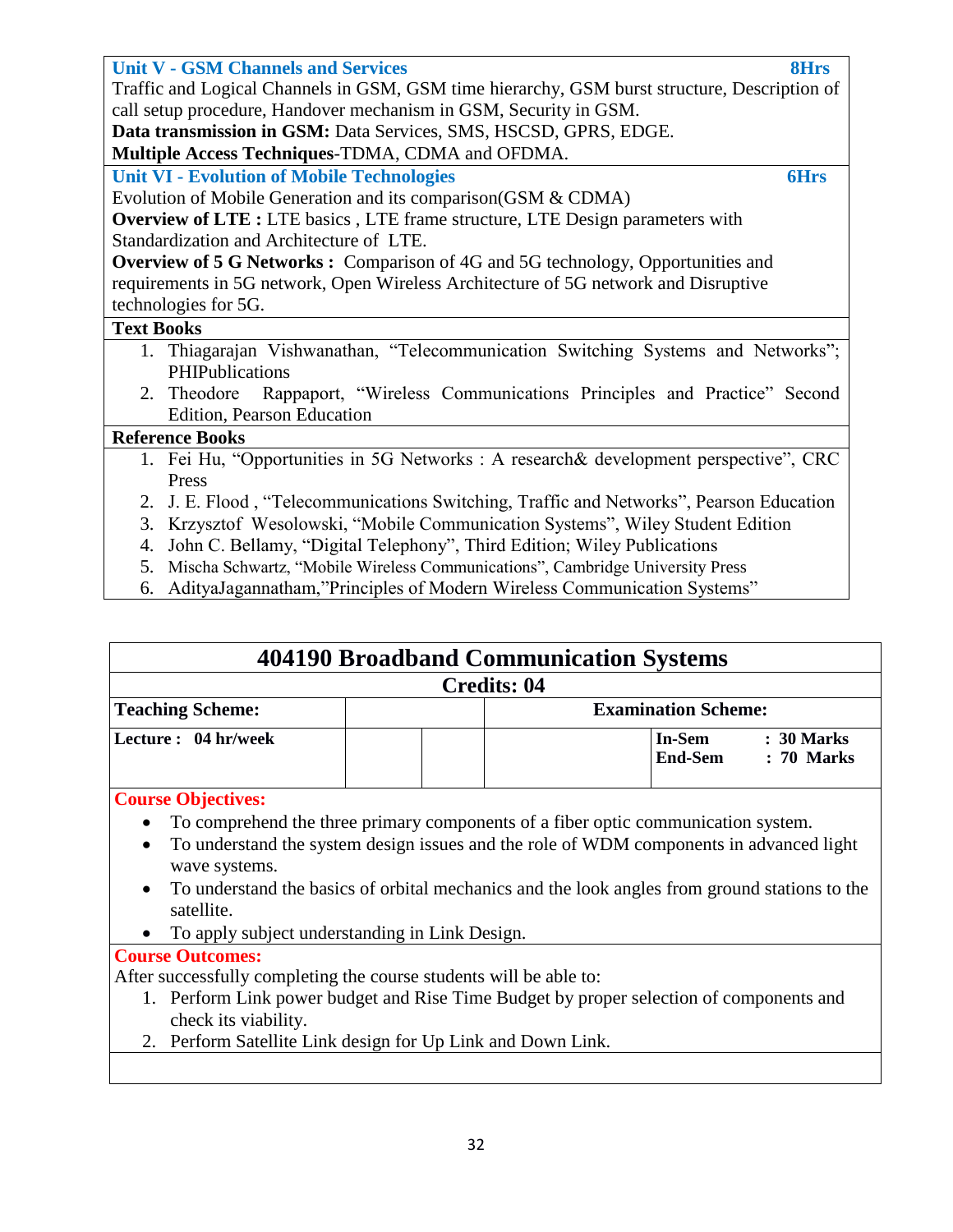### Unit V - GSM Channels and Services **8Hrs**

Traffic and Logical Channels in GSM, GSM time hierarchy, GSM burst structure, Description of call setup procedure, Handover mechanism in GSM, Security in GSM.

**Data transmission in GSM:** Data Services, SMS, HSCSD, GPRS, EDGE.

**Multiple Access Techniques**-TDMA, CDMA and OFDMA.

### Unit VI - Evolution of Mobile Technologies **6Hrs**

Evolution of Mobile Generation and its comparison(GSM & CDMA)

**Overview of LTE :** LTE basics , LTE frame structure, LTE Design parameters with Standardization and Architecture of LTE.

**Overview of 5 G Networks :** Comparison of 4G and 5G technology, Opportunities and requirements in 5G network, Open Wireless Architecture of 5G network and Disruptive technologies for 5G.

**Text Books**

1. Thiagarajan Vishwanathan, "Telecommunication Switching Systems and Networks"; PHIPublications
2. Theodore Rappaport, "Wireless Communications Principles and Practice" Second Edition, Pearson Education

**Reference Books**

1. Fei Hu, "Opportunities in 5G Networks : A research& development perspective", CRC Press
2. J. E. Flood , "Telecommunications Switching, Traffic and Networks", Pearson Education
3. Krzysztof Wesolowski, "Mobile Communication Systems", Wiley Student Edition
4. John C. Bellamy, "Digital Telephony", Third Edition; Wiley Publications
5. Mischa Schwartz, "Mobile Wireless Communications", Cambridge University Press
6. AdityaJagannatham,"Principles of Modern Wireless Communication Systems"

## 404190 Broadband Communication Systems

**Credits: 04**

| **Teaching Scheme:** | **Examination Scheme:** |
|---|---|
| **Lecture : 04 hr/week** | **In-Sem : 30 Marks**<br>**End-Sem : 70 Marks** |

**Course Objectives:**

- To comprehend the three primary components of a fiber optic communication system.
- To understand the system design issues and the role of WDM components in advanced light wave systems.
- To understand the basics of orbital mechanics and the look angles from ground stations to the satellite.
- To apply subject understanding in Link Design.

**Course Outcomes:**

After successfully completing the course students will be able to:

1. Perform Link power budget and Rise Time Budget by proper selection of components and check its viability.
2. Perform Satellite Link design for Up Link and Down Link.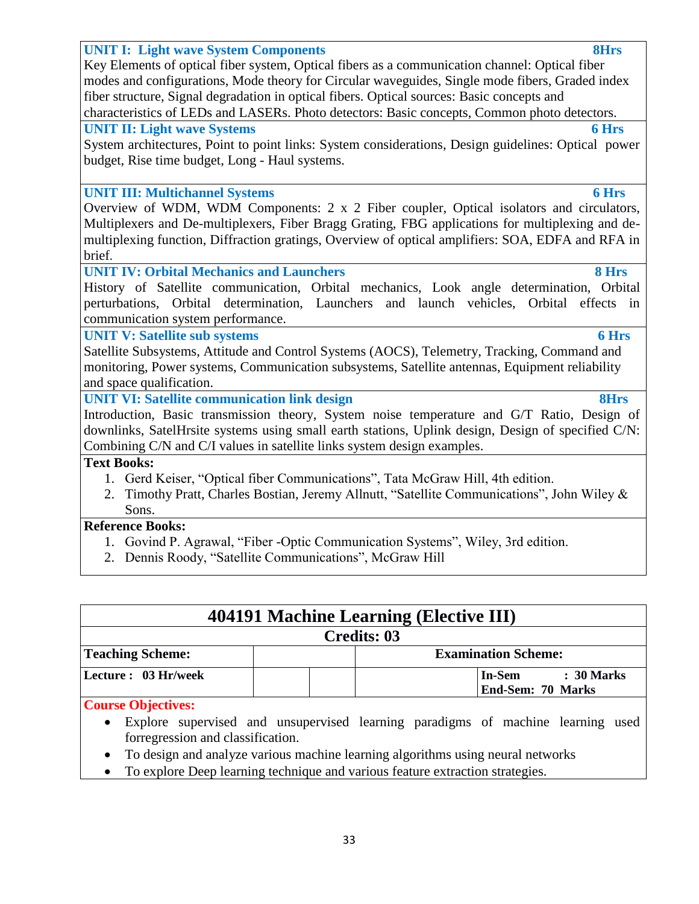| | |
|---|---|
| **UNIT I: Light wave System Components** | **8Hrs** |
| Key Elements of optical fiber system, Optical fibers as a communication channel: Optical fiber modes and configurations, Mode theory for Circular waveguides, Single mode fibers, Graded index fiber structure, Signal degradation in optical fibers. Optical sources: Basic concepts and characteristics of LEDs and LASERs. Photo detectors: Basic concepts, Common photo detectors. | |
| **UNIT II: Light wave Systems** | **6 Hrs** |
| System architectures, Point to point links: System considerations, Design guidelines: Optical power budget, Rise time budget, Long - Haul systems. | |
| **UNIT III: Multichannel Systems** | **6 Hrs** |
| Overview of WDM, WDM Components: 2 x 2 Fiber coupler, Optical isolators and circulators, Multiplexers and De-multiplexers, Fiber Bragg Grating, FBG applications for multiplexing and de-multiplexing function, Diffraction gratings, Overview of optical amplifiers: SOA, EDFA and RFA in brief. | |
| **UNIT IV: Orbital Mechanics and Launchers** | **8 Hrs** |
| History of Satellite communication, Orbital mechanics, Look angle determination, Orbital perturbations, Orbital determination, Launchers and launch vehicles, Orbital effects in communication system performance. | |
| **UNIT V: Satellite sub systems** | **6 Hrs** |
| Satellite Subsystems, Attitude and Control Systems (AOCS), Telemetry, Tracking, Command and monitoring, Power systems, Communication subsystems, Satellite antennas, Equipment reliability and space qualification. | |
| **UNIT VI: Satellite communication link design** | **8Hrs** |
| Introduction, Basic transmission theory, System noise temperature and G/T Ratio, Design of downlinks, SatelHrsite systems using small earth stations, Uplink design, Design of specified C/N: Combining C/N and C/I values in satellite links system design examples. | |

**Text Books:**

1. Gerd Keiser, "Optical fiber Communications", Tata McGraw Hill, 4th edition.
2. Timothy Pratt, Charles Bostian, Jeremy Allnutt, "Satellite Communications", John Wiley & Sons.

**Reference Books:**

1. Govind P. Agrawal, "Fiber -Optic Communication Systems", Wiley, 3rd edition.
2. Dennis Roody, "Satellite Communications", McGraw Hill

# 404191 Machine Learning (Elective III)

**Credits: 03**

| **Teaching Scheme:** | | | **Examination Scheme:** | |
|---|---|---|---|---|
| **Lecture : 03 Hr/week** | | | | **In-Sem : 30 Marks**<br>**End-Sem: 70 Marks** |

**Course Objectives:**

- Explore supervised and unsupervised learning paradigms of machine learning used forregression and classification.
- To design and analyze various machine learning algorithms using neural networks
- To explore Deep learning technique and various feature extraction strategies.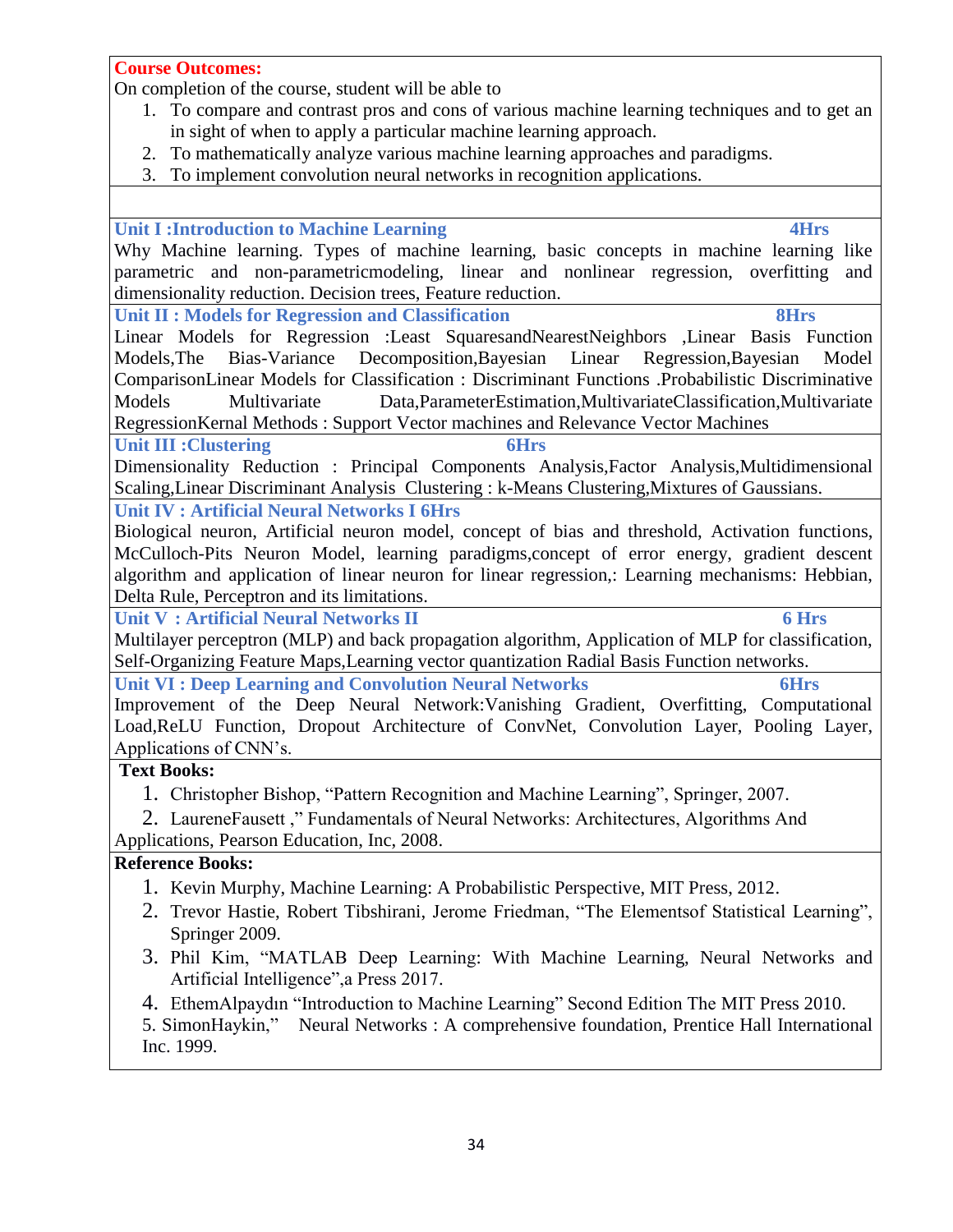**Course Outcomes:**

On completion of the course, student will be able to

1. To compare and contrast pros and cons of various machine learning techniques and to get an in sight of when to apply a particular machine learning approach.
2. To mathematically analyze various machine learning approaches and paradigms.
3. To implement convolution neural networks in recognition applications.

**Unit I :Introduction to Machine Learning** **4Hrs**

Why Machine learning. Types of machine learning, basic concepts in machine learning like parametric and non-parametricmodeling, linear and nonlinear regression, overfitting and dimensionality reduction. Decision trees, Feature reduction.

**Unit II : Models for Regression and Classification** **8Hrs**

Linear Models for Regression :Least SquaresandNearestNeighbors ,Linear Basis Function Models,The Bias-Variance Decomposition,Bayesian Linear Regression,Bayesian Model ComparisonLinear Models for Classification : Discriminant Functions .Probabilistic Discriminative Models Multivariate Data,ParameterEstimation,MultivariateClassification,Multivariate RegressionKernal Methods : Support Vector machines and Relevance Vector Machines

**Unit III :Clustering** **6Hrs**

Dimensionality Reduction : Principal Components Analysis,Factor Analysis,Multidimensional Scaling,Linear Discriminant Analysis Clustering : k-Means Clustering,Mixtures of Gaussians.

**Unit IV : Artificial Neural Networks I 6Hrs**

Biological neuron, Artificial neuron model, concept of bias and threshold, Activation functions, McCulloch-Pits Neuron Model, learning paradigms,concept of error energy, gradient descent algorithm and application of linear neuron for linear regression,: Learning mechanisms: Hebbian, Delta Rule, Perceptron and its limitations.

**Unit V : Artificial Neural Networks II** **6 Hrs**

Multilayer perceptron (MLP) and back propagation algorithm, Application of MLP for classification, Self-Organizing Feature Maps,Learning vector quantization Radial Basis Function networks.

**Unit VI : Deep Learning and Convolution Neural Networks** **6Hrs**

Improvement of the Deep Neural Network:Vanishing Gradient, Overfitting, Computational Load,ReLU Function, Dropout Architecture of ConvNet, Convolution Layer, Pooling Layer, Applications of CNN's.

**Text Books:**

1. Christopher Bishop, "Pattern Recognition and Machine Learning", Springer, 2007.
2. LaureneFausett ," Fundamentals of Neural Networks: Architectures, Algorithms And Applications, Pearson Education, Inc, 2008.

**Reference Books:**

1. Kevin Murphy, Machine Learning: A Probabilistic Perspective, MIT Press, 2012.
2. Trevor Hastie, Robert Tibshirani, Jerome Friedman, "The Elementsof Statistical Learning", Springer 2009.
3. Phil Kim, "MATLAB Deep Learning: With Machine Learning, Neural Networks and Artificial Intelligence",a Press 2017.
4. EthemAlpaydın "Introduction to Machine Learning" Second Edition The MIT Press 2010.
5. SimonHaykin," Neural Networks : A comprehensive foundation, Prentice Hall International Inc. 1999.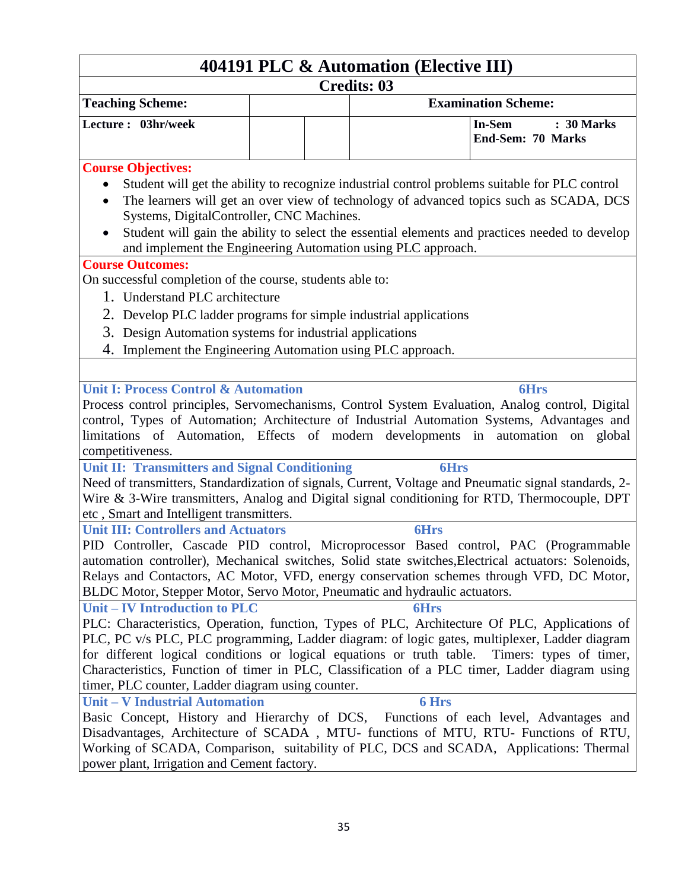# 404191 PLC & Automation (Elective III)

**Credits: 03**

| **Teaching Scheme:** | | | | **Examination Scheme:** |
|---|---|---|---|---|
| **Lecture : 03hr/week** | | | | **In-Sem : 30 Marks**<br>**End-Sem: 70 Marks** |

**Course Objectives:**

- Student will get the ability to recognize industrial control problems suitable for PLC control
- The learners will get an over view of technology of advanced topics such as SCADA, DCS Systems, DigitalController, CNC Machines.
- Student will gain the ability to select the essential elements and practices needed to develop and implement the Engineering Automation using PLC approach.

**Course Outcomes:**

On successful completion of the course, students able to:

1. Understand PLC architecture
2. Develop PLC ladder programs for simple industrial applications
3. Design Automation systems for industrial applications
4. Implement the Engineering Automation using PLC approach.

### Unit I: Process Control & Automation — 6Hrs

Process control principles, Servomechanisms, Control System Evaluation, Analog control, Digital control, Types of Automation; Architecture of Industrial Automation Systems, Advantages and limitations of Automation, Effects of modern developments in automation on global competitiveness.

### Unit II: Transmitters and Signal Conditioning — 6Hrs

Need of transmitters, Standardization of signals, Current, Voltage and Pneumatic signal standards, 2-Wire & 3-Wire transmitters, Analog and Digital signal conditioning for RTD, Thermocouple, DPT etc , Smart and Intelligent transmitters.

### Unit III: Controllers and Actuators — 6Hrs

PID Controller, Cascade PID control, Microprocessor Based control, PAC (Programmable automation controller), Mechanical switches, Solid state switches,Electrical actuators: Solenoids, Relays and Contactors, AC Motor, VFD, energy conservation schemes through VFD, DC Motor, BLDC Motor, Stepper Motor, Servo Motor, Pneumatic and hydraulic actuators.

### Unit – IV Introduction to PLC — 6Hrs

PLC: Characteristics, Operation, function, Types of PLC, Architecture Of PLC, Applications of PLC, PC v/s PLC, PLC programming, Ladder diagram: of logic gates, multiplexer, Ladder diagram for different logical conditions or logical equations or truth table. Timers: types of timer, Characteristics, Function of timer in PLC, Classification of a PLC timer, Ladder diagram using timer, PLC counter, Ladder diagram using counter.

### Unit – V Industrial Automation — 6 Hrs

Basic Concept, History and Hierarchy of DCS, Functions of each level, Advantages and Disadvantages, Architecture of SCADA , MTU- functions of MTU, RTU- Functions of RTU, Working of SCADA, Comparison, suitability of PLC, DCS and SCADA, Applications: Thermal power plant, Irrigation and Cement factory.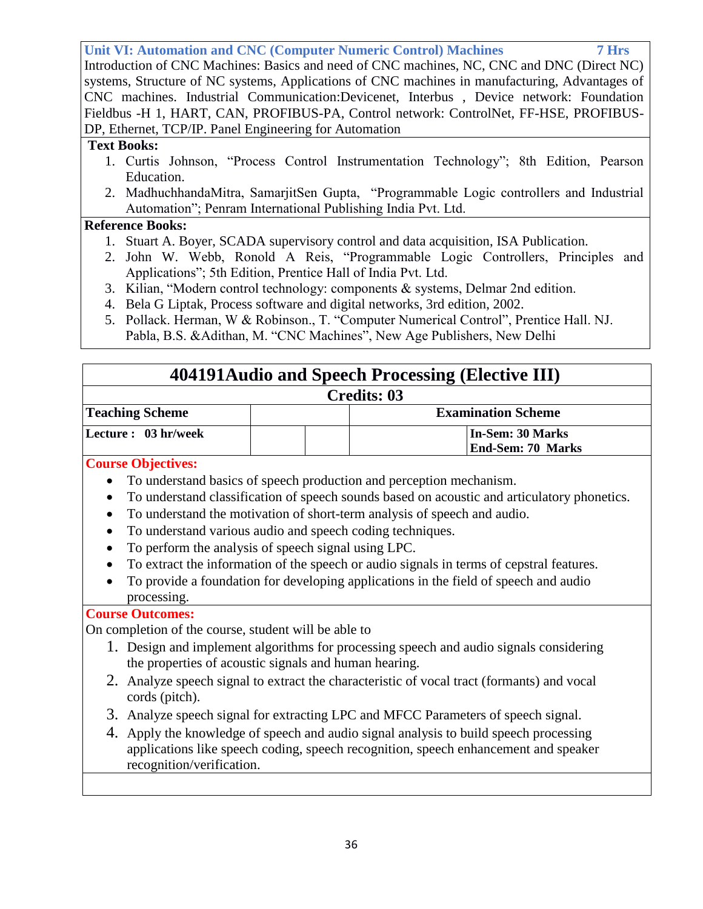**Unit VI: Automation and CNC (Computer Numeric Control) Machines** **7 Hrs**

Introduction of CNC Machines: Basics and need of CNC machines, NC, CNC and DNC (Direct NC) systems, Structure of NC systems, Applications of CNC machines in manufacturing, Advantages of CNC machines. Industrial Communication:Devicenet, Interbus , Device network: Foundation Fieldbus -H 1, HART, CAN, PROFIBUS-PA, Control network: ControlNet, FF-HSE, PROFIBUS-DP, Ethernet, TCP/IP. Panel Engineering for Automation

**Text Books:**

1. Curtis Johnson, "Process Control Instrumentation Technology"; 8th Edition, Pearson Education.
2. MadhuchhandaMitra, SamarjitSen Gupta, "Programmable Logic controllers and Industrial Automation"; Penram International Publishing India Pvt. Ltd.

**Reference Books:**

1. Stuart A. Boyer, SCADA supervisory control and data acquisition, ISA Publication.
2. John W. Webb, Ronold A Reis, "Programmable Logic Controllers, Principles and Applications"; 5th Edition, Prentice Hall of India Pvt. Ltd.
3. Kilian, "Modern control technology: components & systems, Delmar 2nd edition.
4. Bela G Liptak, Process software and digital networks, 3rd edition, 2002.
5. Pollack. Herman, W & Robinson., T. "Computer Numerical Control", Prentice Hall. NJ. Pabla, B.S. &Adithan, M. "CNC Machines", New Age Publishers, New Delhi

# 404191Audio and Speech Processing (Elective III)

**Credits: 03**

| **Teaching Scheme** | **Examination Scheme** |
| --- | --- |
| **Lecture : 03 hr/week** | **In-Sem: 30 Marks**<br>**End-Sem: 70 Marks** |

**Course Objectives:**

- To understand basics of speech production and perception mechanism.
- To understand classification of speech sounds based on acoustic and articulatory phonetics.
- To understand the motivation of short-term analysis of speech and audio.
- To understand various audio and speech coding techniques.
- To perform the analysis of speech signal using LPC.
- To extract the information of the speech or audio signals in terms of cepstral features.
- To provide a foundation for developing applications in the field of speech and audio processing.

**Course Outcomes:**

On completion of the course, student will be able to

1. Design and implement algorithms for processing speech and audio signals considering the properties of acoustic signals and human hearing.
2. Analyze speech signal to extract the characteristic of vocal tract (formants) and vocal cords (pitch).
3. Analyze speech signal for extracting LPC and MFCC Parameters of speech signal.
4. Apply the knowledge of speech and audio signal analysis to build speech processing applications like speech coding, speech recognition, speech enhancement and speaker recognition/verification.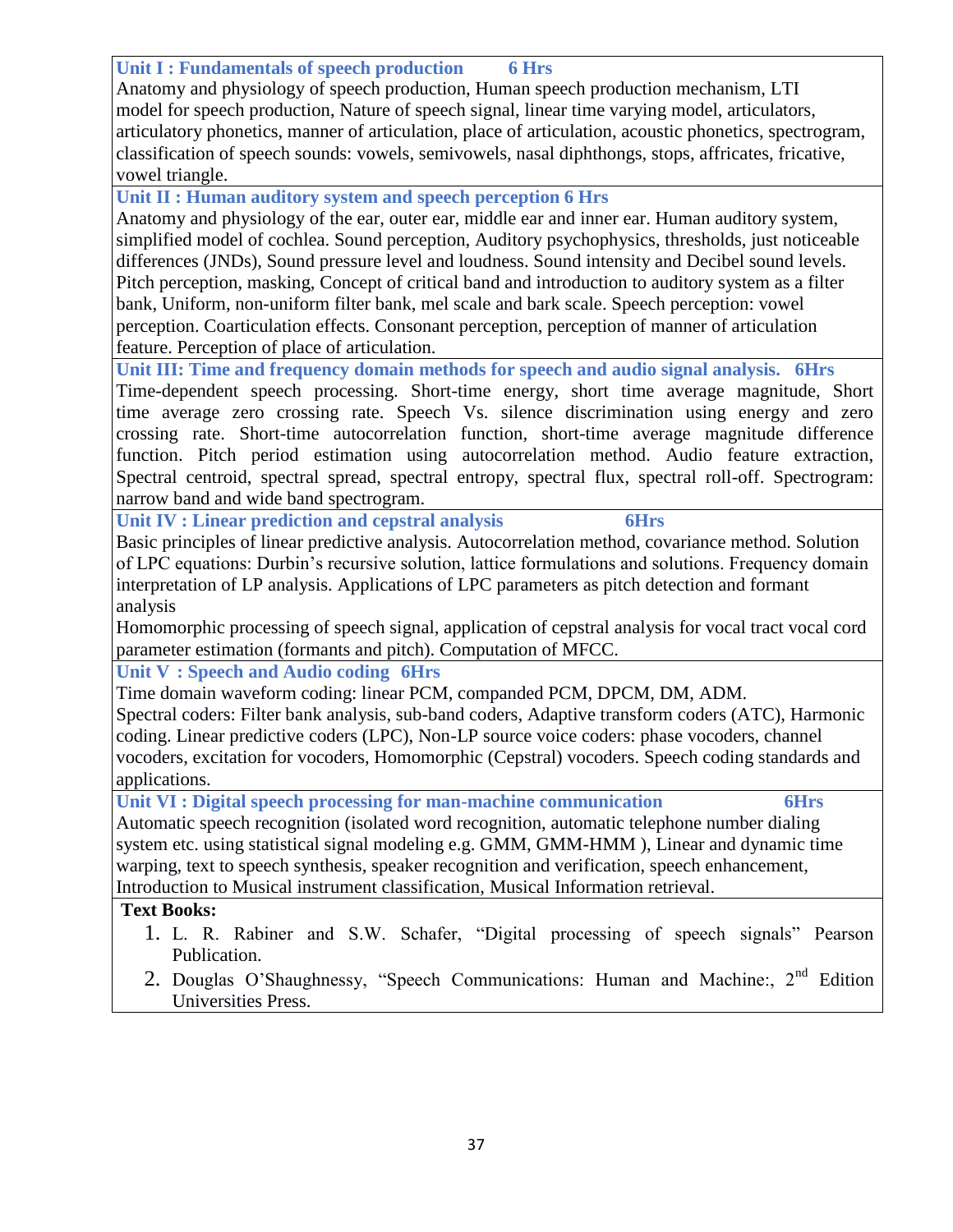### Unit I : Fundamentals of speech production 6 Hrs

Anatomy and physiology of speech production, Human speech production mechanism, LTI model for speech production, Nature of speech signal, linear time varying model, articulators, articulatory phonetics, manner of articulation, place of articulation, acoustic phonetics, spectrogram, classification of speech sounds: vowels, semivowels, nasal diphthongs, stops, affricates, fricative, vowel triangle.

### Unit II : Human auditory system and speech perception 6 Hrs

Anatomy and physiology of the ear, outer ear, middle ear and inner ear. Human auditory system, simplified model of cochlea. Sound perception, Auditory psychophysics, thresholds, just noticeable differences (JNDs), Sound pressure level and loudness. Sound intensity and Decibel sound levels. Pitch perception, masking, Concept of critical band and introduction to auditory system as a filter bank, Uniform, non-uniform filter bank, mel scale and bark scale. Speech perception: vowel perception. Coarticulation effects. Consonant perception, perception of manner of articulation feature. Perception of place of articulation.

### Unit III: Time and frequency domain methods for speech and audio signal analysis. 6Hrs

Time-dependent speech processing. Short-time energy, short time average magnitude, Short time average zero crossing rate. Speech Vs. silence discrimination using energy and zero crossing rate. Short-time autocorrelation function, short-time average magnitude difference function. Pitch period estimation using autocorrelation method. Audio feature extraction, Spectral centroid, spectral spread, spectral entropy, spectral flux, spectral roll-off. Spectrogram: narrow band and wide band spectrogram.

### Unit IV : Linear prediction and cepstral analysis 6Hrs

Basic principles of linear predictive analysis. Autocorrelation method, covariance method. Solution of LPC equations: Durbin's recursive solution, lattice formulations and solutions. Frequency domain interpretation of LP analysis. Applications of LPC parameters as pitch detection and formant analysis

Homomorphic processing of speech signal, application of cepstral analysis for vocal tract vocal cord parameter estimation (formants and pitch). Computation of MFCC.

### Unit V : Speech and Audio coding 6Hrs

Time domain waveform coding: linear PCM, companded PCM, DPCM, DM, ADM.

Spectral coders: Filter bank analysis, sub-band coders, Adaptive transform coders (ATC), Harmonic coding. Linear predictive coders (LPC), Non-LP source voice coders: phase vocoders, channel vocoders, excitation for vocoders, Homomorphic (Cepstral) vocoders. Speech coding standards and applications.

### Unit VI : Digital speech processing for man-machine communication 6Hrs

Automatic speech recognition (isolated word recognition, automatic telephone number dialing system etc. using statistical signal modeling e.g. GMM, GMM-HMM ), Linear and dynamic time warping, text to speech synthesis, speaker recognition and verification, speech enhancement, Introduction to Musical instrument classification, Musical Information retrieval.

**Text Books:**

1. L. R. Rabiner and S.W. Schafer, "Digital processing of speech signals" Pearson Publication.
2. Douglas O'Shaughnessy, "Speech Communications: Human and Machine:, 2nd Edition Universities Press.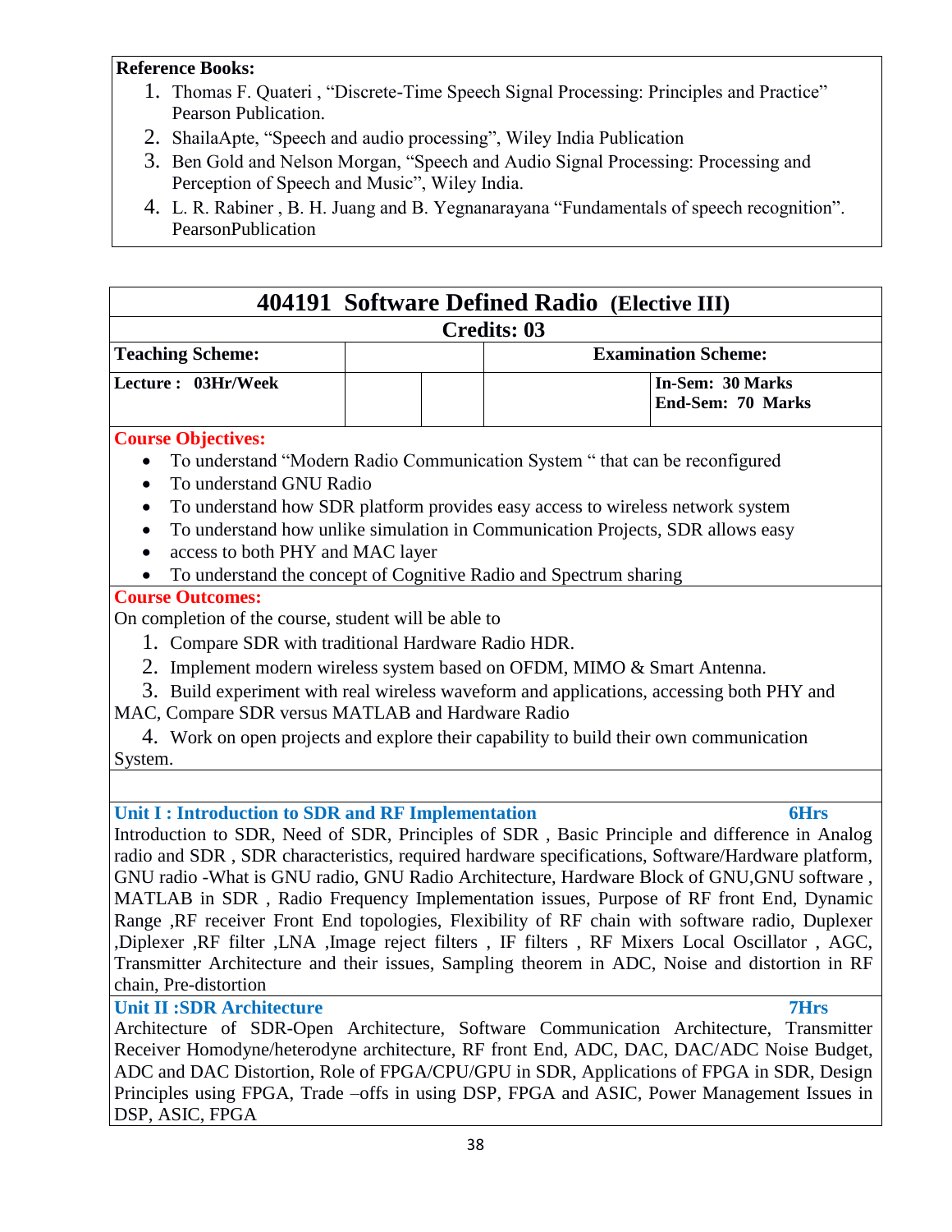**Reference Books:**

1. Thomas F. Quateri , "Discrete-Time Speech Signal Processing: Principles and Practice" Pearson Publication.
2. ShailaApte, "Speech and audio processing", Wiley India Publication
3. Ben Gold and Nelson Morgan, "Speech and Audio Signal Processing: Processing and Perception of Speech and Music", Wiley India.
4. L. R. Rabiner , B. H. Juang and B. Yegnanarayana "Fundamentals of speech recognition". PearsonPublication

## 404191 Software Defined Radio (Elective III)

**Credits: 03**

| **Teaching Scheme:** | | | **Examination Scheme:** | |
|---|---|---|---|---|
| **Lecture : 03Hr/Week** | | | | **In-Sem: 30 Marks**<br>**End-Sem: 70 Marks** |

**Course Objectives:**

- To understand "Modern Radio Communication System " that can be reconfigured
- To understand GNU Radio
- To understand how SDR platform provides easy access to wireless network system
- To understand how unlike simulation in Communication Projects, SDR allows easy
- access to both PHY and MAC layer
- To understand the concept of Cognitive Radio and Spectrum sharing

**Course Outcomes:**

On completion of the course, student will be able to

1. Compare SDR with traditional Hardware Radio HDR.
2. Implement modern wireless system based on OFDM, MIMO & Smart Antenna.
3. Build experiment with real wireless waveform and applications, accessing both PHY and MAC, Compare SDR versus MATLAB and Hardware Radio
4. Work on open projects and explore their capability to build their own communication System.

**Unit I : Introduction to SDR and RF Implementation** **6Hrs**

Introduction to SDR, Need of SDR, Principles of SDR , Basic Principle and difference in Analog radio and SDR , SDR characteristics, required hardware specifications, Software/Hardware platform, GNU radio -What is GNU radio, GNU Radio Architecture, Hardware Block of GNU,GNU software , MATLAB in SDR , Radio Frequency Implementation issues, Purpose of RF front End, Dynamic Range ,RF receiver Front End topologies, Flexibility of RF chain with software radio, Duplexer ,Diplexer ,RF filter ,LNA ,Image reject filters , IF filters , RF Mixers Local Oscillator , AGC, Transmitter Architecture and their issues, Sampling theorem in ADC, Noise and distortion in RF chain, Pre-distortion

**Unit II :SDR Architecture** **7Hrs**

Architecture of SDR-Open Architecture, Software Communication Architecture, Transmitter Receiver Homodyne/heterodyne architecture, RF front End, ADC, DAC, DAC/ADC Noise Budget, ADC and DAC Distortion, Role of FPGA/CPU/GPU in SDR, Applications of FPGA in SDR, Design Principles using FPGA, Trade –offs in using DSP, FPGA and ASIC, Power Management Issues in DSP, ASIC, FPGA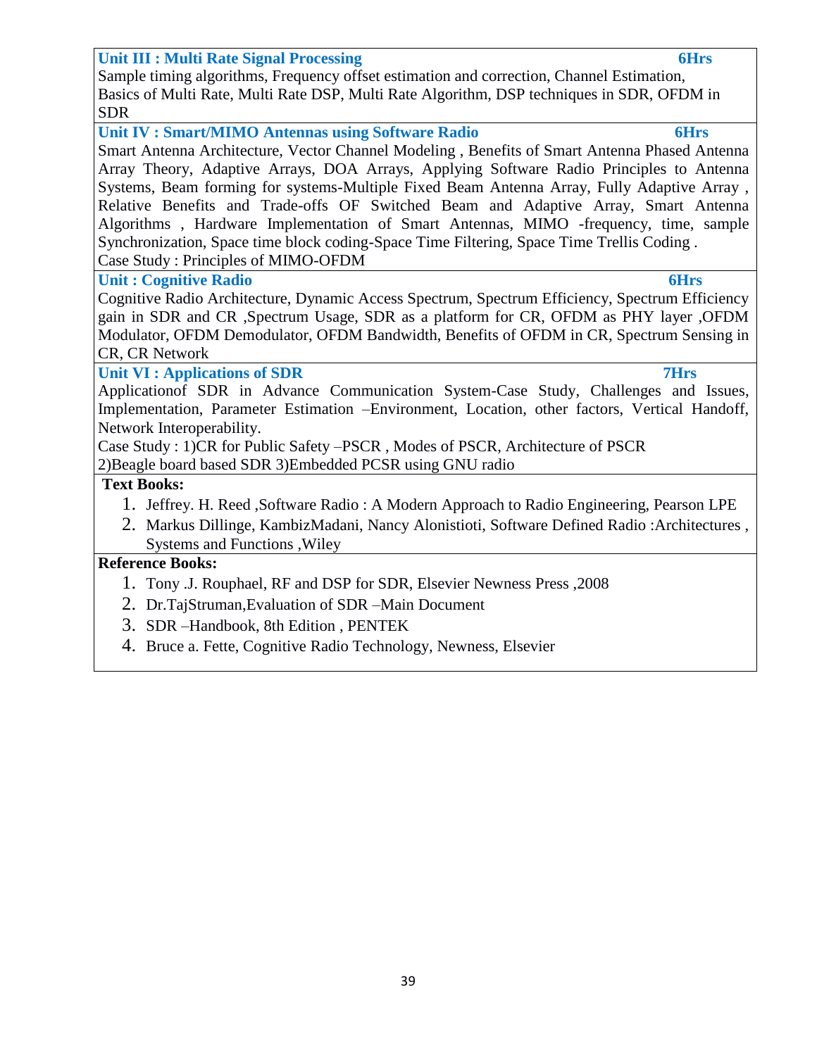### Unit III : Multi Rate Signal Processing — 6Hrs

Sample timing algorithms, Frequency offset estimation and correction, Channel Estimation, Basics of Multi Rate, Multi Rate DSP, Multi Rate Algorithm, DSP techniques in SDR, OFDM in SDR

### Unit IV : Smart/MIMO Antennas using Software Radio — 6Hrs

Smart Antenna Architecture, Vector Channel Modeling , Benefits of Smart Antenna Phased Antenna Array Theory, Adaptive Arrays, DOA Arrays, Applying Software Radio Principles to Antenna Systems, Beam forming for systems-Multiple Fixed Beam Antenna Array, Fully Adaptive Array , Relative Benefits and Trade-offs OF Switched Beam and Adaptive Array, Smart Antenna Algorithms , Hardware Implementation of Smart Antennas, MIMO -frequency, time, sample Synchronization, Space time block coding-Space Time Filtering, Space Time Trellis Coding .

Case Study : Principles of MIMO-OFDM

### Unit : Cognitive Radio — 6Hrs

Cognitive Radio Architecture, Dynamic Access Spectrum, Spectrum Efficiency, Spectrum Efficiency gain in SDR and CR ,Spectrum Usage, SDR as a platform for CR, OFDM as PHY layer ,OFDM Modulator, OFDM Demodulator, OFDM Bandwidth, Benefits of OFDM in CR, Spectrum Sensing in CR, CR Network

### Unit VI : Applications of SDR — 7Hrs

Applicationof SDR in Advance Communication System-Case Study, Challenges and Issues, Implementation, Parameter Estimation –Environment, Location, other factors, Vertical Handoff, Network Interoperability.

Case Study : 1)CR for Public Safety –PSCR , Modes of PSCR, Architecture of PSCR
2)Beagle board based SDR 3)Embedded PCSR using GNU radio

**Text Books:**

1. Jeffrey. H. Reed ,Software Radio : A Modern Approach to Radio Engineering, Pearson LPE
2. Markus Dillinge, KambizMadani, Nancy Alonistioti, Software Defined Radio :Architectures , Systems and Functions ,Wiley

**Reference Books:**

1. Tony .J. Rouphael, RF and DSP for SDR, Elsevier Newness Press ,2008
2. Dr.TajStruman,Evaluation of SDR –Main Document
3. SDR –Handbook, 8th Edition , PENTEK
4. Bruce a. Fette, Cognitive Radio Technology, Newness, Elsevier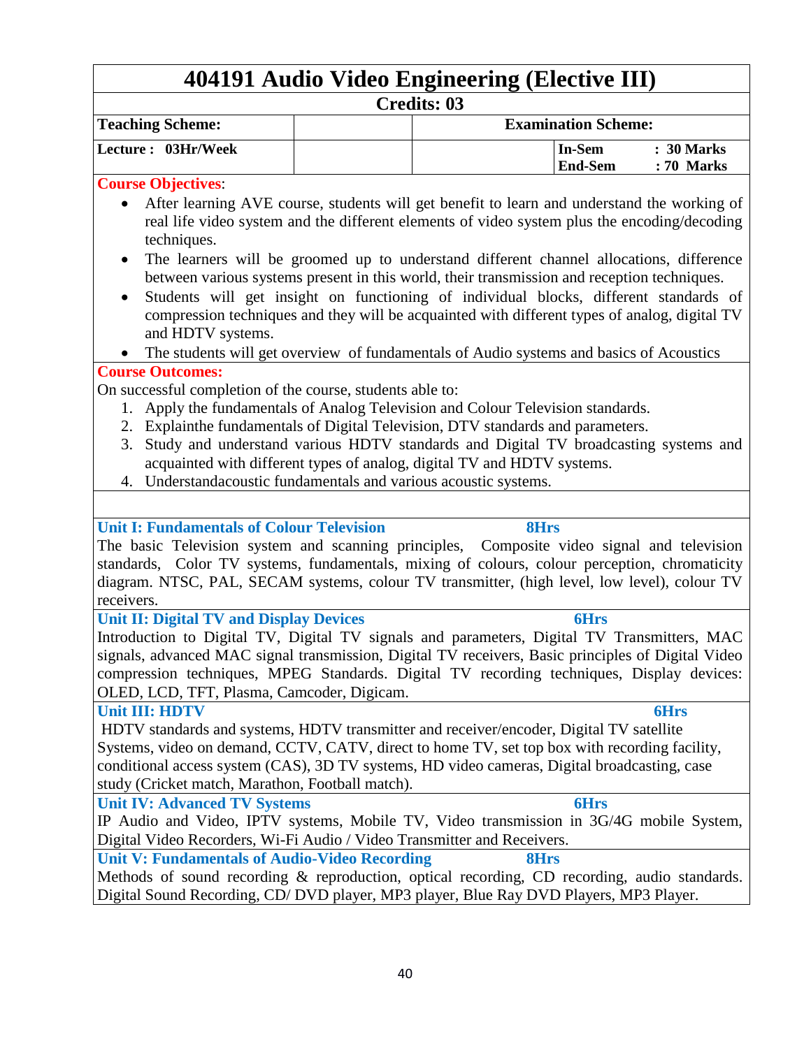# 404191 Audio Video Engineering (Elective III)

**Credits: 03**

| **Teaching Scheme:** | | **Examination Scheme:** | |
|---|---|---|---|
| **Lecture : 03Hr/Week** | | **In-Sem** | **: 30 Marks** |
| | | **End-Sem** | **: 70 Marks** |

**Course Objectives**:

- After learning AVE course, students will get benefit to learn and understand the working of real life video system and the different elements of video system plus the encoding/decoding techniques.
- The learners will be groomed up to understand different channel allocations, difference between various systems present in this world, their transmission and reception techniques.
- Students will get insight on functioning of individual blocks, different standards of compression techniques and they will be acquainted with different types of analog, digital TV and HDTV systems.
- The students will get overview of fundamentals of Audio systems and basics of Acoustics

**Course Outcomes:**

On successful completion of the course, students able to:

1. Apply the fundamentals of Analog Television and Colour Television standards.
2. Explainthe fundamentals of Digital Television, DTV standards and parameters.
3. Study and understand various HDTV standards and Digital TV broadcasting systems and acquainted with different types of analog, digital TV and HDTV systems.
4. Understandacoustic fundamentals and various acoustic systems.

**Unit I: Fundamentals of Colour Television** **8Hrs**

The basic Television system and scanning principles, Composite video signal and television standards, Color TV systems, fundamentals, mixing of colours, colour perception, chromaticity diagram. NTSC, PAL, SECAM systems, colour TV transmitter, (high level, low level), colour TV receivers.

**Unit II: Digital TV and Display Devices** **6Hrs**

Introduction to Digital TV, Digital TV signals and parameters, Digital TV Transmitters, MAC signals, advanced MAC signal transmission, Digital TV receivers, Basic principles of Digital Video compression techniques, MPEG Standards. Digital TV recording techniques, Display devices: OLED, LCD, TFT, Plasma, Camcoder, Digicam.

**Unit III: HDTV** **6Hrs**

HDTV standards and systems, HDTV transmitter and receiver/encoder, Digital TV satellite Systems, video on demand, CCTV, CATV, direct to home TV, set top box with recording facility, conditional access system (CAS), 3D TV systems, HD video cameras, Digital broadcasting, case study (Cricket match, Marathon, Football match).

**Unit IV: Advanced TV Systems** **6Hrs**

IP Audio and Video, IPTV systems, Mobile TV, Video transmission in 3G/4G mobile System, Digital Video Recorders, Wi-Fi Audio / Video Transmitter and Receivers.

**Unit V: Fundamentals of Audio-Video Recording** **8Hrs**

Methods of sound recording & reproduction, optical recording, CD recording, audio standards. Digital Sound Recording, CD/ DVD player, MP3 player, Blue Ray DVD Players, MP3 Player.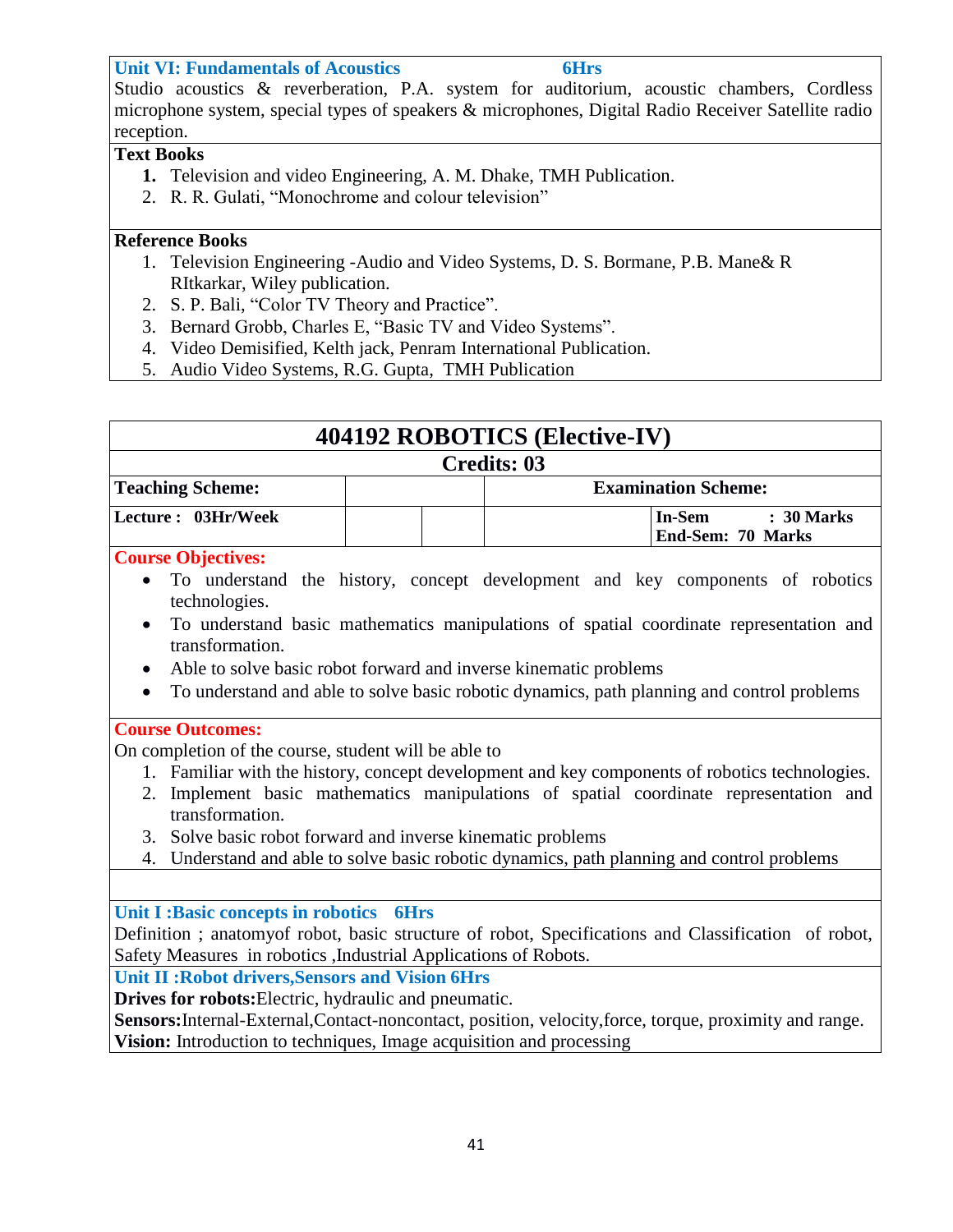**Unit VI: Fundamentals of Acoustics 6Hrs**

Studio acoustics & reverberation, P.A. system for auditorium, acoustic chambers, Cordless microphone system, special types of speakers & microphones, Digital Radio Receiver Satellite radio reception.

**Text Books**

1. Television and video Engineering, A. M. Dhake, TMH Publication.
2. R. R. Gulati, "Monochrome and colour television"

**Reference Books**

1. Television Engineering -Audio and Video Systems, D. S. Bormane, P.B. Mane& R RItkarkar, Wiley publication.
2. S. P. Bali, "Color TV Theory and Practice".
3. Bernard Grobb, Charles E, "Basic TV and Video Systems".
4. Video Demisified, Kelth jack, Penram International Publication.
5. Audio Video Systems, R.G. Gupta, TMH Publication

## 404192 ROBOTICS (Elective-IV)

**Credits: 03**

| **Teaching Scheme:** | | | **Examination Scheme:** | |
|---|---|---|---|---|
| **Lecture : 03Hr/Week** | | | | **In-Sem : 30 Marks** <br> **End-Sem: 70 Marks** |

**Course Objectives:**

- To understand the history, concept development and key components of robotics technologies.
- To understand basic mathematics manipulations of spatial coordinate representation and transformation.
- Able to solve basic robot forward and inverse kinematic problems
- To understand and able to solve basic robotic dynamics, path planning and control problems

**Course Outcomes:**

On completion of the course, student will be able to

1. Familiar with the history, concept development and key components of robotics technologies.
2. Implement basic mathematics manipulations of spatial coordinate representation and transformation.
3. Solve basic robot forward and inverse kinematic problems
4. Understand and able to solve basic robotic dynamics, path planning and control problems

**Unit I :Basic concepts in robotics 6Hrs**

Definition ; anatomyof robot, basic structure of robot, Specifications and Classification of robot, Safety Measures in robotics ,Industrial Applications of Robots.

**Unit II :Robot drivers,Sensors and Vision 6Hrs**

**Drives for robots:**Electric, hydraulic and pneumatic.

**Sensors:**Internal-External,Contact-noncontact, position, velocity,force, torque, proximity and range.

**Vision:** Introduction to techniques, Image acquisition and processing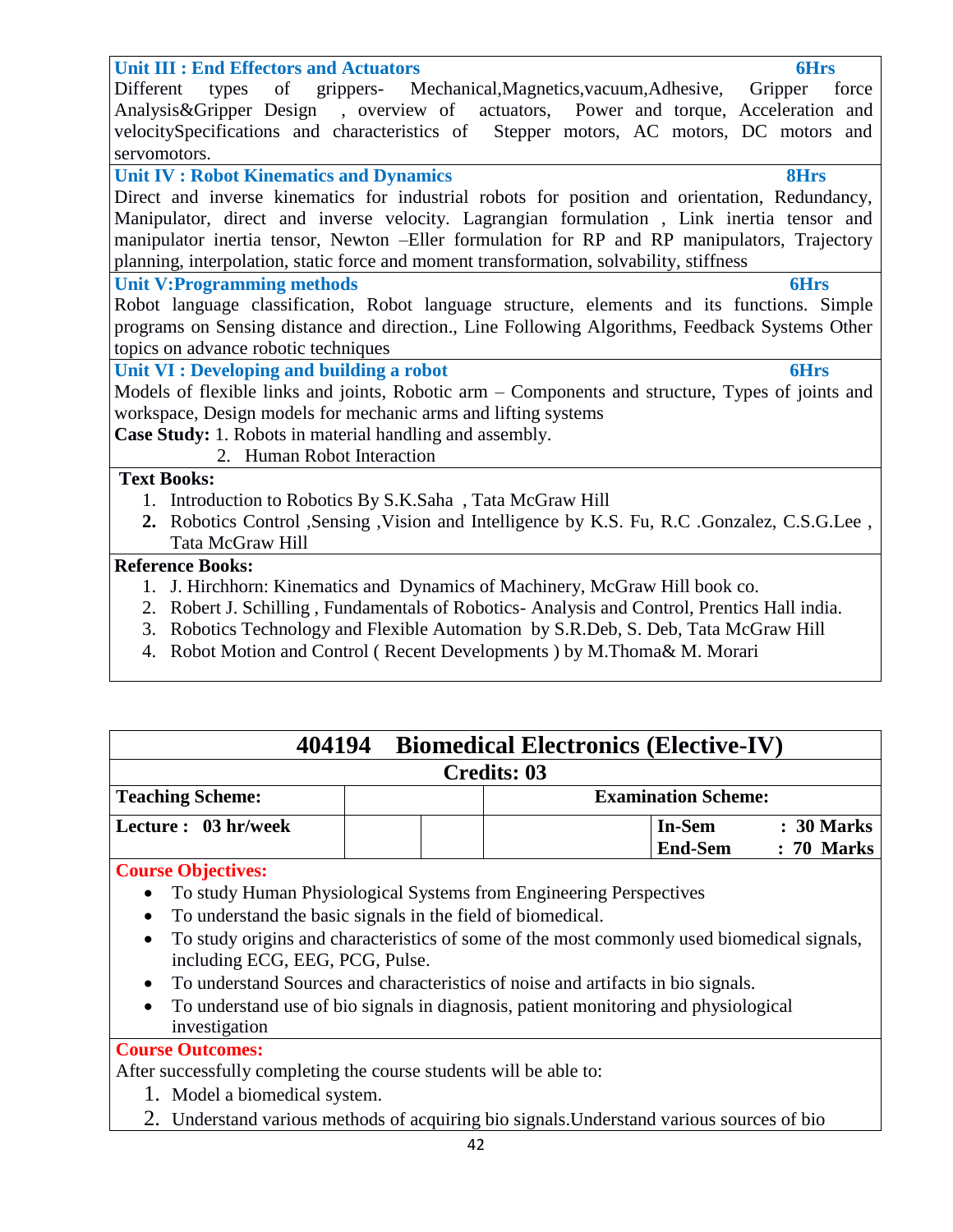### Unit III : End Effectors and Actuators **6Hrs**

Different types of grippers- Mechanical,Magnetics,vacuum,Adhesive, Gripper force Analysis&Gripper Design , overview of actuators, Power and torque, Acceleration and velocitySpecifications and characteristics of Stepper motors, AC motors, DC motors and servomotors.

### Unit IV : Robot Kinematics and Dynamics **8Hrs**

Direct and inverse kinematics for industrial robots for position and orientation, Redundancy, Manipulator, direct and inverse velocity. Lagrangian formulation , Link inertia tensor and manipulator inertia tensor, Newton –Eller formulation for RP and RP manipulators, Trajectory planning, interpolation, static force and moment transformation, solvability, stiffness

### Unit V:Programming methods **6Hrs**

Robot language classification, Robot language structure, elements and its functions. Simple programs on Sensing distance and direction., Line Following Algorithms, Feedback Systems Other topics on advance robotic techniques

### Unit VI : Developing and building a robot **6Hrs**

Models of flexible links and joints, Robotic arm – Components and structure, Types of joints and workspace, Design models for mechanic arms and lifting systems

**Case Study:** 1. Robots in material handling and assembly.
2. Human Robot Interaction

**Text Books:**

1. Introduction to Robotics By S.K.Saha , Tata McGraw Hill
2. Robotics Control ,Sensing ,Vision and Intelligence by K.S. Fu, R.C .Gonzalez, C.S.G.Lee , Tata McGraw Hill

**Reference Books:**

1. J. Hirchhorn: Kinematics and Dynamics of Machinery, McGraw Hill book co.
2. Robert J. Schilling , Fundamentals of Robotics- Analysis and Control, Prentics Hall india.
3. Robotics Technology and Flexible Automation by S.R.Deb, S. Deb, Tata McGraw Hill
4. Robot Motion and Control ( Recent Developments ) by M.Thoma& M. Morari

## 404194 Biomedical Electronics (Elective-IV)

**Credits: 03**

| **Teaching Scheme:** | **Examination Scheme:** | |
|---|---|---|
| **Lecture : 03 hr/week** | **In-Sem** | **: 30 Marks** |
| | **End-Sem** | **: 70 Marks** |

**Course Objectives:**

- To study Human Physiological Systems from Engineering Perspectives
- To understand the basic signals in the field of biomedical.
- To study origins and characteristics of some of the most commonly used biomedical signals, including ECG, EEG, PCG, Pulse.
- To understand Sources and characteristics of noise and artifacts in bio signals.
- To understand use of bio signals in diagnosis, patient monitoring and physiological investigation

**Course Outcomes:**

After successfully completing the course students will be able to:

1. Model a biomedical system.
2. Understand various methods of acquiring bio signals.Understand various sources of bio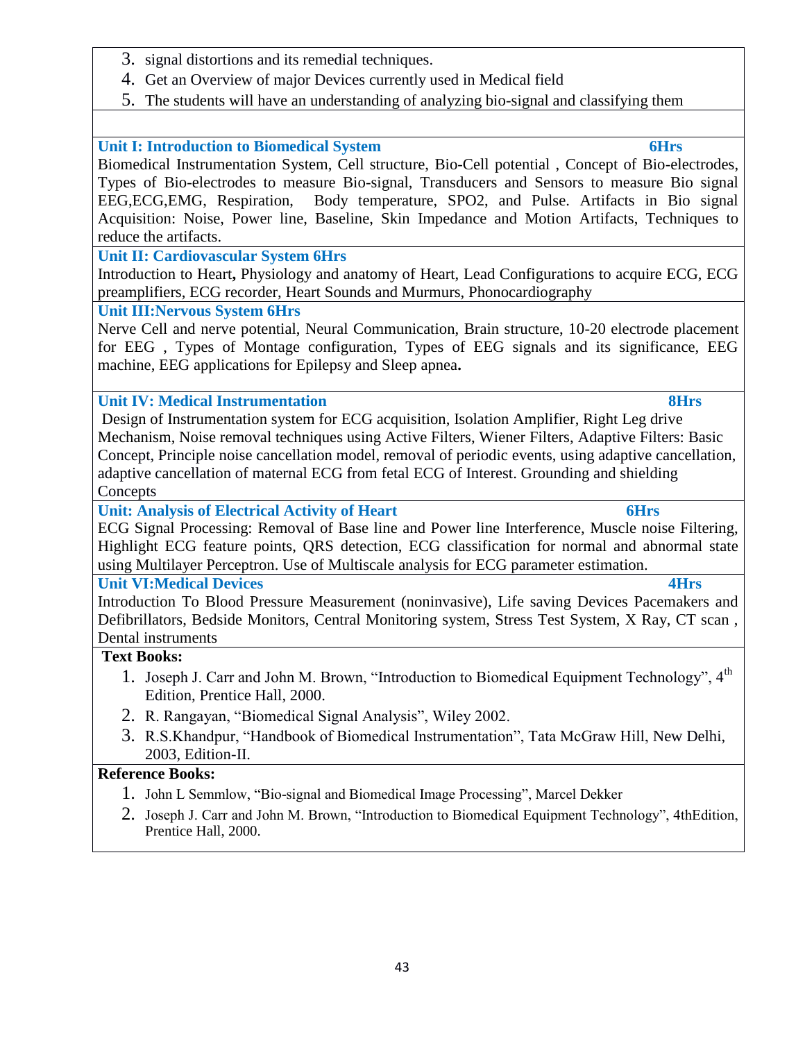3. signal distortions and its remedial techniques.
4. Get an Overview of major Devices currently used in Medical field
5. The students will have an understanding of analyzing bio-signal and classifying them

### Unit I: Introduction to Biomedical System 6Hrs

Biomedical Instrumentation System, Cell structure, Bio-Cell potential , Concept of Bio-electrodes, Types of Bio-electrodes to measure Bio-signal, Transducers and Sensors to measure Bio signal EEG,ECG,EMG, Respiration, Body temperature, SPO2, and Pulse. Artifacts in Bio signal Acquisition: Noise, Power line, Baseline, Skin Impedance and Motion Artifacts, Techniques to reduce the artifacts.

### Unit II: Cardiovascular System 6Hrs

Introduction to Heart**,** Physiology and anatomy of Heart, Lead Configurations to acquire ECG, ECG preamplifiers, ECG recorder, Heart Sounds and Murmurs, Phonocardiography

### Unit III:Nervous System 6Hrs

Nerve Cell and nerve potential, Neural Communication, Brain structure, 10-20 electrode placement for EEG , Types of Montage configuration, Types of EEG signals and its significance, EEG machine, EEG applications for Epilepsy and Sleep apnea**.**

### Unit IV: Medical Instrumentation 8Hrs

Design of Instrumentation system for ECG acquisition, Isolation Amplifier, Right Leg drive Mechanism, Noise removal techniques using Active Filters, Wiener Filters, Adaptive Filters: Basic Concept, Principle noise cancellation model, removal of periodic events, using adaptive cancellation, adaptive cancellation of maternal ECG from fetal ECG of Interest. Grounding and shielding Concepts

### Unit: Analysis of Electrical Activity of Heart 6Hrs

ECG Signal Processing: Removal of Base line and Power line Interference, Muscle noise Filtering, Highlight ECG feature points, QRS detection, ECG classification for normal and abnormal state using Multilayer Perceptron. Use of Multiscale analysis for ECG parameter estimation.

### Unit VI:Medical Devices 4Hrs

Introduction To Blood Pressure Measurement (noninvasive), Life saving Devices Pacemakers and Defibrillators, Bedside Monitors, Central Monitoring system, Stress Test System, X Ray, CT scan , Dental instruments

**Text Books:**

1. Joseph J. Carr and John M. Brown, "Introduction to Biomedical Equipment Technology", 4th Edition, Prentice Hall, 2000.
2. R. Rangayan, "Biomedical Signal Analysis", Wiley 2002.
3. R.S.Khandpur, "Handbook of Biomedical Instrumentation", Tata McGraw Hill, New Delhi, 2003, Edition-II.

**Reference Books:**

1. John L Semmlow, "Bio-signal and Biomedical Image Processing", Marcel Dekker
2. Joseph J. Carr and John M. Brown, "Introduction to Biomedical Equipment Technology", 4thEdition, Prentice Hall, 2000.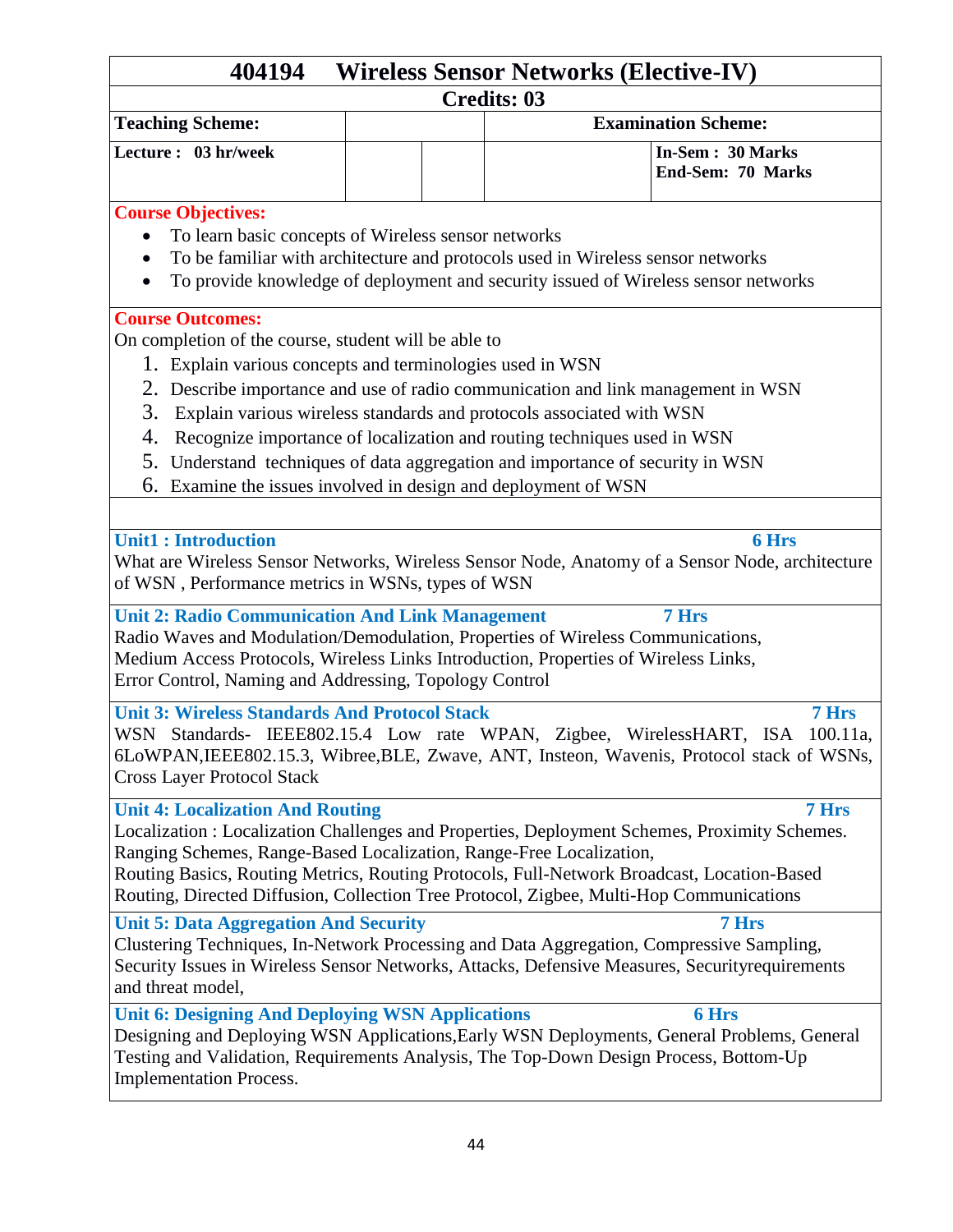# 404194 Wireless Sensor Networks (Elective-IV)

**Credits: 03**

| **Teaching Scheme:** | | | **Examination Scheme:** |
|---|---|---|---|
| **Lecture : 03 hr/week** | | | **In-Sem : 30 Marks**<br>**End-Sem: 70 Marks** |

**Course Objectives:**

- To learn basic concepts of Wireless sensor networks
- To be familiar with architecture and protocols used in Wireless sensor networks
- To provide knowledge of deployment and security issued of Wireless sensor networks

**Course Outcomes:**

On completion of the course, student will be able to

1. Explain various concepts and terminologies used in WSN
2. Describe importance and use of radio communication and link management in WSN
3. Explain various wireless standards and protocols associated with WSN
4. Recognize importance of localization and routing techniques used in WSN
5. Understand techniques of data aggregation and importance of security in WSN
6. Examine the issues involved in design and deployment of WSN

### Unit1 : Introduction — 6 Hrs

What are Wireless Sensor Networks, Wireless Sensor Node, Anatomy of a Sensor Node, architecture of WSN , Performance metrics in WSNs, types of WSN

### Unit 2: Radio Communication And Link Management — 7 Hrs

Radio Waves and Modulation/Demodulation, Properties of Wireless Communications, Medium Access Protocols, Wireless Links Introduction, Properties of Wireless Links, Error Control, Naming and Addressing, Topology Control

### Unit 3: Wireless Standards And Protocol Stack — 7 Hrs

WSN Standards- IEEE802.15.4 Low rate WPAN, Zigbee, WirelessHART, ISA 100.11a, 6LoWPAN,IEEE802.15.3, Wibree,BLE, Zwave, ANT, Insteon, Wavenis, Protocol stack of WSNs, Cross Layer Protocol Stack

### Unit 4: Localization And Routing — 7 Hrs

Localization : Localization Challenges and Properties, Deployment Schemes, Proximity Schemes. Ranging Schemes, Range-Based Localization, Range-Free Localization,
Routing Basics, Routing Metrics, Routing Protocols, Full-Network Broadcast, Location-Based Routing, Directed Diffusion, Collection Tree Protocol, Zigbee, Multi-Hop Communications

### Unit 5: Data Aggregation And Security — 7 Hrs

Clustering Techniques, In-Network Processing and Data Aggregation, Compressive Sampling, Security Issues in Wireless Sensor Networks, Attacks, Defensive Measures, Securityrequirements and threat model,

### Unit 6: Designing And Deploying WSN Applications — 6 Hrs

Designing and Deploying WSN Applications,Early WSN Deployments, General Problems, General Testing and Validation, Requirements Analysis, The Top-Down Design Process, Bottom-Up Implementation Process.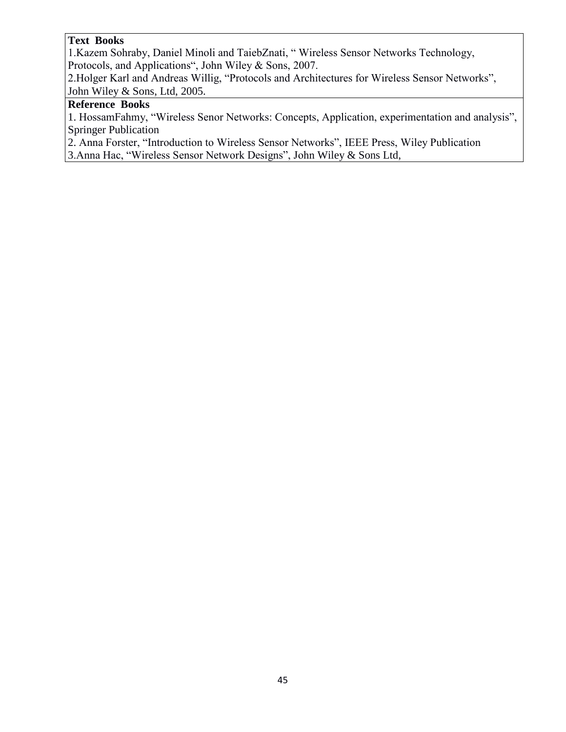**Text Books**

1.Kazem Sohraby, Daniel Minoli and TaiebZnati, " Wireless Sensor Networks Technology, Protocols, and Applications", John Wiley & Sons, 2007.

2.Holger Karl and Andreas Willig, "Protocols and Architectures for Wireless Sensor Networks", John Wiley & Sons, Ltd, 2005.

**Reference Books**

1. HossamFahmy, "Wireless Senor Networks: Concepts, Application, experimentation and analysis", Springer Publication
2. Anna Forster, "Introduction to Wireless Sensor Networks", IEEE Press, Wiley Publication
3. Anna Hac, "Wireless Sensor Network Designs", John Wiley & Sons Ltd,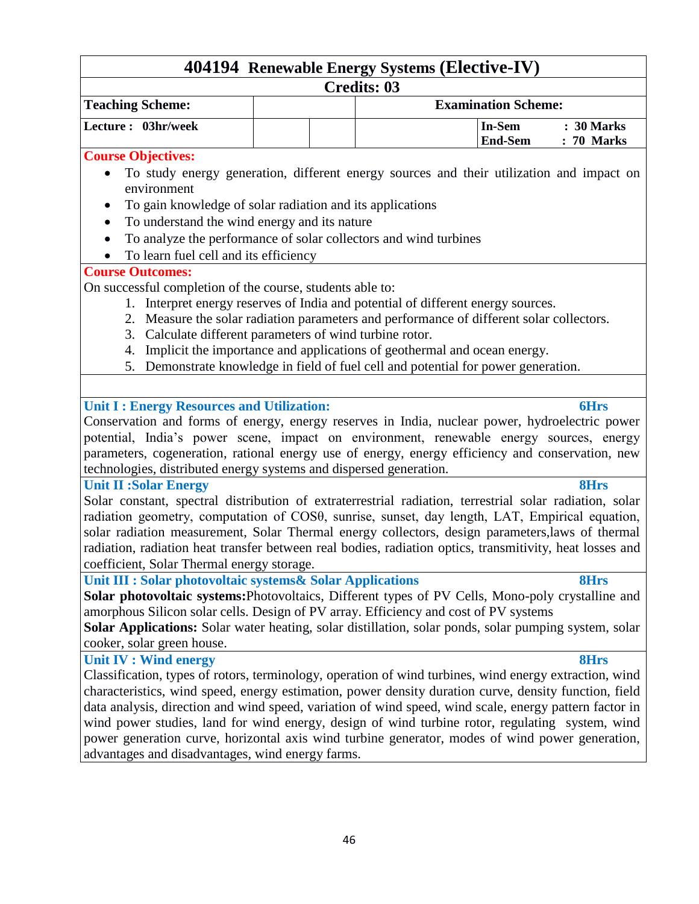# 404194 Renewable Energy Systems (Elective-IV)

**Credits: 03**

| Teaching Scheme: | | | Examination Scheme: | |
|---|---|---|---|---|
| **Lecture : 03hr/week** | | | | **In-Sem : 30 Marks**<br>**End-Sem : 70 Marks** |

**Course Objectives:**

- To study energy generation, different energy sources and their utilization and impact on environment
- To gain knowledge of solar radiation and its applications
- To understand the wind energy and its nature
- To analyze the performance of solar collectors and wind turbines
- To learn fuel cell and its efficiency

**Course Outcomes:**

On successful completion of the course, students able to:

1. Interpret energy reserves of India and potential of different energy sources.
2. Measure the solar radiation parameters and performance of different solar collectors.
3. Calculate different parameters of wind turbine rotor.
4. Implicit the importance and applications of geothermal and ocean energy.
5. Demonstrate knowledge in field of fuel cell and potential for power generation.

### Unit I : Energy Resources and Utilization: 6Hrs

Conservation and forms of energy, energy reserves in India, nuclear power, hydroelectric power potential, India's power scene, impact on environment, renewable energy sources, energy parameters, cogeneration, rational energy use of energy, energy efficiency and conservation, new technologies, distributed energy systems and dispersed generation.

### Unit II :Solar Energy 8Hrs

Solar constant, spectral distribution of extraterrestrial radiation, terrestrial solar radiation, solar radiation geometry, computation of COSθ, sunrise, sunset, day length, LAT, Empirical equation, solar radiation measurement, Solar Thermal energy collectors, design parameters,laws of thermal radiation, radiation heat transfer between real bodies, radiation optics, transmitivity, heat losses and coefficient, Solar Thermal energy storage.

### Unit III : Solar photovoltaic systems& Solar Applications 8Hrs

**Solar photovoltaic systems:**Photovoltaics, Different types of PV Cells, Mono-poly crystalline and amorphous Silicon solar cells. Design of PV array. Efficiency and cost of PV systems

**Solar Applications:** Solar water heating, solar distillation, solar ponds, solar pumping system, solar cooker, solar green house.

### Unit IV : Wind energy 8Hrs

Classification, types of rotors, terminology, operation of wind turbines, wind energy extraction, wind characteristics, wind speed, energy estimation, power density duration curve, density function, field data analysis, direction and wind speed, variation of wind speed, wind scale, energy pattern factor in wind power studies, land for wind energy, design of wind turbine rotor, regulating system, wind power generation curve, horizontal axis wind turbine generator, modes of wind power generation, advantages and disadvantages, wind energy farms.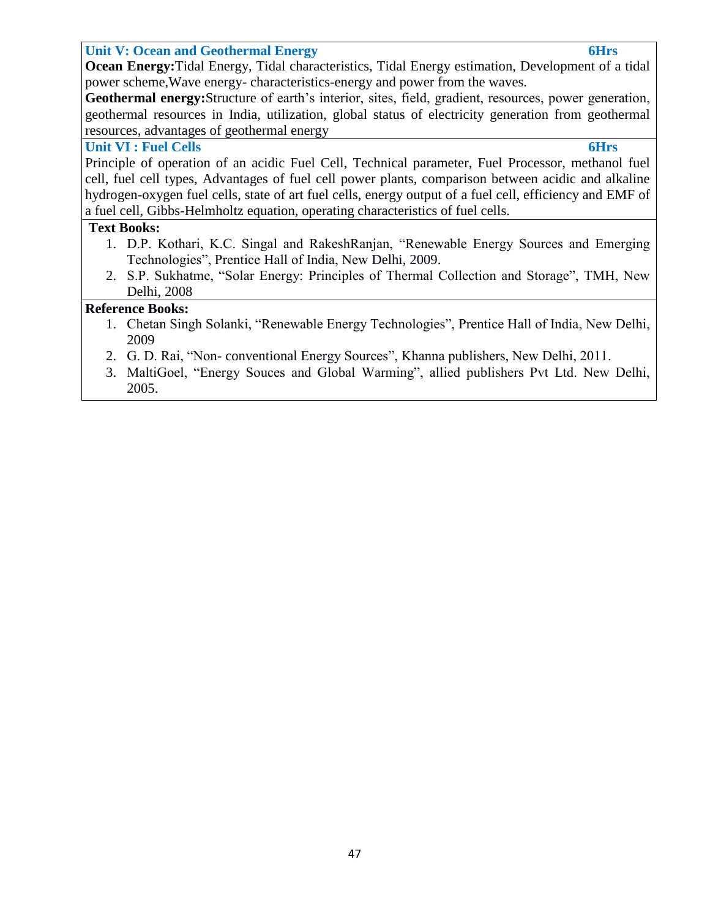### Unit V: Ocean and Geothermal Energy 6Hrs

**Ocean Energy:**Tidal Energy, Tidal characteristics, Tidal Energy estimation, Development of a tidal power scheme,Wave energy- characteristics-energy and power from the waves.

**Geothermal energy:**Structure of earth's interior, sites, field, gradient, resources, power generation, geothermal resources in India, utilization, global status of electricity generation from geothermal resources, advantages of geothermal energy

### Unit VI : Fuel Cells 6Hrs

Principle of operation of an acidic Fuel Cell, Technical parameter, Fuel Processor, methanol fuel cell, fuel cell types, Advantages of fuel cell power plants, comparison between acidic and alkaline hydrogen-oxygen fuel cells, state of art fuel cells, energy output of a fuel cell, efficiency and EMF of a fuel cell, Gibbs-Helmholtz equation, operating characteristics of fuel cells.

**Text Books:**

1. D.P. Kothari, K.C. Singal and RakeshRanjan, "Renewable Energy Sources and Emerging Technologies", Prentice Hall of India, New Delhi, 2009.
2. S.P. Sukhatme, "Solar Energy: Principles of Thermal Collection and Storage", TMH, New Delhi, 2008

**Reference Books:**

1. Chetan Singh Solanki, "Renewable Energy Technologies", Prentice Hall of India, New Delhi, 2009
2. G. D. Rai, "Non- conventional Energy Sources", Khanna publishers, New Delhi, 2011.
3. MaltiGoel, "Energy Souces and Global Warming", allied publishers Pvt Ltd. New Delhi, 2005.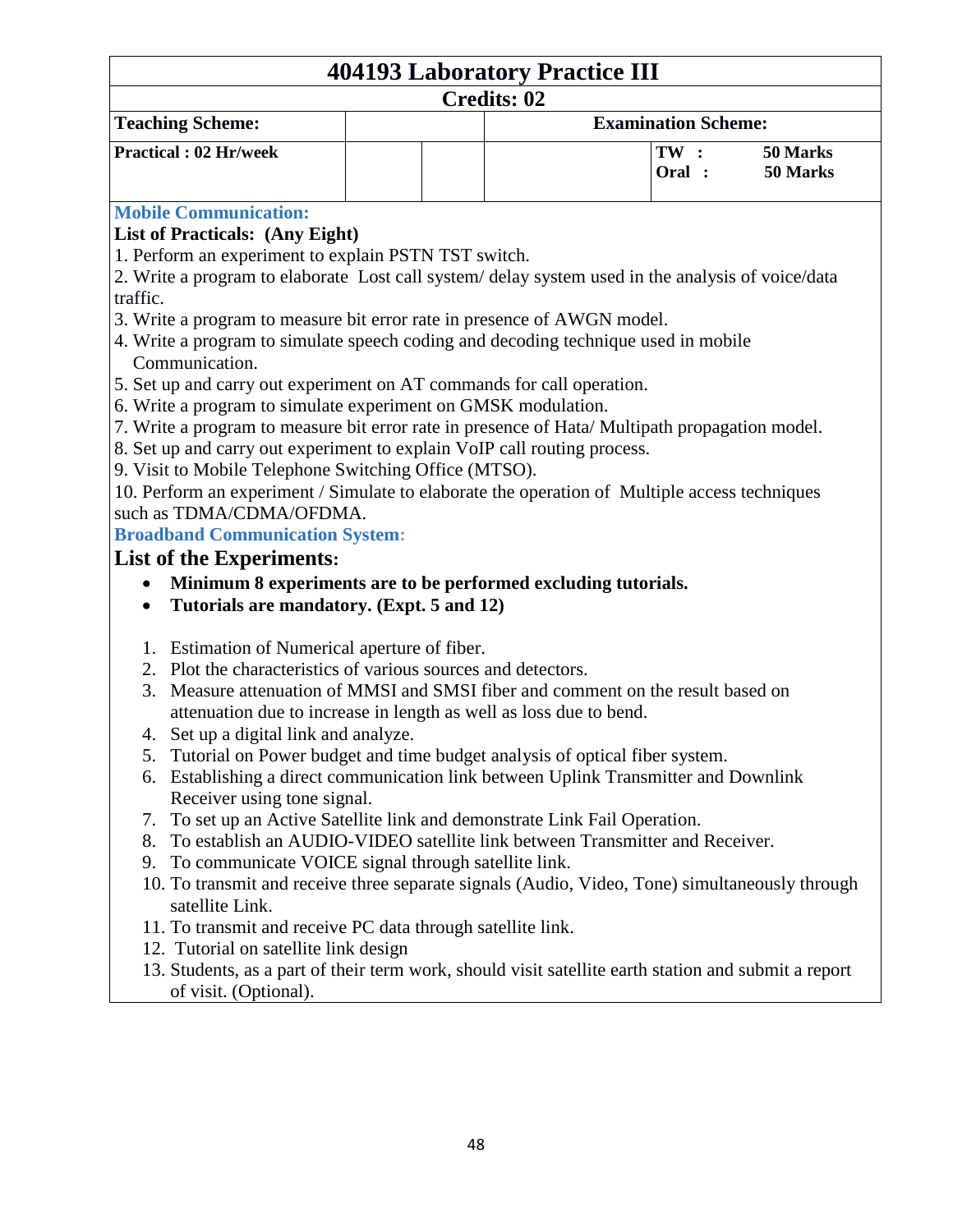# 404193 Laboratory Practice III

**Credits: 02**

| **Teaching Scheme:** | | | **Examination Scheme:** | |
|---|---|---|---|---|
| **Practical : 02 Hr/week** | | | | **TW :** **50 Marks**<br>**Oral :** **50 Marks** |

### Mobile Communication:

**List of Practicals: (Any Eight)**

1. Perform an experiment to explain PSTN TST switch.
2. Write a program to elaborate Lost call system/ delay system used in the analysis of voice/data traffic.
3. Write a program to measure bit error rate in presence of AWGN model.
4. Write a program to simulate speech coding and decoding technique used in mobile Communication.
5. Set up and carry out experiment on AT commands for call operation.
6. Write a program to simulate experiment on GMSK modulation.
7. Write a program to measure bit error rate in presence of Hata/ Multipath propagation model.
8. Set up and carry out experiment to explain VoIP call routing process.
9. Visit to Mobile Telephone Switching Office (MTSO).
10. Perform an experiment / Simulate to elaborate the operation of Multiple access techniques such as TDMA/CDMA/OFDMA.

### Broadband Communication System:

## List of the Experiments:

- **Minimum 8 experiments are to be performed excluding tutorials.**
- **Tutorials are mandatory. (Expt. 5 and 12)**

1. Estimation of Numerical aperture of fiber.
2. Plot the characteristics of various sources and detectors.
3. Measure attenuation of MMSI and SMSI fiber and comment on the result based on attenuation due to increase in length as well as loss due to bend.
4. Set up a digital link and analyze.
5. Tutorial on Power budget and time budget analysis of optical fiber system.
6. Establishing a direct communication link between Uplink Transmitter and Downlink Receiver using tone signal.
7. To set up an Active Satellite link and demonstrate Link Fail Operation.
8. To establish an AUDIO-VIDEO satellite link between Transmitter and Receiver.
9. To communicate VOICE signal through satellite link.
10. To transmit and receive three separate signals (Audio, Video, Tone) simultaneously through satellite Link.
11. To transmit and receive PC data through satellite link.
12. Tutorial on satellite link design
13. Students, as a part of their term work, should visit satellite earth station and submit a report of visit. (Optional).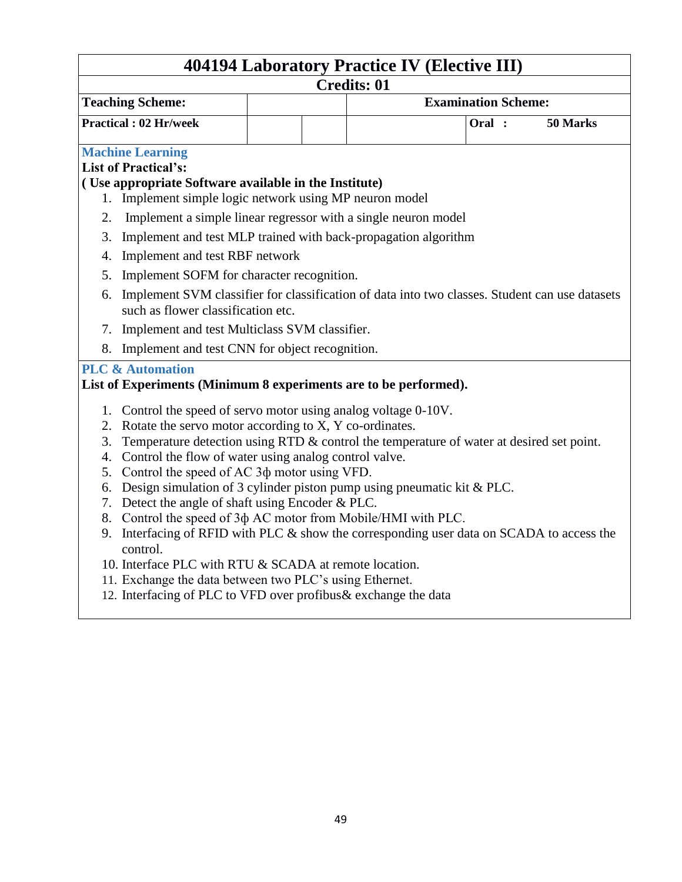# 404194 Laboratory Practice IV (Elective III)

**Credits: 01**

| **Teaching Scheme:** | | | **Examination Scheme:** | |
|---|---|---|---|---|
| **Practical : 02 Hr/week** | | | | **Oral : 50 Marks** |

## Machine Learning

**List of Practical's:**

**( Use appropriate Software available in the Institute)**

1. Implement simple logic network using MP neuron model
2. Implement a simple linear regressor with a single neuron model
3. Implement and test MLP trained with back-propagation algorithm
4. Implement and test RBF network
5. Implement SOFM for character recognition.
6. Implement SVM classifier for classification of data into two classes. Student can use datasets such as flower classification etc.
7. Implement and test Multiclass SVM classifier.
8. Implement and test CNN for object recognition.

## PLC & Automation

**List of Experiments (Minimum 8 experiments are to be performed).**

1. Control the speed of servo motor using analog voltage 0-10V.
2. Rotate the servo motor according to X, Y co-ordinates.
3. Temperature detection using RTD & control the temperature of water at desired set point.
4. Control the flow of water using analog control valve.
5. Control the speed of AC 3ф motor using VFD.
6. Design simulation of 3 cylinder piston pump using pneumatic kit & PLC.
7. Detect the angle of shaft using Encoder & PLC.
8. Control the speed of 3ф AC motor from Mobile/HMI with PLC.
9. Interfacing of RFID with PLC & show the corresponding user data on SCADA to access the control.
10. Interface PLC with RTU & SCADA at remote location.
11. Exchange the data between two PLC's using Ethernet.
12. Interfacing of PLC to VFD over profibus& exchange the data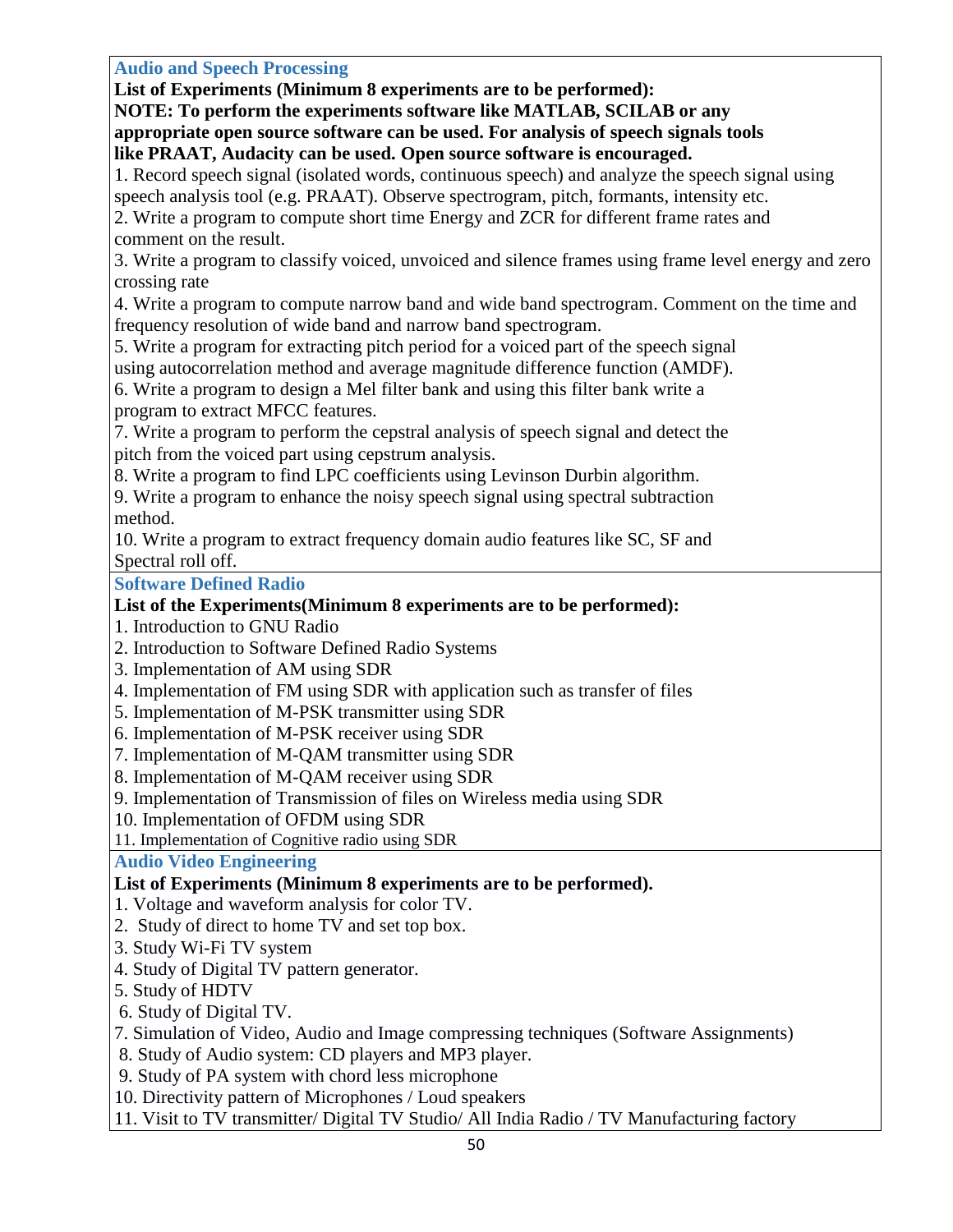### Audio and Speech Processing

**List of Experiments (Minimum 8 experiments are to be performed):**

**NOTE: To perform the experiments software like MATLAB, SCILAB or any appropriate open source software can be used. For analysis of speech signals tools like PRAAT, Audacity can be used. Open source software is encouraged.**

1. Record speech signal (isolated words, continuous speech) and analyze the speech signal using speech analysis tool (e.g. PRAAT). Observe spectrogram, pitch, formants, intensity etc.
2. Write a program to compute short time Energy and ZCR for different frame rates and comment on the result.
3. Write a program to classify voiced, unvoiced and silence frames using frame level energy and zero crossing rate
4. Write a program to compute narrow band and wide band spectrogram. Comment on the time and frequency resolution of wide band and narrow band spectrogram.
5. Write a program for extracting pitch period for a voiced part of the speech signal using autocorrelation method and average magnitude difference function (AMDF).
6. Write a program to design a Mel filter bank and using this filter bank write a program to extract MFCC features.
7. Write a program to perform the cepstral analysis of speech signal and detect the pitch from the voiced part using cepstrum analysis.
8. Write a program to find LPC coefficients using Levinson Durbin algorithm.
9. Write a program to enhance the noisy speech signal using spectral subtraction method.
10. Write a program to extract frequency domain audio features like SC, SF and Spectral roll off.

### Software Defined Radio

**List of the Experiments(Minimum 8 experiments are to be performed):**

1. Introduction to GNU Radio
2. Introduction to Software Defined Radio Systems
3. Implementation of AM using SDR
4. Implementation of FM using SDR with application such as transfer of files
5. Implementation of M-PSK transmitter using SDR
6. Implementation of M-PSK receiver using SDR
7. Implementation of M-QAM transmitter using SDR
8. Implementation of M-QAM receiver using SDR
9. Implementation of Transmission of files on Wireless media using SDR
10. Implementation of OFDM using SDR
11. Implementation of Cognitive radio using SDR

### Audio Video Engineering

**List of Experiments (Minimum 8 experiments are to be performed).**

1. Voltage and waveform analysis for color TV.
2. Study of direct to home TV and set top box.
3. Study Wi-Fi TV system
4. Study of Digital TV pattern generator.
5. Study of HDTV
6. Study of Digital TV.
7. Simulation of Video, Audio and Image compressing techniques (Software Assignments)
8. Study of Audio system: CD players and MP3 player.
9. Study of PA system with chord less microphone
10. Directivity pattern of Microphones / Loud speakers
11. Visit to TV transmitter/ Digital TV Studio/ All India Radio / TV Manufacturing factory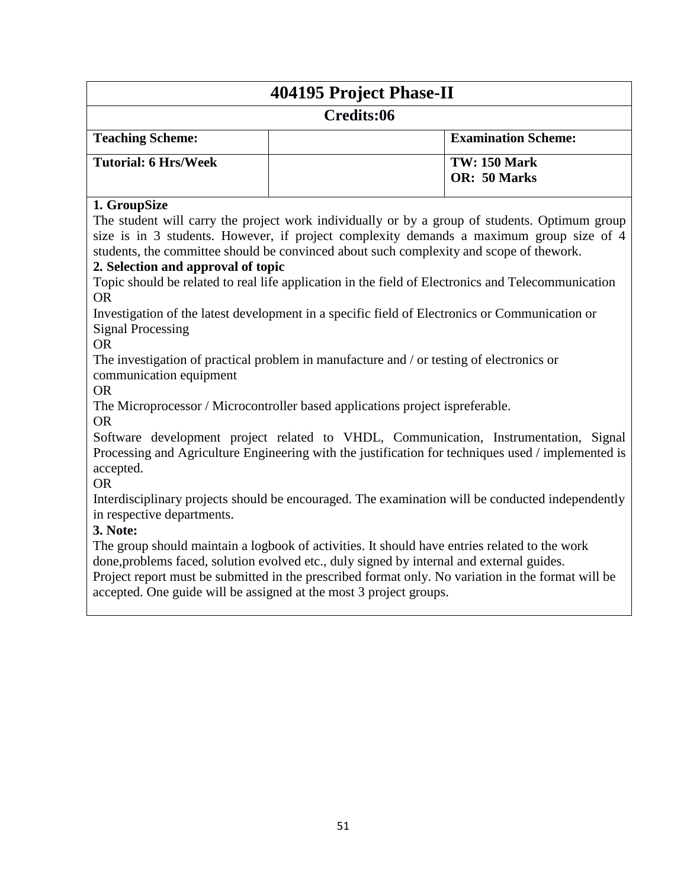| 404195 Project Phase-II | | |
|---|---|---|
| **Credits:06** | | |
| **Teaching Scheme:** | | **Examination Scheme:** |
| **Tutorial: 6 Hrs/Week** | | **TW: 150 Mark**<br>**OR: 50 Marks** |

**1. GroupSize**

The student will carry the project work individually or by a group of students. Optimum group size is in 3 students. However, if project complexity demands a maximum group size of 4 students, the committee should be convinced about such complexity and scope of thework.

**2. Selection and approval of topic**

Topic should be related to real life application in the field of Electronics and Telecommunication

OR

Investigation of the latest development in a specific field of Electronics or Communication or Signal Processing

OR

The investigation of practical problem in manufacture and / or testing of electronics or communication equipment

OR

The Microprocessor / Microcontroller based applications project ispreferable.

OR

Software development project related to VHDL, Communication, Instrumentation, Signal Processing and Agriculture Engineering with the justification for techniques used / implemented is accepted.

OR

Interdisciplinary projects should be encouraged. The examination will be conducted independently in respective departments.

**3. Note:**

The group should maintain a logbook of activities. It should have entries related to the work done,problems faced, solution evolved etc., duly signed by internal and external guides.

Project report must be submitted in the prescribed format only. No variation in the format will be accepted. One guide will be assigned at the most 3 project groups.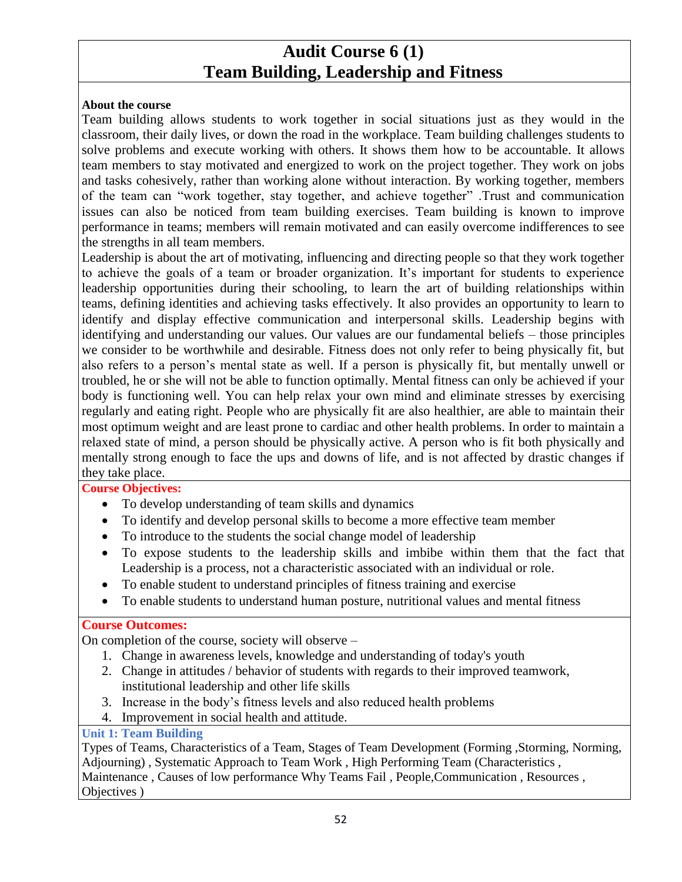# Audit Course 6 (1)
# Team Building, Leadership and Fitness

**About the course**

Team building allows students to work together in social situations just as they would in the classroom, their daily lives, or down the road in the workplace. Team building challenges students to solve problems and execute working with others. It shows them how to be accountable. It allows team members to stay motivated and energized to work on the project together. They work on jobs and tasks cohesively, rather than working alone without interaction. By working together, members of the team can "work together, stay together, and achieve together" .Trust and communication issues can also be noticed from team building exercises. Team building is known to improve performance in teams; members will remain motivated and can easily overcome indifferences to see the strengths in all team members.

Leadership is about the art of motivating, influencing and directing people so that they work together to achieve the goals of a team or broader organization. It's important for students to experience leadership opportunities during their schooling, to learn the art of building relationships within teams, defining identities and achieving tasks effectively. It also provides an opportunity to learn to identify and display effective communication and interpersonal skills. Leadership begins with identifying and understanding our values. Our values are our fundamental beliefs – those principles we consider to be worthwhile and desirable. Fitness does not only refer to being physically fit, but also refers to a person's mental state as well. If a person is physically fit, but mentally unwell or troubled, he or she will not be able to function optimally. Mental fitness can only be achieved if your body is functioning well. You can help relax your own mind and eliminate stresses by exercising regularly and eating right. People who are physically fit are also healthier, are able to maintain their most optimum weight and are least prone to cardiac and other health problems. In order to maintain a relaxed state of mind, a person should be physically active. A person who is fit both physically and mentally strong enough to face the ups and downs of life, and is not affected by drastic changes if they take place.

**Course Objectives:**

- To develop understanding of team skills and dynamics
- To identify and develop personal skills to become a more effective team member
- To introduce to the students the social change model of leadership
- To expose students to the leadership skills and imbibe within them that the fact that Leadership is a process, not a characteristic associated with an individual or role.
- To enable student to understand principles of fitness training and exercise
- To enable students to understand human posture, nutritional values and mental fitness

**Course Outcomes:**

On completion of the course, society will observe –

1. Change in awareness levels, knowledge and understanding of today's youth
2. Change in attitudes / behavior of students with regards to their improved teamwork, institutional leadership and other life skills
3. Increase in the body's fitness levels and also reduced health problems
4. Improvement in social health and attitude.

**Unit 1: Team Building**

Types of Teams, Characteristics of a Team, Stages of Team Development (Forming ,Storming, Norming, Adjourning) , Systematic Approach to Team Work , High Performing Team (Characteristics , Maintenance , Causes of low performance Why Teams Fail , People,Communication , Resources , Objectives )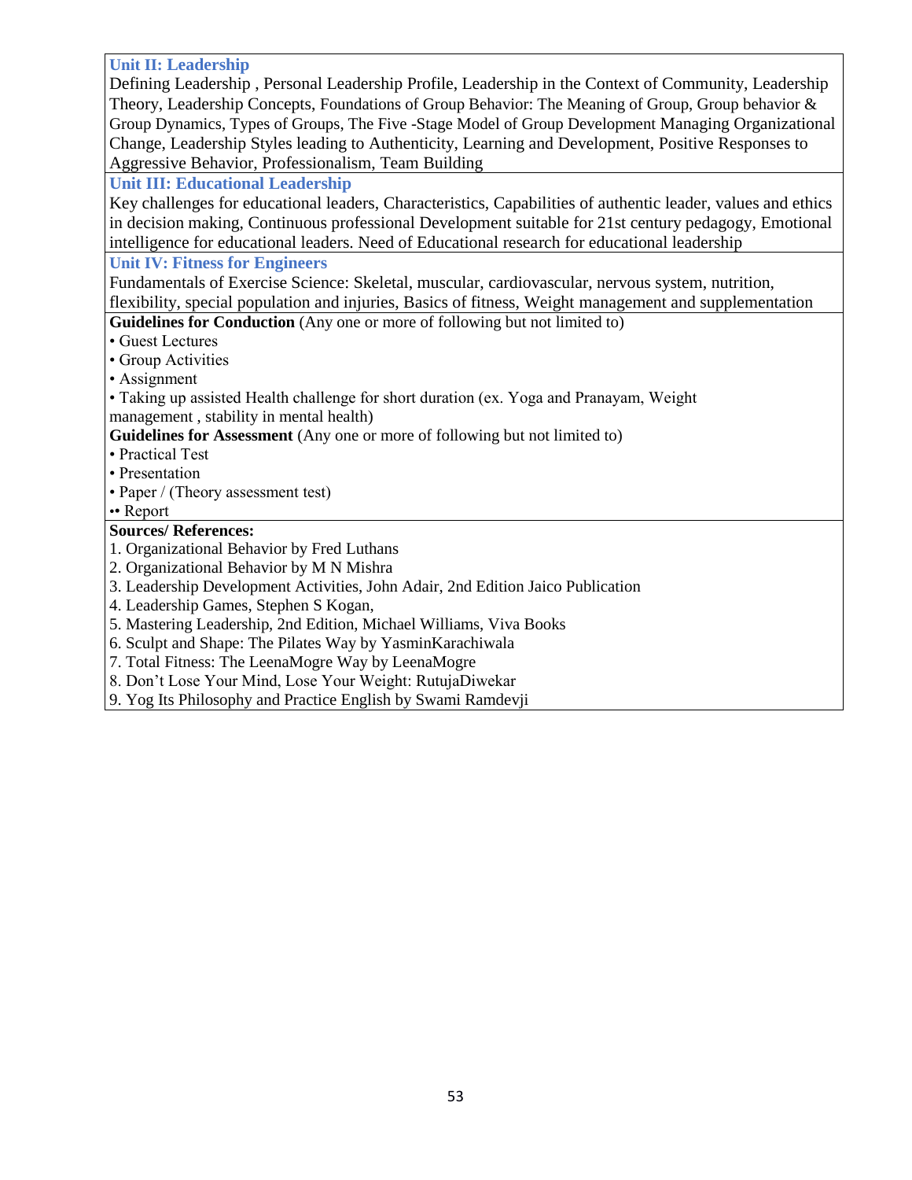### Unit II: Leadership

Defining Leadership , Personal Leadership Profile, Leadership in the Context of Community, Leadership Theory, Leadership Concepts, Foundations of Group Behavior: The Meaning of Group, Group behavior & Group Dynamics, Types of Groups, The Five -Stage Model of Group Development Managing Organizational Change, Leadership Styles leading to Authenticity, Learning and Development, Positive Responses to Aggressive Behavior, Professionalism, Team Building

### Unit III: Educational Leadership

Key challenges for educational leaders, Characteristics, Capabilities of authentic leader, values and ethics in decision making, Continuous professional Development suitable for 21st century pedagogy, Emotional intelligence for educational leaders. Need of Educational research for educational leadership

### Unit IV: Fitness for Engineers

Fundamentals of Exercise Science: Skeletal, muscular, cardiovascular, nervous system, nutrition, flexibility, special population and injuries, Basics of fitness, Weight management and supplementation

**Guidelines for Conduction** (Any one or more of following but not limited to)

- Guest Lectures
- Group Activities
- Assignment
- Taking up assisted Health challenge for short duration (ex. Yoga and Pranayam, Weight management , stability in mental health)

**Guidelines for Assessment** (Any one or more of following but not limited to)

- Practical Test
- Presentation
- Paper / (Theory assessment test)
- • Report

**Sources/ References:**

1. Organizational Behavior by Fred Luthans
2. Organizational Behavior by M N Mishra
3. Leadership Development Activities, John Adair, 2nd Edition Jaico Publication
4. Leadership Games, Stephen S Kogan,
5. Mastering Leadership, 2nd Edition, Michael Williams, Viva Books
6. Sculpt and Shape: The Pilates Way by YasminKarachiwala
7. Total Fitness: The LeenaMogre Way by LeenaMogre
8. Don't Lose Your Mind, Lose Your Weight: RutujaDiwekar
9. Yog Its Philosophy and Practice English by Swami Ramdevji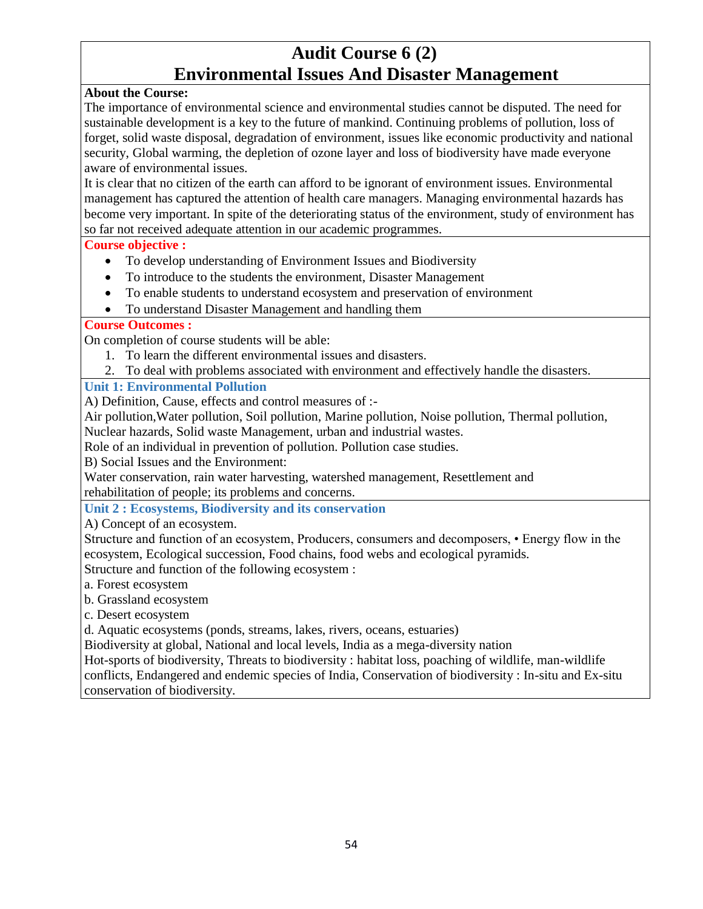# Audit Course 6 (2)
# Environmental Issues And Disaster Management

**About the Course:**

The importance of environmental science and environmental studies cannot be disputed. The need for sustainable development is a key to the future of mankind. Continuing problems of pollution, loss of forget, solid waste disposal, degradation of environment, issues like economic productivity and national security, Global warming, the depletion of ozone layer and loss of biodiversity have made everyone aware of environmental issues.

It is clear that no citizen of the earth can afford to be ignorant of environment issues. Environmental management has captured the attention of health care managers. Managing environmental hazards has become very important. In spite of the deteriorating status of the environment, study of environment has so far not received adequate attention in our academic programmes.

**Course objective :**

- To develop understanding of Environment Issues and Biodiversity
- To introduce to the students the environment, Disaster Management
- To enable students to understand ecosystem and preservation of environment
- To understand Disaster Management and handling them

**Course Outcomes :**

On completion of course students will be able:

1. To learn the different environmental issues and disasters.
2. To deal with problems associated with environment and effectively handle the disasters.

### Unit 1: Environmental Pollution

A) Definition, Cause, effects and control measures of :-

Air pollution,Water pollution, Soil pollution, Marine pollution, Noise pollution, Thermal pollution, Nuclear hazards, Solid waste Management, urban and industrial wastes.

Role of an individual in prevention of pollution. Pollution case studies.

B) Social Issues and the Environment:

Water conservation, rain water harvesting, watershed management, Resettlement and rehabilitation of people; its problems and concerns.

### Unit 2 : Ecosystems, Biodiversity and its conservation

A) Concept of an ecosystem.

Structure and function of an ecosystem, Producers, consumers and decomposers, • Energy flow in the ecosystem, Ecological succession, Food chains, food webs and ecological pyramids.

Structure and function of the following ecosystem :

a. Forest ecosystem

b. Grassland ecosystem

c. Desert ecosystem

d. Aquatic ecosystems (ponds, streams, lakes, rivers, oceans, estuaries)

Biodiversity at global, National and local levels, India as a mega-diversity nation

Hot-sports of biodiversity, Threats to biodiversity : habitat loss, poaching of wildlife, man-wildlife conflicts, Endangered and endemic species of India, Conservation of biodiversity : In-situ and Ex-situ conservation of biodiversity.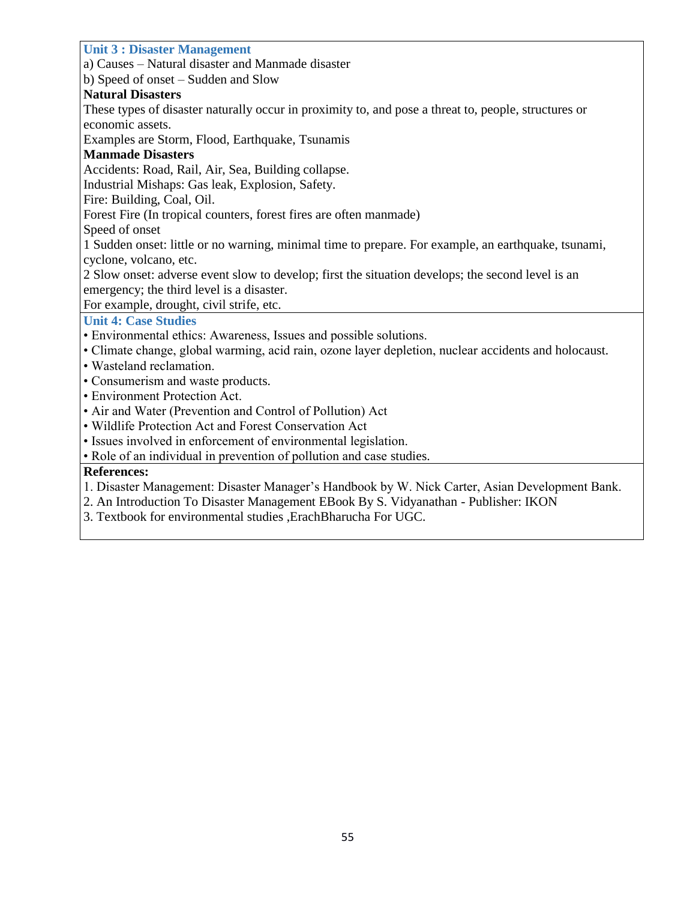### Unit 3 : Disaster Management

a) Causes – Natural disaster and Manmade disaster

b) Speed of onset – Sudden and Slow

**Natural Disasters**

These types of disaster naturally occur in proximity to, and pose a threat to, people, structures or economic assets.

Examples are Storm, Flood, Earthquake, Tsunamis

**Manmade Disasters**

Accidents: Road, Rail, Air, Sea, Building collapse.

Industrial Mishaps: Gas leak, Explosion, Safety.

Fire: Building, Coal, Oil.

Forest Fire (In tropical counters, forest fires are often manmade)

Speed of onset

1 Sudden onset: little or no warning, minimal time to prepare. For example, an earthquake, tsunami, cyclone, volcano, etc.

2 Slow onset: adverse event slow to develop; first the situation develops; the second level is an emergency; the third level is a disaster.

For example, drought, civil strife, etc.

### Unit 4: Case Studies

- Environmental ethics: Awareness, Issues and possible solutions.
- Climate change, global warming, acid rain, ozone layer depletion, nuclear accidents and holocaust.
- Wasteland reclamation.
- Consumerism and waste products.
- Environment Protection Act.
- Air and Water (Prevention and Control of Pollution) Act
- Wildlife Protection Act and Forest Conservation Act
- Issues involved in enforcement of environmental legislation.
- Role of an individual in prevention of pollution and case studies.

**References:**

1. Disaster Management: Disaster Manager's Handbook by W. Nick Carter, Asian Development Bank.
2. An Introduction To Disaster Management EBook By S. Vidyanathan - Publisher: IKON
3. Textbook for environmental studies ,ErachBharucha For UGC.